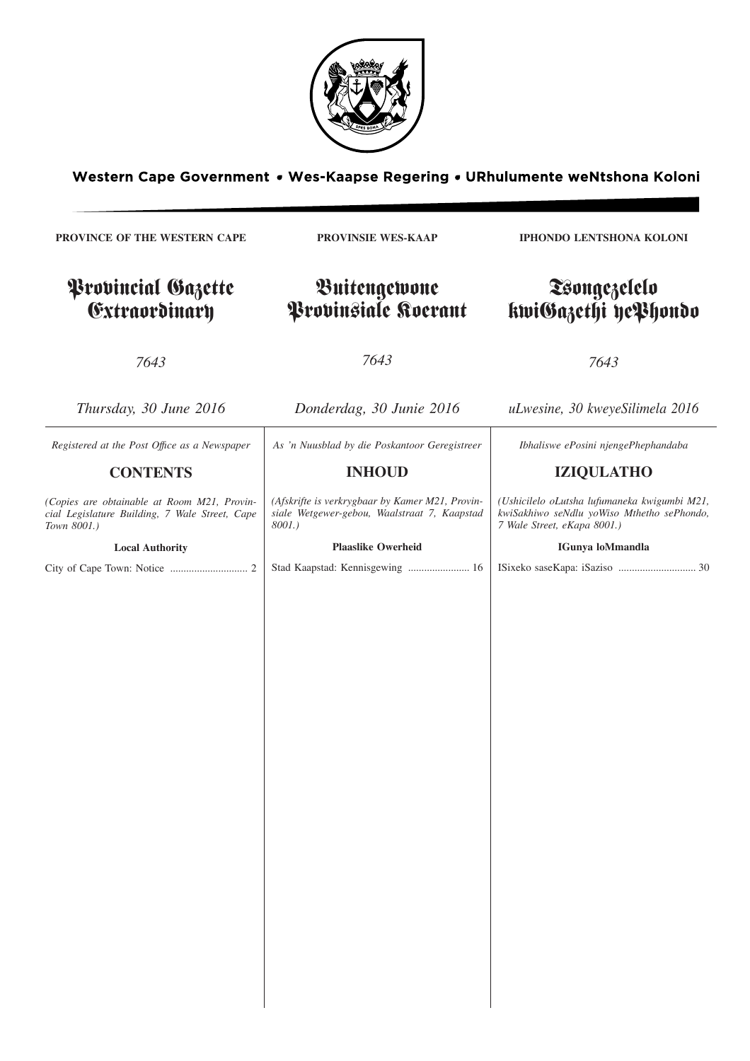Western Cape Government • Wes-Kaapse Regering • URhulumente weNtshona Koloni

**PROVINCE OF THE WESTERN CAPE**

# Provincial Gazette Extraordinary

*7643*

*Thursday, 30 June 2016*

*Registered at the Post Office as a Newspaper*

## CONTENTS

*(Copies are obtainable at Room M21, Provincial Legislature Building, 7 Wale Street, Cape Town 8001.)*

**Local Authority**

City of Cape Town: Notice ............................. 2

**PROVINSIE WES-KAAP**

# Buitengewone Provinsiale Koerant

*7643*

*Donderdag, 30 Junie 2016*

*As 'n Nuusblad by die Poskantoor Geregistreer*

## INHOUD

*(Afskrifte is verkrygbaar by Kamer M21, Provinsiale Wetgewer-gebou, Waalstraat 7, Kaapstad 8001.)*

**Plaaslike Owerheid**

Stad Kaapstad: Kennisgewing ....................... 16

**IPHONDO LENTSHONA KOLONI**

# Tsongezelelo kwiGazethi yePhondo

*7643*

*uLwesine, 30 kweyeSilimela 2016*

*Ibhaliswe ePosini njengePhephandaba*

## IZIQULATHO

*(Ushicilelo oLutsha lufumaneka kwigumbi M21, kwiSakhiwo seNdlu yoWiso Mthetho sePhondo, 7 Wale Street, eKapa 8001.)*

**IGunya loMmandla**

ISixeko saseKapa: iSaziso ............................. 30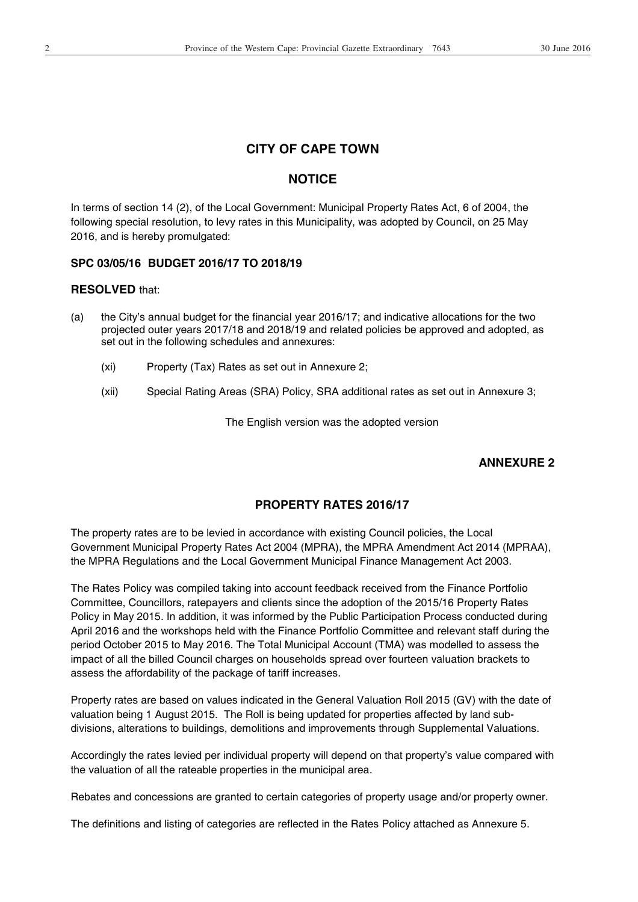## CITY OF CAPE TOWN

## NOTICE

In terms of section 14 (2), of the Local Government: Municipal Property Rates Act, 6 of 2004, the following special resolution, to levy rates in this Municipality, was adopted by Council, on 25 May 2016, and is hereby promulgated:

**SPC 03/05/16 BUDGET 2016/17 TO 2018/19**

**RESOLVED** that:

(a) the City's annual budget for the financial year 2016/17; and indicative allocations for the two projected outer years 2017/18 and 2018/19 and related policies be approved and adopted, as set out in the following schedules and annexures:

(xi) Property (Tax) Rates as set out in Annexure 2;

(xii) Special Rating Areas (SRA) Policy, SRA additional rates as set out in Annexure 3;

The English version was the adopted version

**ANNEXURE 2**

### PROPERTY RATES 2016/17

The property rates are to be levied in accordance with existing Council policies, the Local Government Municipal Property Rates Act 2004 (MPRA), the MPRA Amendment Act 2014 (MPRAA), the MPRA Regulations and the Local Government Municipal Finance Management Act 2003.

The Rates Policy was compiled taking into account feedback received from the Finance Portfolio Committee, Councillors, ratepayers and clients since the adoption of the 2015/16 Property Rates Policy in May 2015. In addition, it was informed by the Public Participation Process conducted during April 2016 and the workshops held with the Finance Portfolio Committee and relevant staff during the period October 2015 to May 2016. The Total Municipal Account (TMA) was modelled to assess the impact of all the billed Council charges on households spread over fourteen valuation brackets to assess the affordability of the package of tariff increases.

Property rates are based on values indicated in the General Valuation Roll 2015 (GV) with the date of valuation being 1 August 2015. The Roll is being updated for properties affected by land sub-divisions, alterations to buildings, demolitions and improvements through Supplemental Valuations.

Accordingly the rates levied per individual property will depend on that property's value compared with the valuation of all the rateable properties in the municipal area.

Rebates and concessions are granted to certain categories of property usage and/or property owner.

The definitions and listing of categories are reflected in the Rates Policy attached as Annexure 5.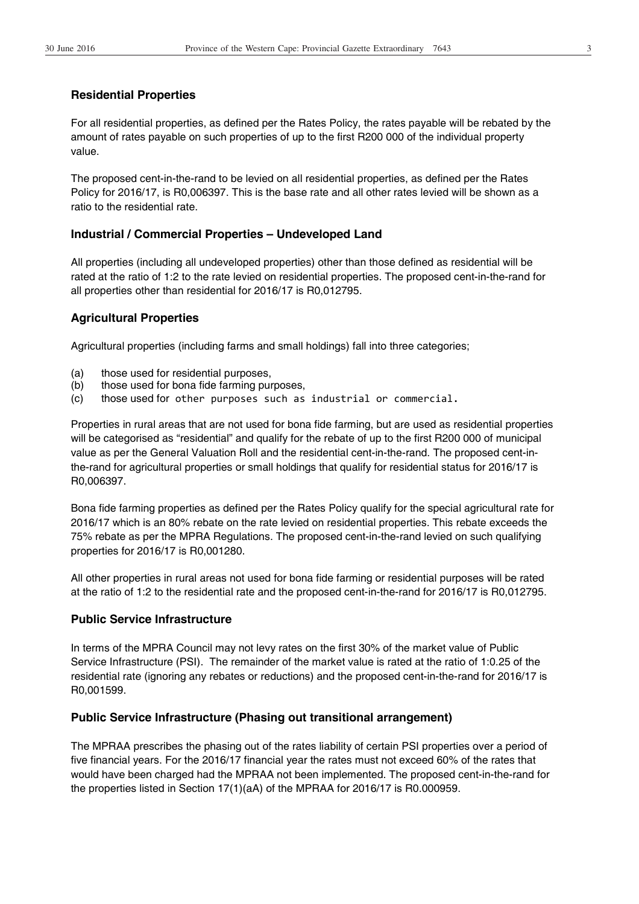## Residential Properties

For all residential properties, as defined per the Rates Policy, the rates payable will be rebated by the amount of rates payable on such properties of up to the first R200 000 of the individual property value.

The proposed cent-in-the-rand to be levied on all residential properties, as defined per the Rates Policy for 2016/17, is R0,006397. This is the base rate and all other rates levied will be shown as a ratio to the residential rate.

## Industrial / Commercial Properties – Undeveloped Land

All properties (including all undeveloped properties) other than those defined as residential will be rated at the ratio of 1:2 to the rate levied on residential properties. The proposed cent-in-the-rand for all properties other than residential for 2016/17 is R0,012795.

## Agricultural Properties

Agricultural properties (including farms and small holdings) fall into three categories;

(a) those used for residential purposes,
(b) those used for bona fide farming purposes,
(c) those used for other purposes such as industrial or commercial.

Properties in rural areas that are not used for bona fide farming, but are used as residential properties will be categorised as "residential" and qualify for the rebate of up to the first R200 000 of municipal value as per the General Valuation Roll and the residential cent-in-the-rand. The proposed cent-in-the-rand for agricultural properties or small holdings that qualify for residential status for 2016/17 is R0,006397.

Bona fide farming properties as defined per the Rates Policy qualify for the special agricultural rate for 2016/17 which is an 80% rebate on the rate levied on residential properties. This rebate exceeds the 75% rebate as per the MPRA Regulations. The proposed cent-in-the-rand levied on such qualifying properties for 2016/17 is R0,001280.

All other properties in rural areas not used for bona fide farming or residential purposes will be rated at the ratio of 1:2 to the residential rate and the proposed cent-in-the-rand for 2016/17 is R0,012795.

## Public Service Infrastructure

In terms of the MPRA Council may not levy rates on the first 30% of the market value of Public Service Infrastructure (PSI). The remainder of the market value is rated at the ratio of 1:0.25 of the residential rate (ignoring any rebates or reductions) and the proposed cent-in-the-rand for 2016/17 is R0,001599.

## Public Service Infrastructure (Phasing out transitional arrangement)

The MPRAA prescribes the phasing out of the rates liability of certain PSI properties over a period of five financial years. For the 2016/17 financial year the rates must not exceed 60% of the rates that would have been charged had the MPRAA not been implemented. The proposed cent-in-the-rand for the properties listed in Section 17(1)(aA) of the MPRAA for 2016/17 is R0.000959.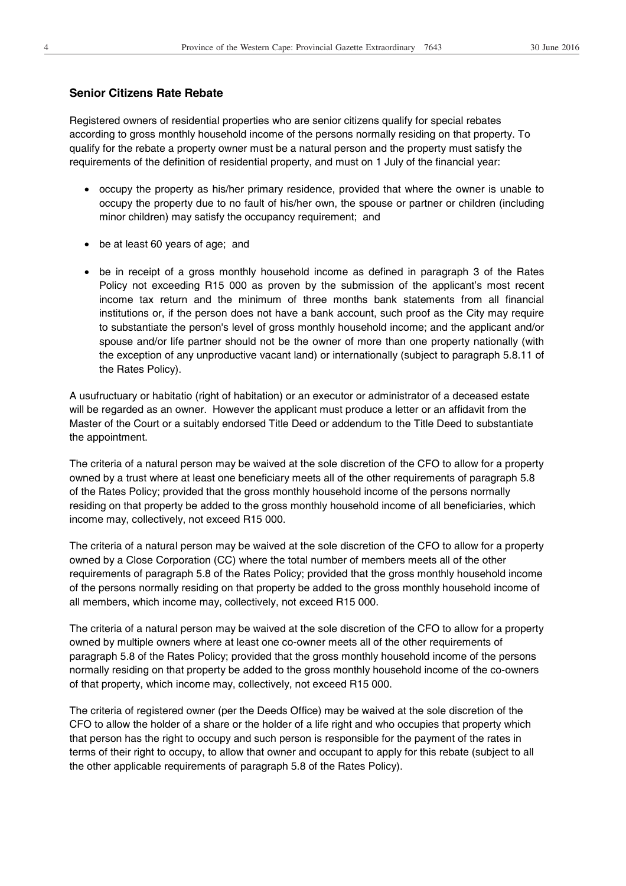### Senior Citizens Rate Rebate

Registered owners of residential properties who are senior citizens qualify for special rebates according to gross monthly household income of the persons normally residing on that property. To qualify for the rebate a property owner must be a natural person and the property must satisfy the requirements of the definition of residential property, and must on 1 July of the financial year:

- occupy the property as his/her primary residence, provided that where the owner is unable to occupy the property due to no fault of his/her own, the spouse or partner or children (including minor children) may satisfy the occupancy requirement; and
- be at least 60 years of age; and
- be in receipt of a gross monthly household income as defined in paragraph 3 of the Rates Policy not exceeding R15 000 as proven by the submission of the applicant's most recent income tax return and the minimum of three months bank statements from all financial institutions or, if the person does not have a bank account, such proof as the City may require to substantiate the person's level of gross monthly household income; and the applicant and/or spouse and/or life partner should not be the owner of more than one property nationally (with the exception of any unproductive vacant land) or internationally (subject to paragraph 5.8.11 of the Rates Policy).

A usufructuary or habitatio (right of habitation) or an executor or administrator of a deceased estate will be regarded as an owner. However the applicant must produce a letter or an affidavit from the Master of the Court or a suitably endorsed Title Deed or addendum to the Title Deed to substantiate the appointment.

The criteria of a natural person may be waived at the sole discretion of the CFO to allow for a property owned by a trust where at least one beneficiary meets all of the other requirements of paragraph 5.8 of the Rates Policy; provided that the gross monthly household income of the persons normally residing on that property be added to the gross monthly household income of all beneficiaries, which income may, collectively, not exceed R15 000.

The criteria of a natural person may be waived at the sole discretion of the CFO to allow for a property owned by a Close Corporation (CC) where the total number of members meets all of the other requirements of paragraph 5.8 of the Rates Policy; provided that the gross monthly household income of the persons normally residing on that property be added to the gross monthly household income of all members, which income may, collectively, not exceed R15 000.

The criteria of a natural person may be waived at the sole discretion of the CFO to allow for a property owned by multiple owners where at least one co-owner meets all of the other requirements of paragraph 5.8 of the Rates Policy; provided that the gross monthly household income of the persons normally residing on that property be added to the gross monthly household income of the co-owners of that property, which income may, collectively, not exceed R15 000.

The criteria of registered owner (per the Deeds Office) may be waived at the sole discretion of the CFO to allow the holder of a share or the holder of a life right and who occupies that property which that person has the right to occupy and such person is responsible for the payment of the rates in terms of their right to occupy, to allow that owner and occupant to apply for this rebate (subject to all the other applicable requirements of paragraph 5.8 of the Rates Policy).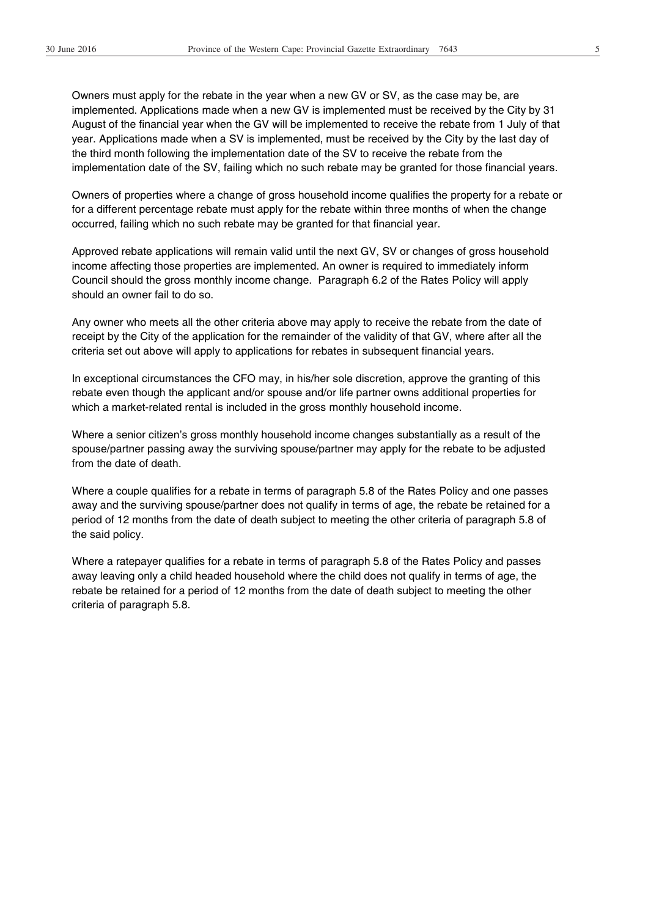Owners must apply for the rebate in the year when a new GV or SV, as the case may be, are implemented. Applications made when a new GV is implemented must be received by the City by 31 August of the financial year when the GV will be implemented to receive the rebate from 1 July of that year. Applications made when a SV is implemented, must be received by the City by the last day of the third month following the implementation date of the SV to receive the rebate from the implementation date of the SV, failing which no such rebate may be granted for those financial years.

Owners of properties where a change of gross household income qualifies the property for a rebate or for a different percentage rebate must apply for the rebate within three months of when the change occurred, failing which no such rebate may be granted for that financial year.

Approved rebate applications will remain valid until the next GV, SV or changes of gross household income affecting those properties are implemented. An owner is required to immediately inform Council should the gross monthly income change. Paragraph 6.2 of the Rates Policy will apply should an owner fail to do so.

Any owner who meets all the other criteria above may apply to receive the rebate from the date of receipt by the City of the application for the remainder of the validity of that GV, where after all the criteria set out above will apply to applications for rebates in subsequent financial years.

In exceptional circumstances the CFO may, in his/her sole discretion, approve the granting of this rebate even though the applicant and/or spouse and/or life partner owns additional properties for which a market-related rental is included in the gross monthly household income.

Where a senior citizen's gross monthly household income changes substantially as a result of the spouse/partner passing away the surviving spouse/partner may apply for the rebate to be adjusted from the date of death.

Where a couple qualifies for a rebate in terms of paragraph 5.8 of the Rates Policy and one passes away and the surviving spouse/partner does not qualify in terms of age, the rebate be retained for a period of 12 months from the date of death subject to meeting the other criteria of paragraph 5.8 of the said policy.

Where a ratepayer qualifies for a rebate in terms of paragraph 5.8 of the Rates Policy and passes away leaving only a child headed household where the child does not qualify in terms of age, the rebate be retained for a period of 12 months from the date of death subject to meeting the other criteria of paragraph 5.8.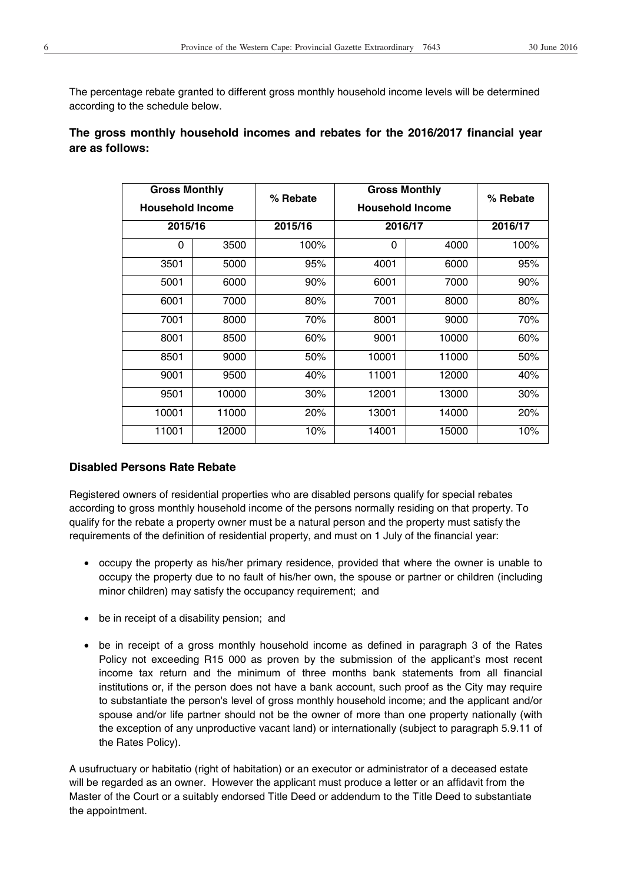The percentage rebate granted to different gross monthly household income levels will be determined according to the schedule below.

**The gross monthly household incomes and rebates for the 2016/2017 financial year are as follows:**

| Gross Monthly Household Income | | % Rebate | Gross Monthly Household Income | | % Rebate |
|---|---|---|---|---|---|
| 2015/16 | | 2015/16 | 2016/17 | | 2016/17 |
| 0 | 3500 | 100% | 0 | 4000 | 100% |
| 3501 | 5000 | 95% | 4001 | 6000 | 95% |
| 5001 | 6000 | 90% | 6001 | 7000 | 90% |
| 6001 | 7000 | 80% | 7001 | 8000 | 80% |
| 7001 | 8000 | 70% | 8001 | 9000 | 70% |
| 8001 | 8500 | 60% | 9001 | 10000 | 60% |
| 8501 | 9000 | 50% | 10001 | 11000 | 50% |
| 9001 | 9500 | 40% | 11001 | 12000 | 40% |
| 9501 | 10000 | 30% | 12001 | 13000 | 30% |
| 10001 | 11000 | 20% | 13001 | 14000 | 20% |
| 11001 | 12000 | 10% | 14001 | 15000 | 10% |

### Disabled Persons Rate Rebate

Registered owners of residential properties who are disabled persons qualify for special rebates according to gross monthly household income of the persons normally residing on that property. To qualify for the rebate a property owner must be a natural person and the property must satisfy the requirements of the definition of residential property, and must on 1 July of the financial year:

- occupy the property as his/her primary residence, provided that where the owner is unable to occupy the property due to no fault of his/her own, the spouse or partner or children (including minor children) may satisfy the occupancy requirement; and
- be in receipt of a disability pension; and
- be in receipt of a gross monthly household income as defined in paragraph 3 of the Rates Policy not exceeding R15 000 as proven by the submission of the applicant's most recent income tax return and the minimum of three months bank statements from all financial institutions or, if the person does not have a bank account, such proof as the City may require to substantiate the person's level of gross monthly household income; and the applicant and/or spouse and/or life partner should not be the owner of more than one property nationally (with the exception of any unproductive vacant land) or internationally (subject to paragraph 5.9.11 of the Rates Policy).

A usufructuary or habitatio (right of habitation) or an executor or administrator of a deceased estate will be regarded as an owner. However the applicant must produce a letter or an affidavit from the Master of the Court or a suitably endorsed Title Deed or addendum to the Title Deed to substantiate the appointment.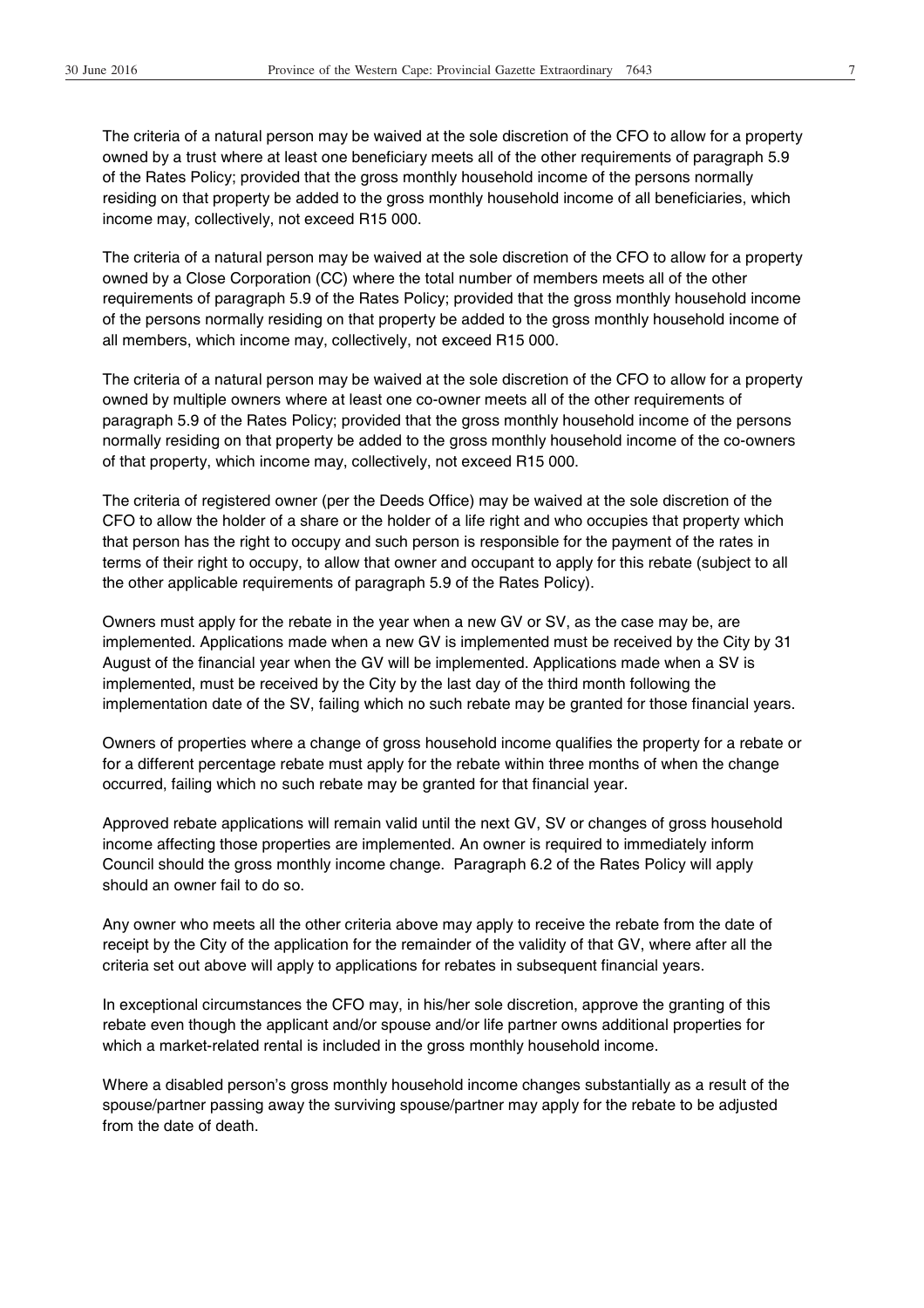The criteria of a natural person may be waived at the sole discretion of the CFO to allow for a property owned by a trust where at least one beneficiary meets all of the other requirements of paragraph 5.9 of the Rates Policy; provided that the gross monthly household income of the persons normally residing on that property be added to the gross monthly household income of all beneficiaries, which income may, collectively, not exceed R15 000.

The criteria of a natural person may be waived at the sole discretion of the CFO to allow for a property owned by a Close Corporation (CC) where the total number of members meets all of the other requirements of paragraph 5.9 of the Rates Policy; provided that the gross monthly household income of the persons normally residing on that property be added to the gross monthly household income of all members, which income may, collectively, not exceed R15 000.

The criteria of a natural person may be waived at the sole discretion of the CFO to allow for a property owned by multiple owners where at least one co-owner meets all of the other requirements of paragraph 5.9 of the Rates Policy; provided that the gross monthly household income of the persons normally residing on that property be added to the gross monthly household income of the co-owners of that property, which income may, collectively, not exceed R15 000.

The criteria of registered owner (per the Deeds Office) may be waived at the sole discretion of the CFO to allow the holder of a share or the holder of a life right and who occupies that property which that person has the right to occupy and such person is responsible for the payment of the rates in terms of their right to occupy, to allow that owner and occupant to apply for this rebate (subject to all the other applicable requirements of paragraph 5.9 of the Rates Policy).

Owners must apply for the rebate in the year when a new GV or SV, as the case may be, are implemented. Applications made when a new GV is implemented must be received by the City by 31 August of the financial year when the GV will be implemented. Applications made when a SV is implemented, must be received by the City by the last day of the third month following the implementation date of the SV, failing which no such rebate may be granted for those financial years.

Owners of properties where a change of gross household income qualifies the property for a rebate or for a different percentage rebate must apply for the rebate within three months of when the change occurred, failing which no such rebate may be granted for that financial year.

Approved rebate applications will remain valid until the next GV, SV or changes of gross household income affecting those properties are implemented. An owner is required to immediately inform Council should the gross monthly income change. Paragraph 6.2 of the Rates Policy will apply should an owner fail to do so.

Any owner who meets all the other criteria above may apply to receive the rebate from the date of receipt by the City of the application for the remainder of the validity of that GV, where after all the criteria set out above will apply to applications for rebates in subsequent financial years.

In exceptional circumstances the CFO may, in his/her sole discretion, approve the granting of this rebate even though the applicant and/or spouse and/or life partner owns additional properties for which a market-related rental is included in the gross monthly household income.

Where a disabled person's gross monthly household income changes substantially as a result of the spouse/partner passing away the surviving spouse/partner may apply for the rebate to be adjusted from the date of death.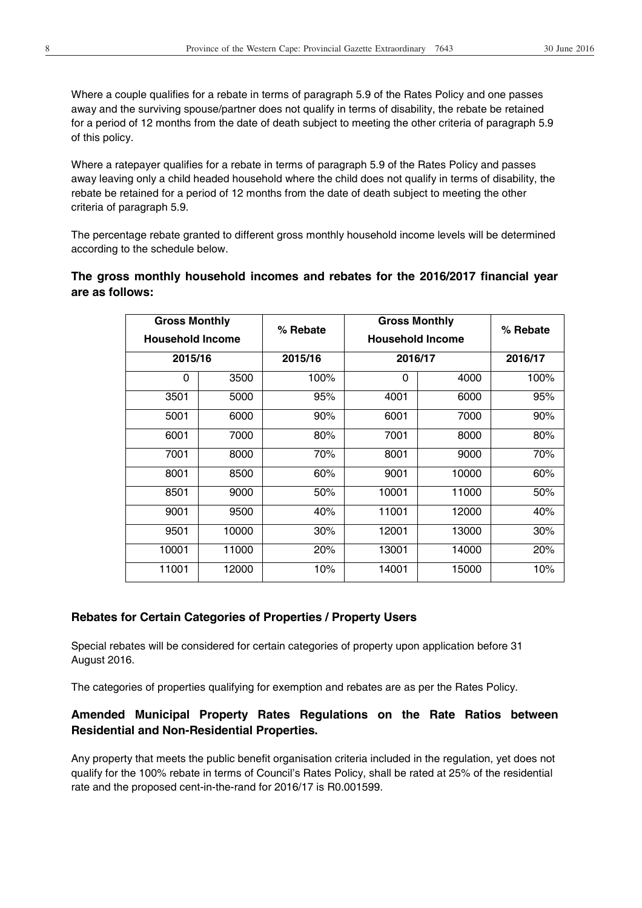Where a couple qualifies for a rebate in terms of paragraph 5.9 of the Rates Policy and one passes away and the surviving spouse/partner does not qualify in terms of disability, the rebate be retained for a period of 12 months from the date of death subject to meeting the other criteria of paragraph 5.9 of this policy.

Where a ratepayer qualifies for a rebate in terms of paragraph 5.9 of the Rates Policy and passes away leaving only a child headed household where the child does not qualify in terms of disability, the rebate be retained for a period of 12 months from the date of death subject to meeting the other criteria of paragraph 5.9.

The percentage rebate granted to different gross monthly household income levels will be determined according to the schedule below.

**The gross monthly household incomes and rebates for the 2016/2017 financial year are as follows:**

| Gross Monthly Household Income | | % Rebate | Gross Monthly Household Income | | % Rebate |
|---|---|---|---|---|---|
| 2015/16 | | 2015/16 | 2016/17 | | 2016/17 |
| 0 | 3500 | 100% | 0 | 4000 | 100% |
| 3501 | 5000 | 95% | 4001 | 6000 | 95% |
| 5001 | 6000 | 90% | 6001 | 7000 | 90% |
| 6001 | 7000 | 80% | 7001 | 8000 | 80% |
| 7001 | 8000 | 70% | 8001 | 9000 | 70% |
| 8001 | 8500 | 60% | 9001 | 10000 | 60% |
| 8501 | 9000 | 50% | 10001 | 11000 | 50% |
| 9001 | 9500 | 40% | 11001 | 12000 | 40% |
| 9501 | 10000 | 30% | 12001 | 13000 | 30% |
| 10001 | 11000 | 20% | 13001 | 14000 | 20% |
| 11001 | 12000 | 10% | 14001 | 15000 | 10% |

### Rebates for Certain Categories of Properties / Property Users

Special rebates will be considered for certain categories of property upon application before 31 August 2016.

The categories of properties qualifying for exemption and rebates are as per the Rates Policy.

### Amended Municipal Property Rates Regulations on the Rate Ratios between Residential and Non-Residential Properties.

Any property that meets the public benefit organisation criteria included in the regulation, yet does not qualify for the 100% rebate in terms of Council's Rates Policy, shall be rated at 25% of the residential rate and the proposed cent-in-the-rand for 2016/17 is R0.001599.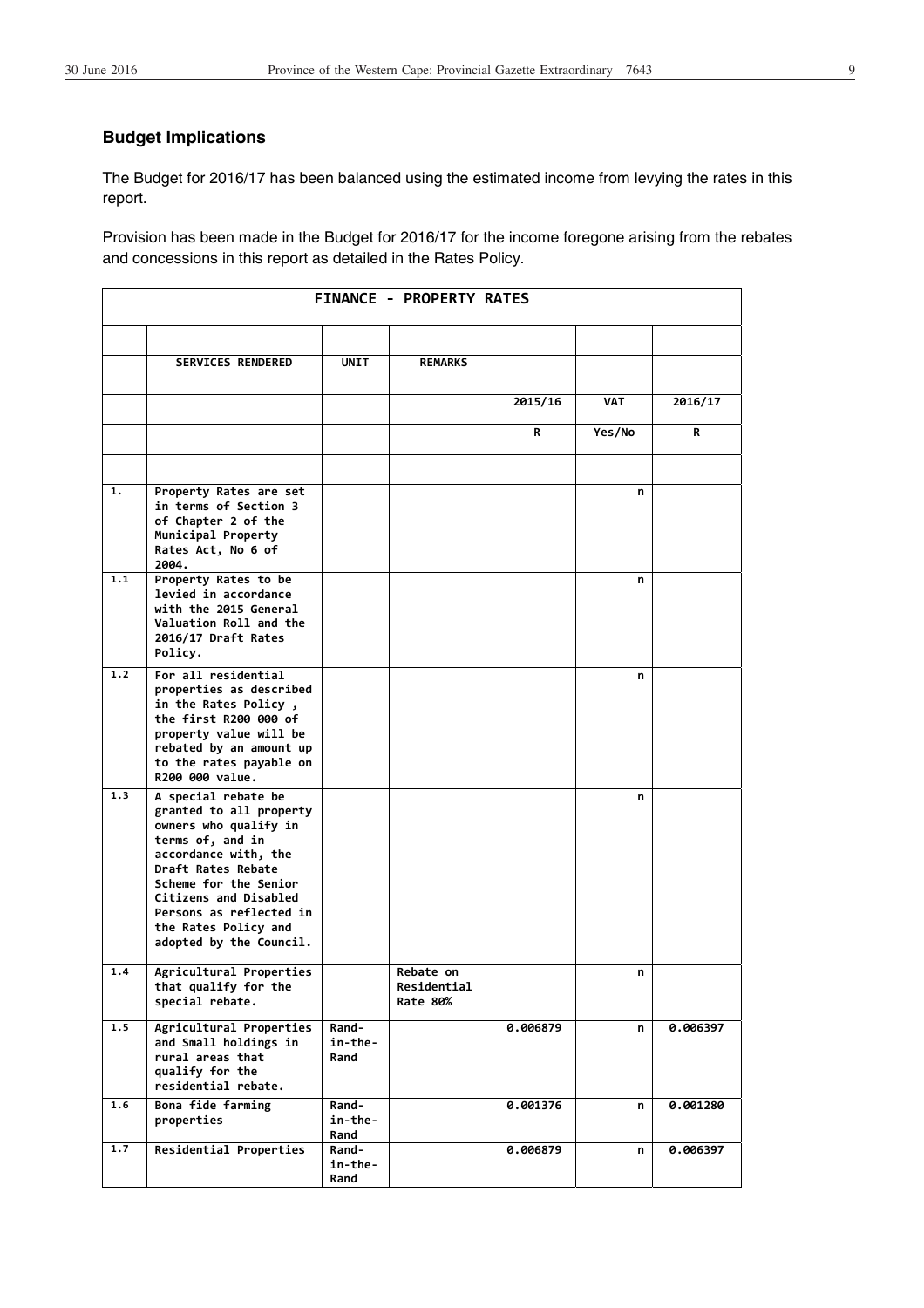## Budget Implications

The Budget for 2016/17 has been balanced using the estimated income from levying the rates in this report.

Provision has been made in the Budget for 2016/17 for the income foregone arising from the rebates and concessions in this report as detailed in the Rates Policy.

| FINANCE - PROPERTY RATES | | | | | | |
|---|---|---|---|---|---|---|
| | | | | | | |
| | SERVICES RENDERED | UNIT | REMARKS | | | |
| | | | | 2015/16 | VAT | 2016/17 |
| | | | | R | Yes/No | R |
| | | | | | | |
| 1. | Property Rates are set in terms of Section 3 of Chapter 2 of the Municipal Property Rates Act, No 6 of 2004. | | | | n | |
| 1.1 | Property Rates to be levied in accordance with the 2015 General Valuation Roll and the 2016/17 Draft Rates Policy. | | | | n | |
| 1.2 | For all residential properties as described in the Rates Policy , the first R200 000 of property value will be rebated by an amount up to the rates payable on R200 000 value. | | | | n | |
| 1.3 | A special rebate be granted to all property owners who qualify in terms of, and in accordance with, the Draft Rates Rebate Scheme for the Senior Citizens and Disabled Persons as reflected in the Rates Policy and adopted by the Council. | | | | n | |
| 1.4 | Agricultural Properties that qualify for the special rebate. | | Rebate on Residential Rate 80% | | n | |
| 1.5 | Agricultural Properties and Small holdings in rural areas that qualify for the residential rebate. | Rand-in-the-Rand | | 0.006879 | n | 0.006397 |
| 1.6 | Bona fide farming properties | Rand-in-the-Rand | | 0.001376 | n | 0.001280 |
| 1.7 | Residential Properties | Rand-in-the-Rand | | 0.006879 | n | 0.006397 |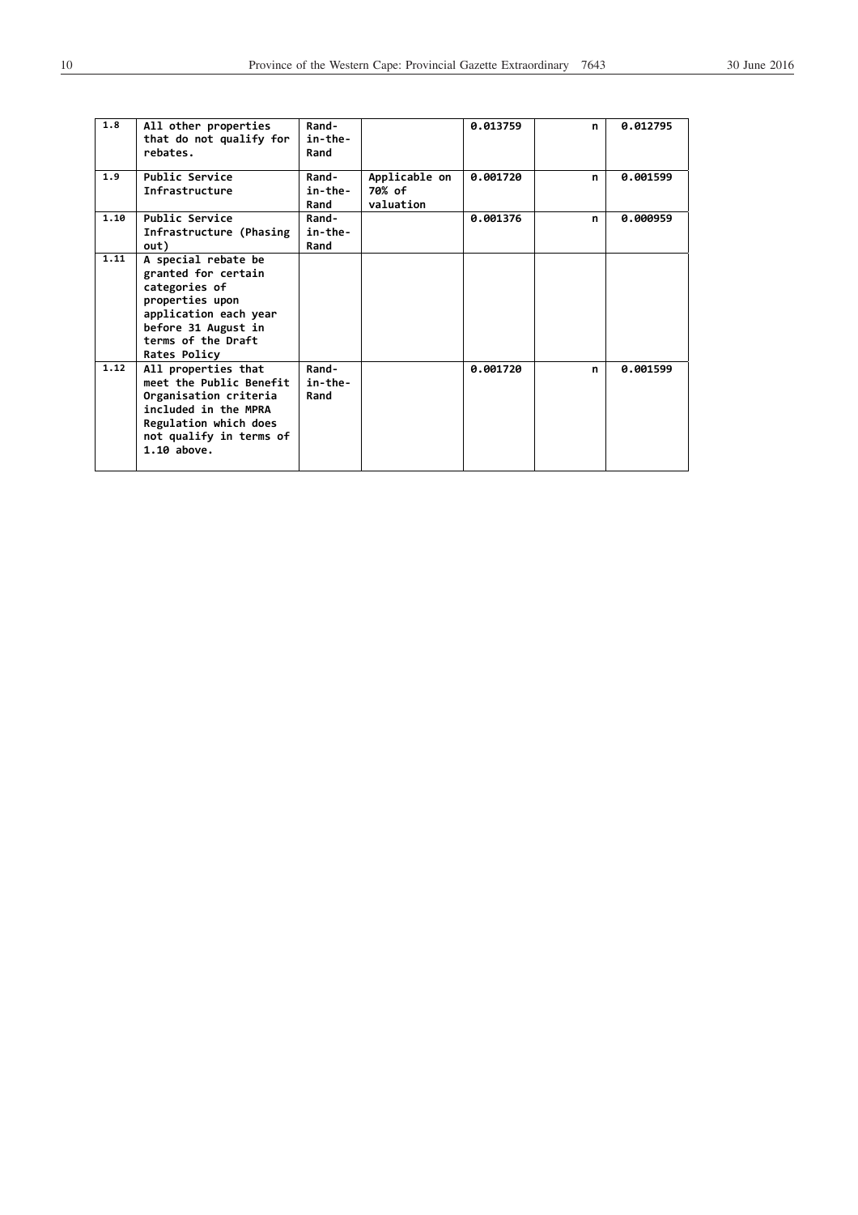| 1.8 | All other properties that do not qualify for rebates. | Rand-in-the-Rand | | 0.013759 | n | 0.012795 |
|---|---|---|---|---|---|---|
| 1.9 | Public Service Infrastructure | Rand-in-the-Rand | Applicable on 70% of valuation | 0.001720 | n | 0.001599 |
| 1.10 | Public Service Infrastructure (Phasing out) | Rand-in-the-Rand | | 0.001376 | n | 0.000959 |
| 1.11 | A special rebate be granted for certain categories of properties upon application each year before 31 August in terms of the Draft Rates Policy | | | | | |
| 1.12 | All properties that meet the Public Benefit Organisation criteria included in the MPRA Regulation which does not qualify in terms of 1.10 above. | Rand-in-the-Rand | | 0.001720 | n | 0.001599 |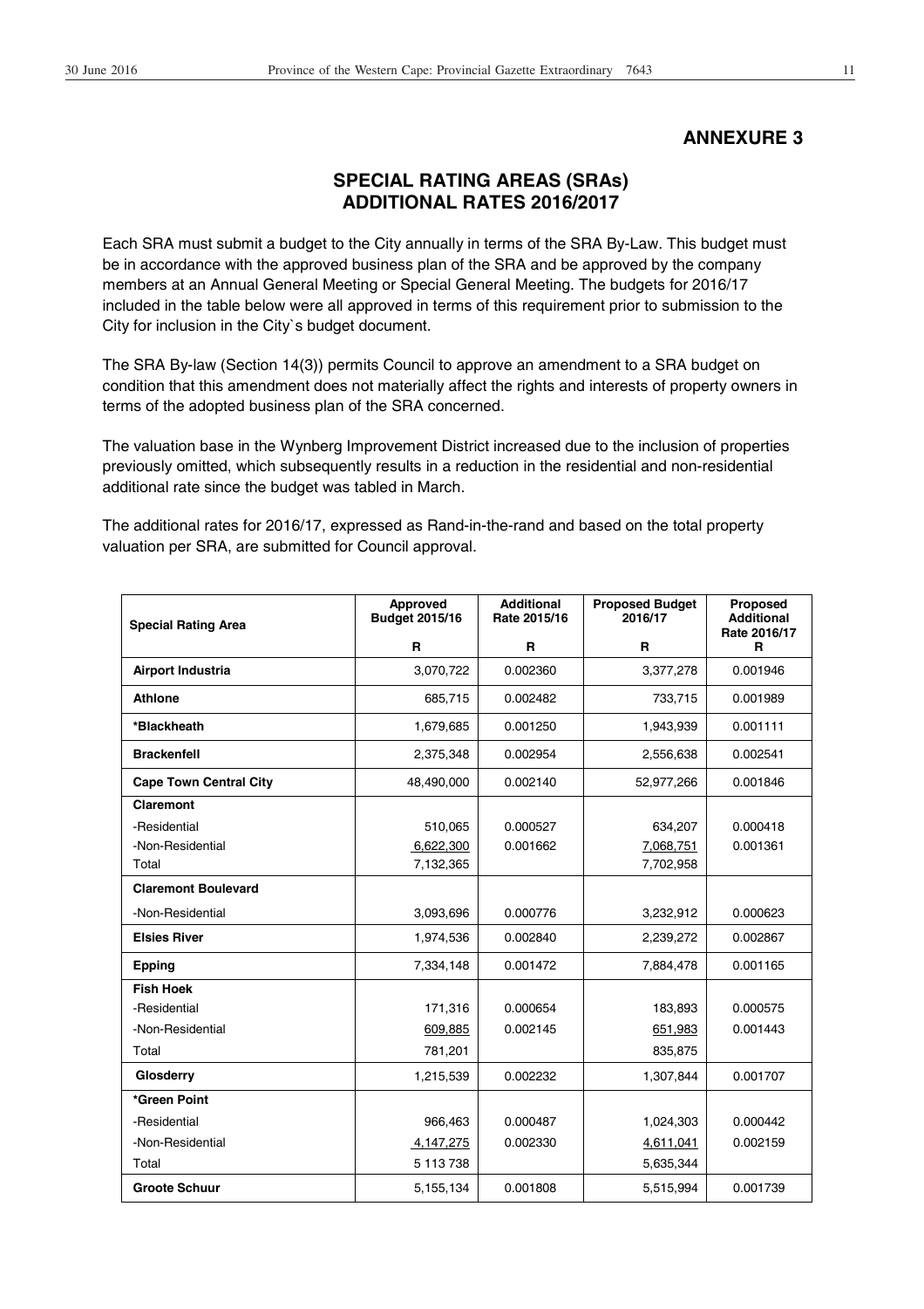## ANNEXURE 3

## SPECIAL RATING AREAS (SRAs) ADDITIONAL RATES 2016/2017

Each SRA must submit a budget to the City annually in terms of the SRA By-Law. This budget must be in accordance with the approved business plan of the SRA and be approved by the company members at an Annual General Meeting or Special General Meeting. The budgets for 2016/17 included in the table below were all approved in terms of this requirement prior to submission to the City for inclusion in the City`s budget document.

The SRA By-law (Section 14(3)) permits Council to approve an amendment to a SRA budget on condition that this amendment does not materially affect the rights and interests of property owners in terms of the adopted business plan of the SRA concerned.

The valuation base in the Wynberg Improvement District increased due to the inclusion of properties previously omitted, which subsequently results in a reduction in the residential and non-residential additional rate since the budget was tabled in March.

The additional rates for 2016/17, expressed as Rand-in-the-rand and based on the total property valuation per SRA, are submitted for Council approval.

| Special Rating Area | Approved Budget 2015/16 R | Additional Rate 2015/16 R | Proposed Budget 2016/17 R | Proposed Additional Rate 2016/17 R |
|---|---|---|---|---|
| **Airport Industria** | 3,070,722 | 0.002360 | 3,377,278 | 0.001946 |
| **Athlone** | 685,715 | 0.002482 | 733,715 | 0.001989 |
| ***Blackheath** | 1,679,685 | 0.001250 | 1,943,939 | 0.001111 |
| **Brackenfell** | 2,375,348 | 0.002954 | 2,556,638 | 0.002541 |
| **Cape Town Central City** | 48,490,000 | 0.002140 | 52,977,266 | 0.001846 |
| **Claremont** | | | | |
| -Residential | 510,065 | 0.000527 | 634,207 | 0.000418 |
| -Non-Residential | 6,622,300 | 0.001662 | 7,068,751 | 0.001361 |
| Total | 7,132,365 | | 7,702,958 | |
| **Claremont Boulevard** | | | | |
| -Non-Residential | 3,093,696 | 0.000776 | 3,232,912 | 0.000623 |
| **Elsies River** | 1,974,536 | 0.002840 | 2,239,272 | 0.002867 |
| **Epping** | 7,334,148 | 0.001472 | 7,884,478 | 0.001165 |
| **Fish Hoek** | | | | |
| -Residential | 171,316 | 0.000654 | 183,893 | 0.000575 |
| -Non-Residential | 609,885 | 0.002145 | 651,983 | 0.001443 |
| Total | 781,201 | | 835,875 | |
| **Glosderry** | 1,215,539 | 0.002232 | 1,307,844 | 0.001707 |
| ***Green Point** | | | | |
| -Residential | 966,463 | 0.000487 | 1,024,303 | 0.000442 |
| -Non-Residential | 4,147,275 | 0.002330 | 4,611,041 | 0.002159 |
| Total | 5 113 738 | | 5,635,344 | |
| **Groote Schuur** | 5,155,134 | 0.001808 | 5,515,994 | 0.001739 |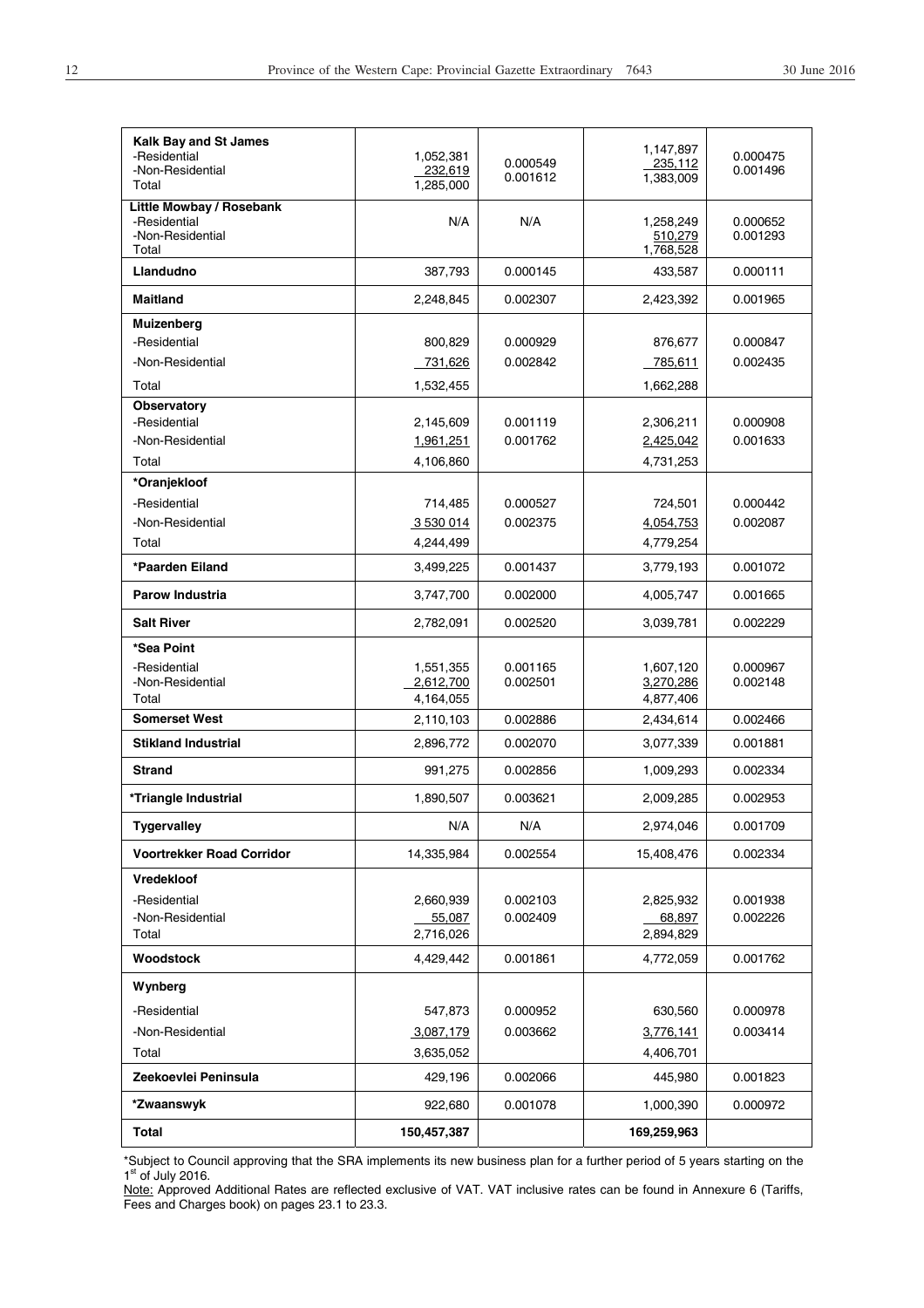| | | | | |
|---|---|---|---|---|
| **Kalk Bay and St James**<br>-Residential<br>-Non-Residential<br>Total | 1,052,381<br>232,619<br>1,285,000 | 0.000549<br>0.001612 | 1,147,897<br>235,112<br>1,383,009 | 0.000475<br>0.001496 |
| **Little Mowbay / Rosebank**<br>-Residential<br>-Non-Residential<br>Total | N/A | N/A | 1,258,249<br>510,279<br>1,768,528 | 0.000652<br>0.001293 |
| **Llandudno** | 387,793 | 0.000145 | 433,587 | 0.000111 |
| **Maitland** | 2,248,845 | 0.002307 | 2,423,392 | 0.001965 |
| **Muizenberg**<br>-Residential<br>-Non-Residential<br>Total | 800,829<br>731,626<br>1,532,455 | 0.000929<br>0.002842 | 876,677<br>785,611<br>1,662,288 | 0.000847<br>0.002435 |
| **Observatory**<br>-Residential<br>-Non-Residential<br>Total | 2,145,609<br>1,961,251<br>4,106,860 | 0.001119<br>0.001762 | 2,306,211<br>2,425,042<br>4,731,253 | 0.000908<br>0.001633 |
| ***Oranjekloof**<br>-Residential<br>-Non-Residential<br>Total | 714,485<br>3 530 014<br>4,244,499 | 0.000527<br>0.002375 | 724,501<br>4,054,753<br>4,779,254 | 0.000442<br>0.002087 |
| ***Paarden Eiland** | 3,499,225 | 0.001437 | 3,779,193 | 0.001072 |
| **Parow Industria** | 3,747,700 | 0.002000 | 4,005,747 | 0.001665 |
| **Salt River** | 2,782,091 | 0.002520 | 3,039,781 | 0.002229 |
| ***Sea Point**<br>-Residential<br>-Non-Residential<br>Total | 1,551,355<br>2,612,700<br>4,164,055 | 0.001165<br>0.002501 | 1,607,120<br>3,270,286<br>4,877,406 | 0.000967<br>0.002148 |
| **Somerset West** | 2,110,103 | 0.002886 | 2,434,614 | 0.002466 |
| **Stikland Industrial** | 2,896,772 | 0.002070 | 3,077,339 | 0.001881 |
| **Strand** | 991,275 | 0.002856 | 1,009,293 | 0.002334 |
| ***Triangle Industrial** | 1,890,507 | 0.003621 | 2,009,285 | 0.002953 |
| **Tygervalley** | N/A | N/A | 2,974,046 | 0.001709 |
| **Voortrekker Road Corridor** | 14,335,984 | 0.002554 | 15,408,476 | 0.002334 |
| **Vredekloof**<br>-Residential<br>-Non-Residential<br>Total | 2,660,939<br>55,087<br>2,716,026 | 0.002103<br>0.002409 | 2,825,932<br>68,897<br>2,894,829 | 0.001938<br>0.002226 |
| **Woodstock** | 4,429,442 | 0.001861 | 4,772,059 | 0.001762 |
| **Wynberg**<br>-Residential<br>-Non-Residential<br>Total | 547,873<br>3,087,179<br>3,635,052 | 0.000952<br>0.003662 | 630,560<br>3,776,141<br>4,406,701 | 0.000978<br>0.003414 |
| **Zeekoevlei Peninsula** | 429,196 | 0.002066 | 445,980 | 0.001823 |
| ***Zwaanswyk** | 922,680 | 0.001078 | 1,000,390 | 0.000972 |
| **Total** | **150,457,387** | | **169,259,963** | |

*Subject to Council approving that the SRA implements its new business plan for a further period of 5 years starting on the 1st of July 2016.

Note: Approved Additional Rates are reflected exclusive of VAT. VAT inclusive rates can be found in Annexure 6 (Tariffs, Fees and Charges book) on pages 23.1 to 23.3.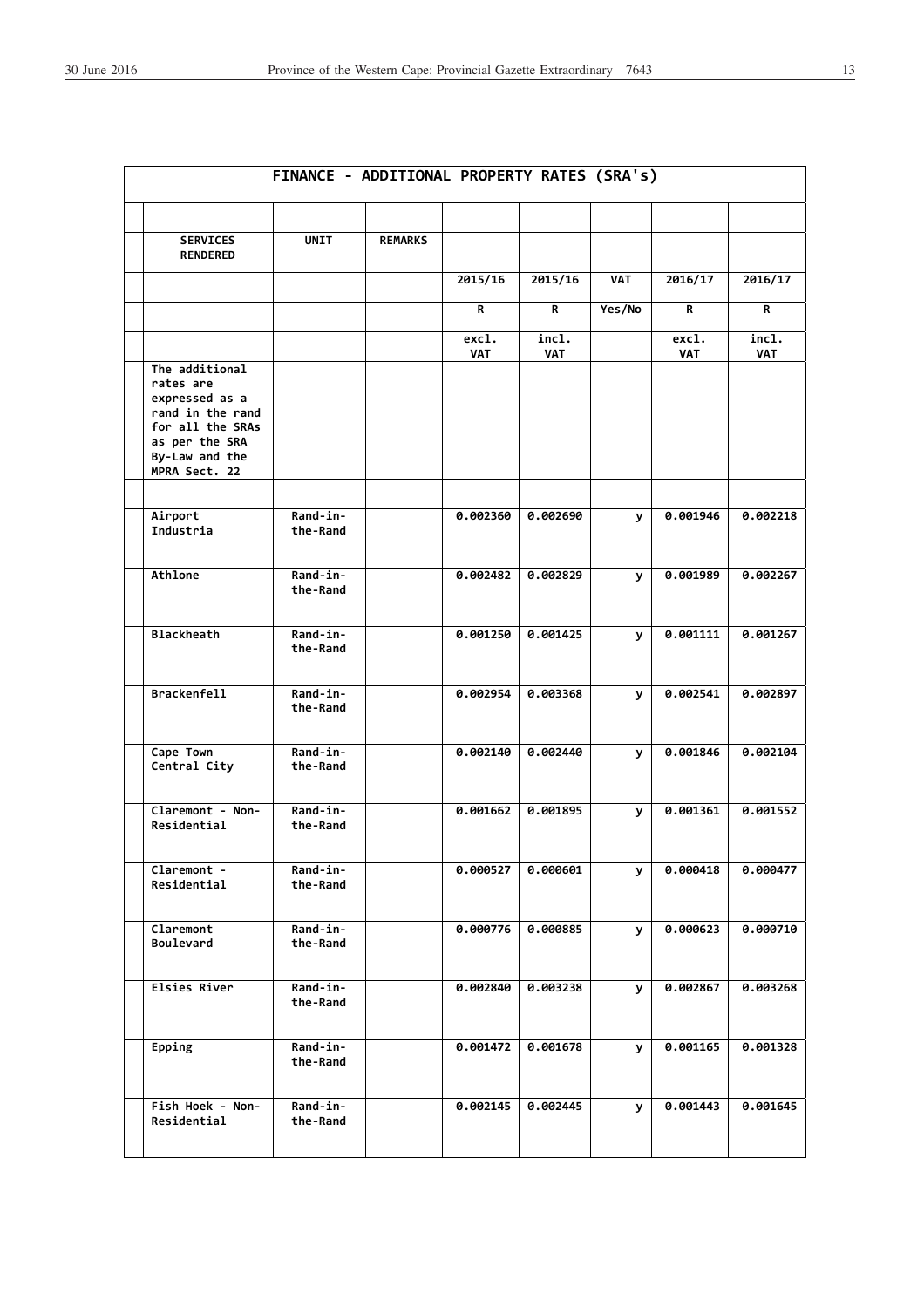| FINANCE - ADDITIONAL PROPERTY RATES (SRA's) | | | | | | | |
|---|---|---|---|---|---|---|---|
| | | | | | | | |
| **SERVICES RENDERED** | **UNIT** | **REMARKS** | | | | | |
| | | | **2015/16** | **2015/16** | **VAT** | **2016/17** | **2016/17** |
| | | | **R** | **R** | **Yes/No** | **R** | **R** |
| | | | **excl. VAT** | **incl. VAT** | | **excl. VAT** | **incl. VAT** |
| **The additional rates are expressed as a rand in the rand for all the SRAs as per the SRA By-Law and the MPRA Sect. 22** | | | | | | | |
| | | | | | | | |
| **Airport Industria** | **Rand-in-the-Rand** | | **0.002360** | **0.002690** | **y** | **0.001946** | **0.002218** |
| **Athlone** | **Rand-in-the-Rand** | | **0.002482** | **0.002829** | **y** | **0.001989** | **0.002267** |
| **Blackheath** | **Rand-in-the-Rand** | | **0.001250** | **0.001425** | **y** | **0.001111** | **0.001267** |
| **Brackenfell** | **Rand-in-the-Rand** | | **0.002954** | **0.003368** | **y** | **0.002541** | **0.002897** |
| **Cape Town Central City** | **Rand-in-the-Rand** | | **0.002140** | **0.002440** | **y** | **0.001846** | **0.002104** |
| **Claremont - Non-Residential** | **Rand-in-the-Rand** | | **0.001662** | **0.001895** | **y** | **0.001361** | **0.001552** |
| **Claremont - Residential** | **Rand-in-the-Rand** | | **0.000527** | **0.000601** | **y** | **0.000418** | **0.000477** |
| **Claremont Boulevard** | **Rand-in-the-Rand** | | **0.000776** | **0.000885** | **y** | **0.000623** | **0.000710** |
| **Elsies River** | **Rand-in-the-Rand** | | **0.002840** | **0.003238** | **y** | **0.002867** | **0.003268** |
| **Epping** | **Rand-in-the-Rand** | | **0.001472** | **0.001678** | **y** | **0.001165** | **0.001328** |
| **Fish Hoek - Non-Residential** | **Rand-in-the-Rand** | | **0.002145** | **0.002445** | **y** | **0.001443** | **0.001645** |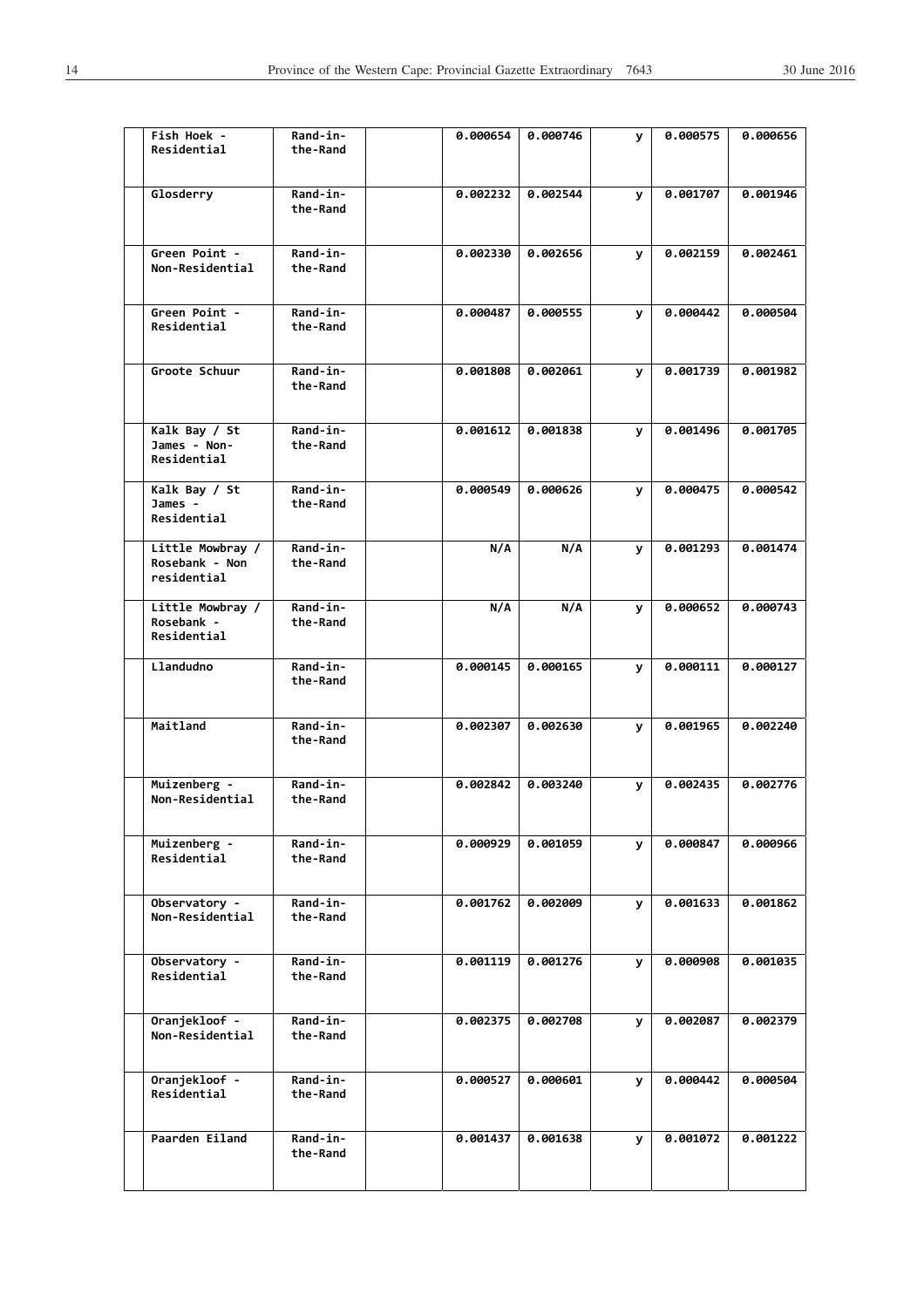| | | | | | | | | |
|---|---|---|---|---|---|---|---|---|
| | Fish Hoek - Residential | Rand-in-the-Rand | | 0.000654 | 0.000746 | y | 0.000575 | 0.000656 |
| | Glosderry | Rand-in-the-Rand | | 0.002232 | 0.002544 | y | 0.001707 | 0.001946 |
| | Green Point - Non-Residential | Rand-in-the-Rand | | 0.002330 | 0.002656 | y | 0.002159 | 0.002461 |
| | Green Point - Residential | Rand-in-the-Rand | | 0.000487 | 0.000555 | y | 0.000442 | 0.000504 |
| | Groote Schuur | Rand-in-the-Rand | | 0.001808 | 0.002061 | y | 0.001739 | 0.001982 |
| | Kalk Bay / St James - Non-Residential | Rand-in-the-Rand | | 0.001612 | 0.001838 | y | 0.001496 | 0.001705 |
| | Kalk Bay / St James - Residential | Rand-in-the-Rand | | 0.000549 | 0.000626 | y | 0.000475 | 0.000542 |
| | Little Mowbray / Rosebank - Non residential | Rand-in-the-Rand | | N/A | N/A | y | 0.001293 | 0.001474 |
| | Little Mowbray / Rosebank - Residential | Rand-in-the-Rand | | N/A | N/A | y | 0.000652 | 0.000743 |
| | Llandudno | Rand-in-the-Rand | | 0.000145 | 0.000165 | y | 0.000111 | 0.000127 |
| | Maitland | Rand-in-the-Rand | | 0.002307 | 0.002630 | y | 0.001965 | 0.002240 |
| | Muizenberg - Non-Residential | Rand-in-the-Rand | | 0.002842 | 0.003240 | y | 0.002435 | 0.002776 |
| | Muizenberg - Residential | Rand-in-the-Rand | | 0.000929 | 0.001059 | y | 0.000847 | 0.000966 |
| | Observatory - Non-Residential | Rand-in-the-Rand | | 0.001762 | 0.002009 | y | 0.001633 | 0.001862 |
| | Observatory - Residential | Rand-in-the-Rand | | 0.001119 | 0.001276 | y | 0.000908 | 0.001035 |
| | Oranjekloof - Non-Residential | Rand-in-the-Rand | | 0.002375 | 0.002708 | y | 0.002087 | 0.002379 |
| | Oranjekloof - Residential | Rand-in-the-Rand | | 0.000527 | 0.000601 | y | 0.000442 | 0.000504 |
| | Paarden Eiland | Rand-in-the-Rand | | 0.001437 | 0.001638 | y | 0.001072 | 0.001222 |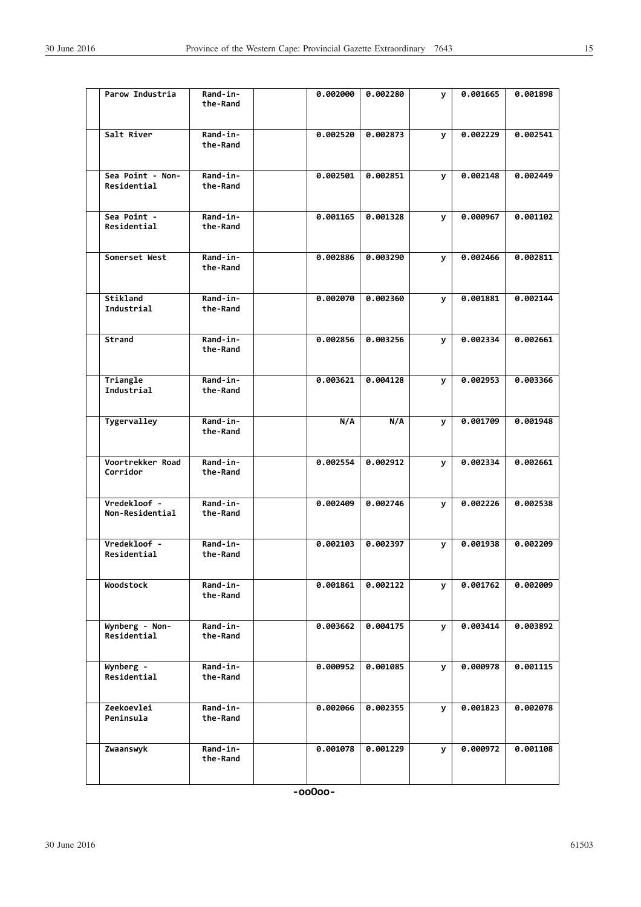|  |  |  |  |  |  |  |  |  |
|---|---|---|---|---|---|---|---|---|
|  | Parow Industria | Rand-in-the-Rand |  | 0.002000 | 0.002280 | y | 0.001665 | 0.001898 |
|  | Salt River | Rand-in-the-Rand |  | 0.002520 | 0.002873 | y | 0.002229 | 0.002541 |
|  | Sea Point - Non-Residential | Rand-in-the-Rand |  | 0.002501 | 0.002851 | y | 0.002148 | 0.002449 |
|  | Sea Point - Residential | Rand-in-the-Rand |  | 0.001165 | 0.001328 | y | 0.000967 | 0.001102 |
|  | Somerset West | Rand-in-the-Rand |  | 0.002886 | 0.003290 | y | 0.002466 | 0.002811 |
|  | Stikland Industrial | Rand-in-the-Rand |  | 0.002070 | 0.002360 | y | 0.001881 | 0.002144 |
|  | Strand | Rand-in-the-Rand |  | 0.002856 | 0.003256 | y | 0.002334 | 0.002661 |
|  | Triangle Industrial | Rand-in-the-Rand |  | 0.003621 | 0.004128 | y | 0.002953 | 0.003366 |
|  | Tygervalley | Rand-in-the-Rand |  | N/A | N/A | y | 0.001709 | 0.001948 |
|  | Voortrekker Road Corridor | Rand-in-the-Rand |  | 0.002554 | 0.002912 | y | 0.002334 | 0.002661 |
|  | Vredekloof - Non-Residential | Rand-in-the-Rand |  | 0.002409 | 0.002746 | y | 0.002226 | 0.002538 |
|  | Vredekloof - Residential | Rand-in-the-Rand |  | 0.002103 | 0.002397 | y | 0.001938 | 0.002209 |
|  | Woodstock | Rand-in-the-Rand |  | 0.001861 | 0.002122 | y | 0.001762 | 0.002009 |
|  | Wynberg - Non-Residential | Rand-in-the-Rand |  | 0.003662 | 0.004175 | y | 0.003414 | 0.003892 |
|  | Wynberg - Residential | Rand-in-the-Rand |  | 0.000952 | 0.001085 | y | 0.000978 | 0.001115 |
|  | Zeekoevlei Peninsula | Rand-in-the-Rand |  | 0.002066 | 0.002355 | y | 0.001823 | 0.002078 |
|  | Zwaanswyk | Rand-in-the-Rand |  | 0.001078 | 0.001229 | y | 0.000972 | 0.001108 |

-ooOoo-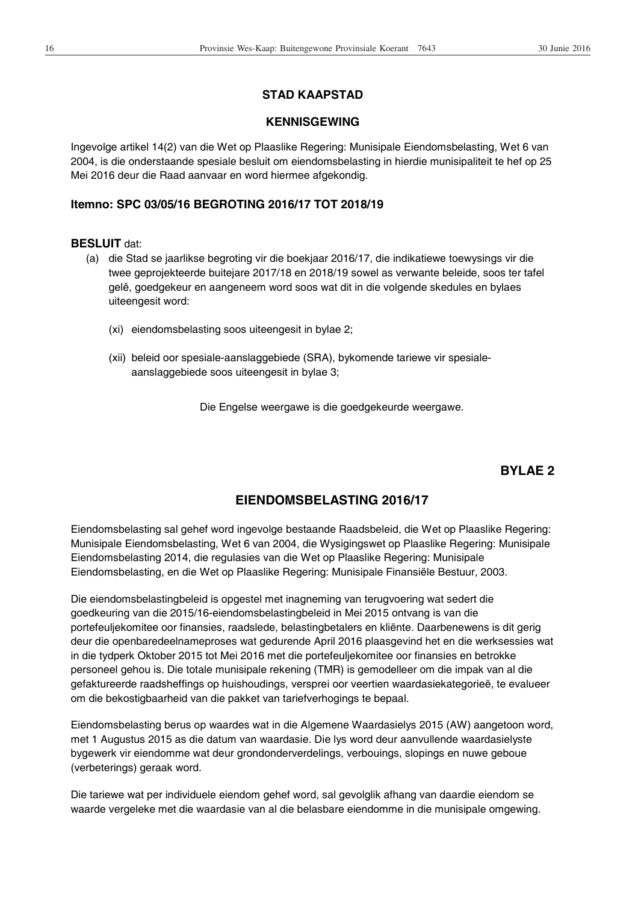## STAD KAAPSTAD

## KENNISGEWING

Ingevolge artikel 14(2) van die Wet op Plaaslike Regering: Munisipale Eiendomsbelasting, Wet 6 van 2004, is die onderstaande spesiale besluit om eiendomsbelasting in hierdie munisipaliteit te hef op 25 Mei 2016 deur die Raad aanvaar en word hiermee afgekondig.

### Itemno: SPC 03/05/16 BEGROTING 2016/17 TOT 2018/19

**BESLUIT** dat:

(a) die Stad se jaarlikse begroting vir die boekjaar 2016/17, die indikatiewe toewysings vir die twee geprojekteerde buitejare 2017/18 en 2018/19 sowel as verwante beleide, soos ter tafel gelê, goedgekeur en aangeneem word soos wat dit in die volgende skedules en bylaes uiteengesit word:

   (xi) eiendomsbelasting soos uiteengesit in bylae 2;

   (xii) beleid oor spesiale-aanslaggebiede (SRA), bykomende tariewe vir spesiale-aanslaggebiede soos uiteengesit in bylae 3;

Die Engelse weergawe is die goedgekeurde weergawe.

**BYLAE 2**

## EIENDOMSBELASTING 2016/17

Eiendomsbelasting sal gehef word ingevolge bestaande Raadsbeleid, die Wet op Plaaslike Regering: Munisipale Eiendomsbelasting, Wet 6 van 2004, die Wysigingswet op Plaaslike Regering: Munisipale Eiendomsbelasting 2014, die regulasies van die Wet op Plaaslike Regering: Munisipale Eiendomsbelasting, en die Wet op Plaaslike Regering: Munisipale Finansiële Bestuur, 2003.

Die eiendomsbelastingbeleid is opgestel met inagneming van terugvoering wat sedert die goedkeuring van die 2015/16-eiendomsbelastingbeleid in Mei 2015 ontvang is van die portefeuljekomitee oor finansies, raadslede, belastingbetalers en kliënte. Daarbenewens is dit gerig deur die openbaredeelnameproses wat gedurende April 2016 plaasgevind het en die werksessies wat in die tydperk Oktober 2015 tot Mei 2016 met die portefeuljekomitee oor finansies en betrokke personeel gehou is. Die totale munisipale rekening (TMR) is gemodelleer om die impak van al die gefaktureerde raadsheffings op huishoudings, versprei oor veertien waardasiekategorieë, te evalueer om die bekostigbaarheid van die pakket van tariefverhogings te bepaal.

Eiendomsbelasting berus op waardes wat in die Algemene Waardasielys 2015 (AW) aangetoon word, met 1 Augustus 2015 as die datum van waardasie. Die lys word deur aanvullende waardasielyste bygewerk vir eiendomme wat deur grondonderverdelings, verbouings, slopings en nuwe geboue (verbeterings) geraak word.

Die tariewe wat per individuele eiendom gehef word, sal gevolglik afhang van daardie eiendom se waarde vergeleke met die waardasie van al die belasbare eiendomme in die munisipale omgewing.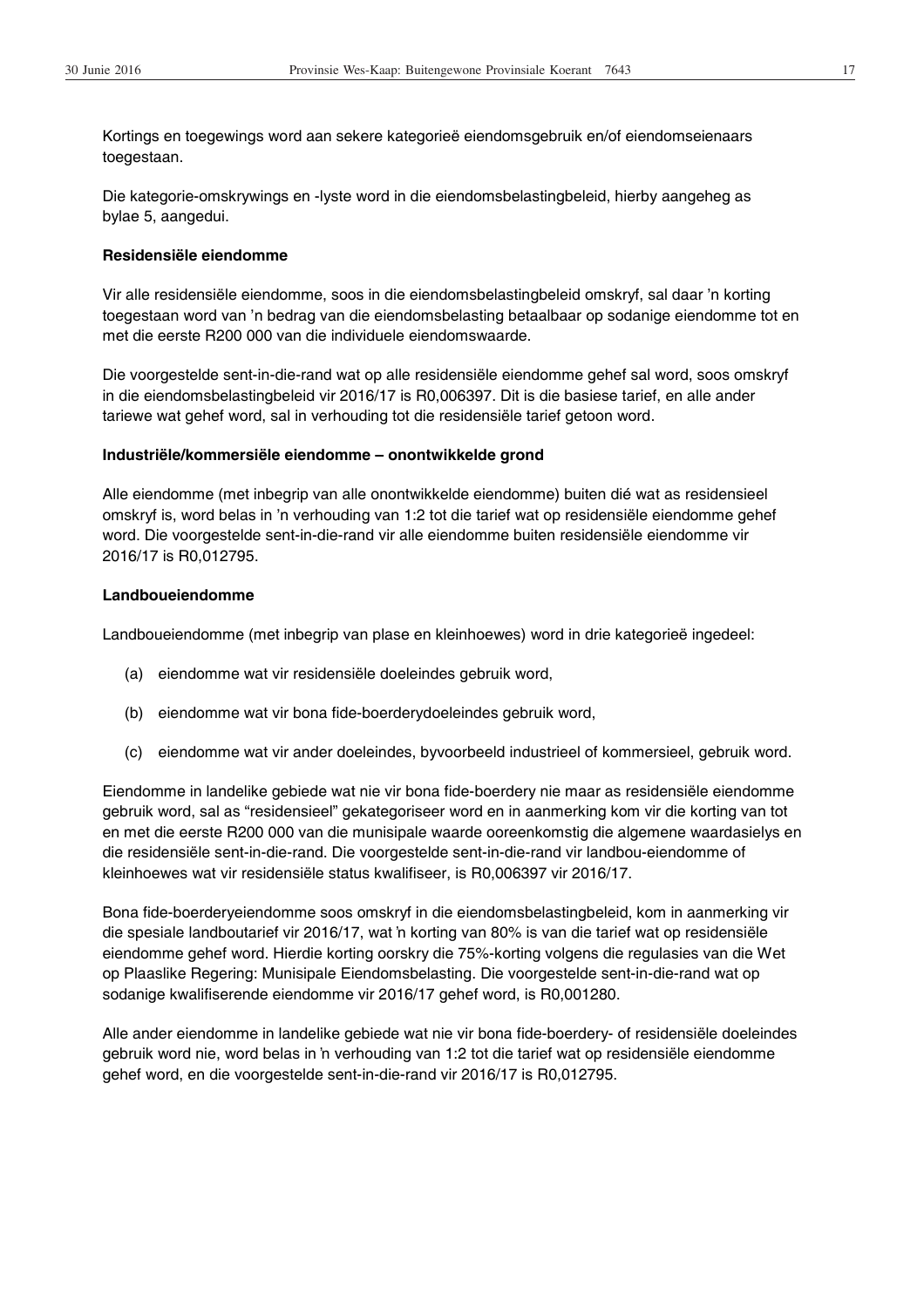Kortings en toegewings word aan sekere kategorieë eiendomsgebruik en/of eiendomseienaars toegestaan.

Die kategorie-omskrywings en -lyste word in die eiendomsbelastingbeleid, hierby aangeheg as bylae 5, aangedui.

**Residensiële eiendomme**

Vir alle residensiële eiendomme, soos in die eiendomsbelastingbeleid omskryf, sal daar 'n korting toegestaan word van 'n bedrag van die eiendomsbelasting betaalbaar op sodanige eiendomme tot en met die eerste R200 000 van die individuele eiendomswaarde.

Die voorgestelde sent-in-die-rand wat op alle residensiële eiendomme gehef sal word, soos omskryf in die eiendomsbelastingbeleid vir 2016/17 is R0,006397. Dit is die basiese tarief, en alle ander tariewe wat gehef word, sal in verhouding tot die residensiële tarief getoon word.

**Industriële/kommersiële eiendomme – onontwikkelde grond**

Alle eiendomme (met inbegrip van alle onontwikkelde eiendomme) buiten dié wat as residensieel omskryf is, word belas in 'n verhouding van 1:2 tot die tarief wat op residensiële eiendomme gehef word. Die voorgestelde sent-in-die-rand vir alle eiendomme buiten residensiële eiendomme vir 2016/17 is R0,012795.

**Landboueiendomme**

Landboueiendomme (met inbegrip van plase en kleinhoewes) word in drie kategorieë ingedeel:

(a) eiendomme wat vir residensiële doeleindes gebruik word,

(b) eiendomme wat vir bona fide-boerderydoeleindes gebruik word,

(c) eiendomme wat vir ander doeleindes, byvoorbeeld industrieel of kommersieel, gebruik word.

Eiendomme in landelike gebiede wat nie vir bona fide-boerdery nie maar as residensiële eiendomme gebruik word, sal as "residensieel" gekategoriseer word en in aanmerking kom vir die korting van tot en met die eerste R200 000 van die munisipale waarde ooreenkomstig die algemene waardasielys en die residensiële sent-in-die-rand. Die voorgestelde sent-in-die-rand vir landbou-eiendomme of kleinhoewes wat vir residensiële status kwalifiseer, is R0,006397 vir 2016/17.

Bona fide-boerderyeiendomme soos omskryf in die eiendomsbelastingbeleid, kom in aanmerking vir die spesiale landboutarief vir 2016/17, wat 'n korting van 80% is van die tarief wat op residensiële eiendomme gehef word. Hierdie korting oorskry die 75%-korting volgens die regulasies van die Wet op Plaaslike Regering: Munisipale Eiendomsbelasting. Die voorgestelde sent-in-die-rand wat op sodanige kwalifiserende eiendomme vir 2016/17 gehef word, is R0,001280.

Alle ander eiendomme in landelike gebiede wat nie vir bona fide-boerdery- of residensiële doeleindes gebruik word nie, word belas in 'n verhouding van 1:2 tot die tarief wat op residensiële eiendomme gehef word, en die voorgestelde sent-in-die-rand vir 2016/17 is R0,012795.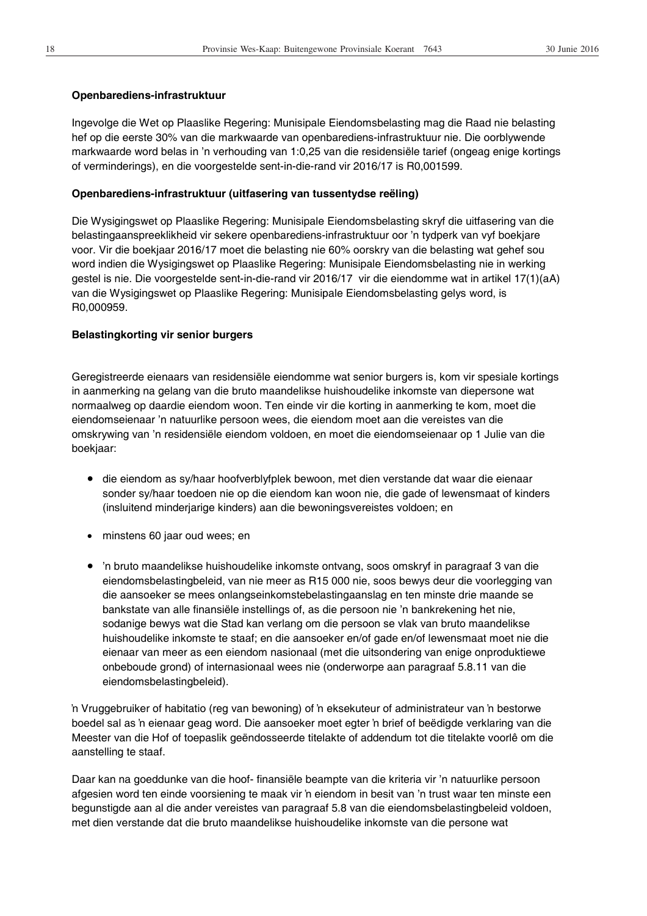**Openbarediens-infrastruktuur**

Ingevolge die Wet op Plaaslike Regering: Munisipale Eiendomsbelasting mag die Raad nie belasting hef op die eerste 30% van die markwaarde van openbarediens-infrastruktuur nie. Die oorblywende markwaarde word belas in 'n verhouding van 1:0,25 van die residensiële tarief (ongeag enige kortings of verminderings), en die voorgestelde sent-in-die-rand vir 2016/17 is R0,001599.

**Openbarediens-infrastruktuur (uitfasering van tussentydse reëling)**

Die Wysigingswet op Plaaslike Regering: Munisipale Eiendomsbelasting skryf die uitfasering van die belastingaanspreeklikheid vir sekere openbarediens-infrastruktuur oor 'n tydperk van vyf boekjare voor. Vir die boekjaar 2016/17 moet die belasting nie 60% oorskry van die belasting wat gehef sou word indien die Wysigingswet op Plaaslike Regering: Munisipale Eiendomsbelasting nie in werking gestel is nie. Die voorgestelde sent-in-die-rand vir 2016/17 vir die eiendomme wat in artikel 17(1)(aA) van die Wysigingswet op Plaaslike Regering: Munisipale Eiendomsbelasting gelys word, is R0,000959.

**Belastingkorting vir senior burgers**

Geregistreerde eienaars van residensiële eiendomme wat senior burgers is, kom vir spesiale kortings in aanmerking na gelang van die bruto maandelikse huishoudelike inkomste van diepersone wat normaalweg op daardie eiendom woon. Ten einde vir die korting in aanmerking te kom, moet die eiendomseienaar 'n natuurlike persoon wees, die eiendom moet aan die vereistes van die omskrywing van 'n residensiële eiendom voldoen, en moet die eiendomseienaar op 1 Julie van die boekjaar:

- die eiendom as sy/haar hoofverblyfplek bewoon, met dien verstande dat waar die eienaar sonder sy/haar toedoen nie op die eiendom kan woon nie, die gade of lewensmaat of kinders (insluitend minderjarige kinders) aan die bewoningsvereistes voldoen; en
- minstens 60 jaar oud wees; en
- 'n bruto maandelikse huishoudelike inkomste ontvang, soos omskryf in paragraaf 3 van die eiendomsbelastingbeleid, van nie meer as R15 000 nie, soos bewys deur die voorlegging van die aansoeker se mees onlangseinkomstebelastingaanslag en ten minste drie maande se bankstate van alle finansiële instellings of, as die persoon nie 'n bankrekening het nie, sodanige bewys wat die Stad kan verlang om die persoon se vlak van bruto maandelikse huishoudelike inkomste te staaf; en die aansoeker en/of gade en/of lewensmaat moet nie die eienaar van meer as een eiendom nasionaal (met die uitsondering van enige onproduktiewe onbeboude grond) of internasionaal wees nie (onderworpe aan paragraaf 5.8.11 van die eiendomsbelastingbeleid).

'n Vruggebruiker of habitatio (reg van bewoning) of 'n eksekuteur of administrateur van 'n bestorwe boedel sal as 'n eienaar geag word. Die aansoeker moet egter 'n brief of beëdigde verklaring van die Meester van die Hof of toepaslik geëndosseerde titelakte of addendum tot die titelakte voorlê om die aanstelling te staaf.

Daar kan na goeddunke van die hoof- finansiële beampte van die kriteria vir 'n natuurlike persoon afgesien word ten einde voorsiening te maak vir 'n eiendom in besit van 'n trust waar ten minste een begunstigde aan al die ander vereistes van paragraaf 5.8 van die eiendomsbelastingbeleid voldoen, met dien verstande dat die bruto maandelikse huishoudelike inkomste van die persone wat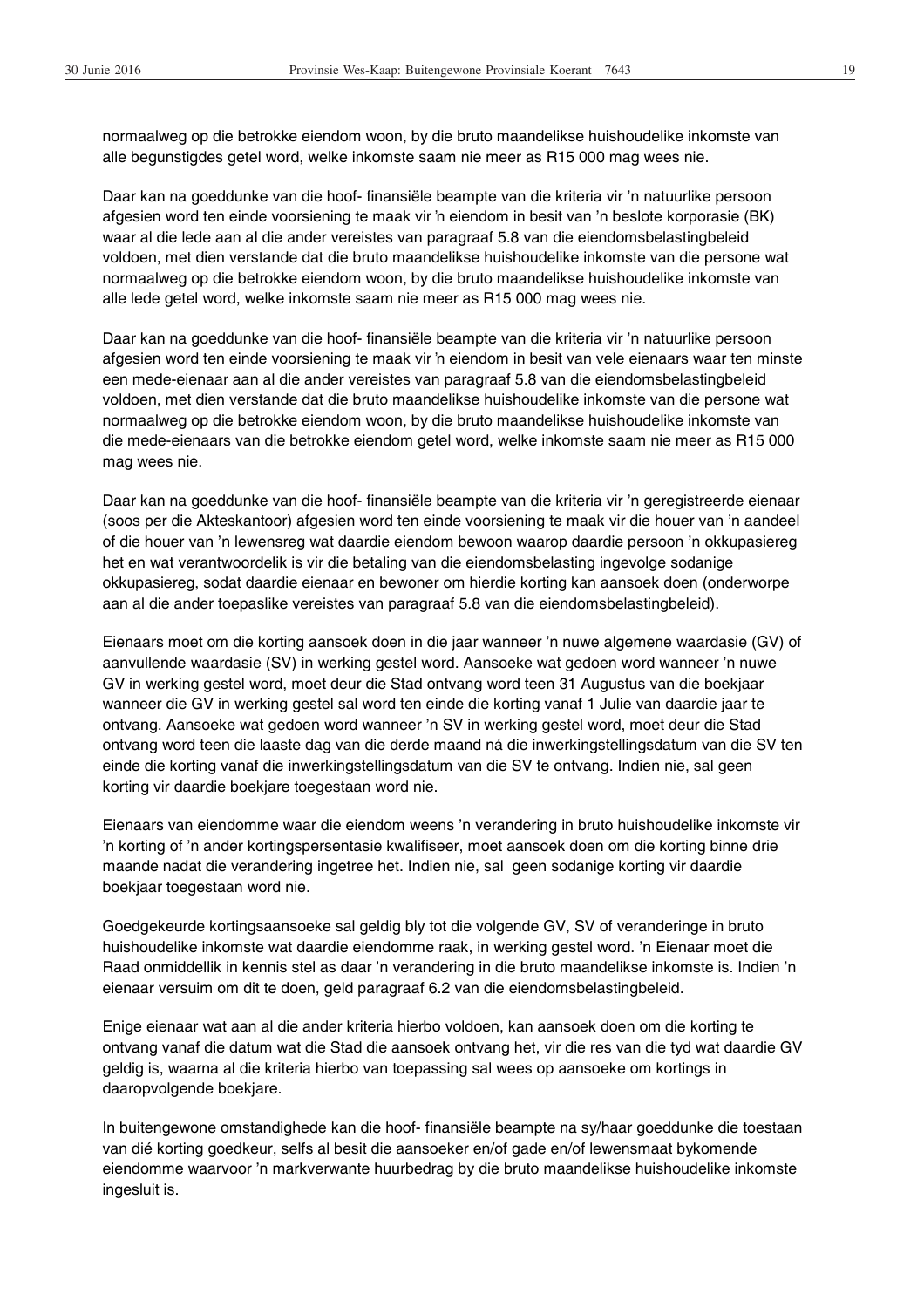normaalweg op die betrokke eiendom woon, by die bruto maandelikse huishoudelike inkomste van alle begunstigdes getel word, welke inkomste saam nie meer as R15 000 mag wees nie.

Daar kan na goeddunke van die hoof- finansiële beampte van die kriteria vir 'n natuurlike persoon afgesien word ten einde voorsiening te maak vir 'n eiendom in besit van 'n beslote korporasie (BK) waar al die lede aan al die ander vereistes van paragraaf 5.8 van die eiendomsbelastingbeleid voldoen, met dien verstande dat die bruto maandelikse huishoudelike inkomste van die persone wat normaalweg op die betrokke eiendom woon, by die bruto maandelikse huishoudelike inkomste van alle lede getel word, welke inkomste saam nie meer as R15 000 mag wees nie.

Daar kan na goeddunke van die hoof- finansiële beampte van die kriteria vir 'n natuurlike persoon afgesien word ten einde voorsiening te maak vir 'n eiendom in besit van vele eienaars waar ten minste een mede-eienaar aan al die ander vereistes van paragraaf 5.8 van die eiendomsbelastingbeleid voldoen, met dien verstande dat die bruto maandelikse huishoudelike inkomste van die persone wat normaalweg op die betrokke eiendom woon, by die bruto maandelikse huishoudelike inkomste van die mede-eienaars van die betrokke eiendom getel word, welke inkomste saam nie meer as R15 000 mag wees nie.

Daar kan na goeddunke van die hoof- finansiële beampte van die kriteria vir 'n geregistreerde eienaar (soos per die Akteskantoor) afgesien word ten einde voorsiening te maak vir die houer van 'n aandeel of die houer van 'n lewensreg wat daardie eiendom bewoon waarop daardie persoon 'n okkupasiereg het en wat verantwoordelik is vir die betaling van die eiendomsbelasting ingevolge sodanige okkupasiereg, sodat daardie eienaar en bewoner om hierdie korting kan aansoek doen (onderworpe aan al die ander toepaslike vereistes van paragraaf 5.8 van die eiendomsbelastingbeleid).

Eienaars moet om die korting aansoek doen in die jaar wanneer 'n nuwe algemene waardasie (GV) of aanvullende waardasie (SV) in werking gestel word. Aansoeke wat gedoen word wanneer 'n nuwe GV in werking gestel word, moet deur die Stad ontvang word teen 31 Augustus van die boekjaar wanneer die GV in werking gestel sal word ten einde die korting vanaf 1 Julie van daardie jaar te ontvang. Aansoeke wat gedoen word wanneer 'n SV in werking gestel word, moet deur die Stad ontvang word teen die laaste dag van die derde maand ná die inwerkingstellingsdatum van die SV ten einde die korting vanaf die inwerkingstellingsdatum van die SV te ontvang. Indien nie, sal geen korting vir daardie boekjare toegestaan word nie.

Eienaars van eiendomme waar die eiendom weens 'n verandering in bruto huishoudelike inkomste vir 'n korting of 'n ander kortingspersentasie kwalifiseer, moet aansoek doen om die korting binne drie maande nadat die verandering ingetree het. Indien nie, sal geen sodanige korting vir daardie boekjaar toegestaan word nie.

Goedgekeurde kortingsaansoeke sal geldig bly tot die volgende GV, SV of veranderinge in bruto huishoudelike inkomste wat daardie eiendomme raak, in werking gestel word. 'n Eienaar moet die Raad onmiddellik in kennis stel as daar 'n verandering in die bruto maandelikse inkomste is. Indien 'n eienaar versuim om dit te doen, geld paragraaf 6.2 van die eiendomsbelastingbeleid.

Enige eienaar wat aan al die ander kriteria hierbo voldoen, kan aansoek doen om die korting te ontvang vanaf die datum wat die Stad die aansoek ontvang het, vir die res van die tyd wat daardie GV geldig is, waarna al die kriteria hierbo van toepassing sal wees op aansoeke om kortings in daaropvolgende boekjare.

In buitengewone omstandighede kan die hoof- finansiële beampte na sy/haar goeddunke die toestaan van dié korting goedkeur, selfs al besit die aansoeker en/of gade en/of lewensmaat bykomende eiendomme waarvoor 'n markverwante huurbedrag by die bruto maandelikse huishoudelike inkomste ingesluit is.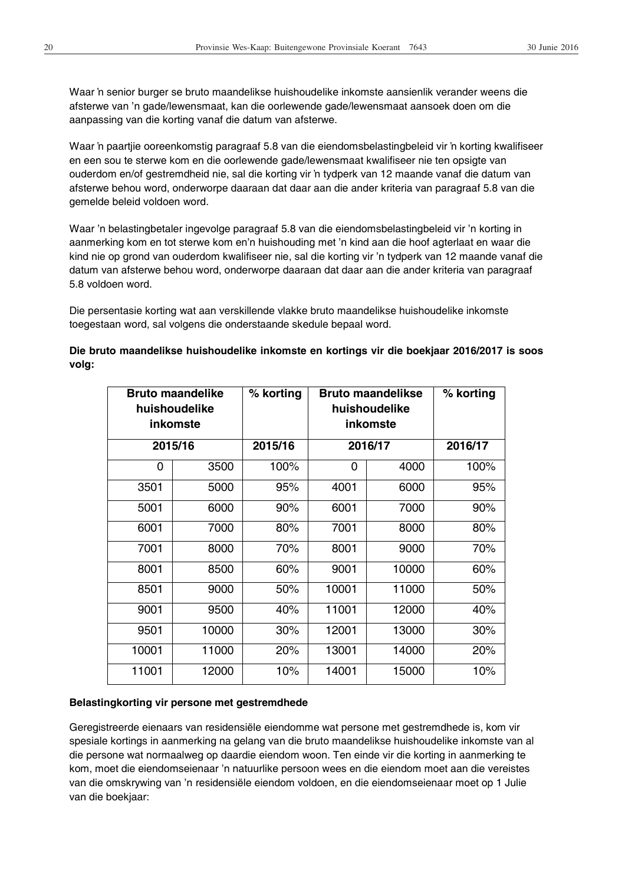Waar 'n senior burger se bruto maandelikse huishoudelike inkomste aansienlik verander weens die afsterwe van 'n gade/lewensmaat, kan die oorlewende gade/lewensmaat aansoek doen om die aanpassing van die korting vanaf die datum van afsterwe.

Waar 'n paartjie ooreenkomstig paragraaf 5.8 van die eiendomsbelastingbeleid vir 'n korting kwalifiseer en een sou te sterwe kom en die oorlewende gade/lewensmaat kwalifiseer nie ten opsigte van ouderdom en/of gestremdheid nie, sal die korting vir 'n tydperk van 12 maande vanaf die datum van afsterwe behou word, onderworpe daaraan dat daar aan die ander kriteria van paragraaf 5.8 van die gemelde beleid voldoen word.

Waar 'n belastingbetaler ingevolge paragraaf 5.8 van die eiendomsbelastingbeleid vir 'n korting in aanmerking kom en tot sterwe kom en'n huishouding met 'n kind aan die hoof agterlaat en waar die kind nie op grond van ouderdom kwalifiseer nie, sal die korting vir 'n tydperk van 12 maande vanaf die datum van afsterwe behou word, onderworpe daaraan dat daar aan die ander kriteria van paragraaf 5.8 voldoen word.

Die persentasie korting wat aan verskillende vlakke bruto maandelikse huishoudelike inkomste toegestaan word, sal volgens die onderstaande skedule bepaal word.

**Die bruto maandelikse huishoudelike inkomste en kortings vir die boekjaar 2016/2017 is soos volg:**

| Bruto maandelike huishoudelike inkomste | | % korting | Bruto maandelikse huishoudelike inkomste | | % korting |
|---|---|---|---|---|---|
| 2015/16 | | 2015/16 | 2016/17 | | 2016/17 |
| 0 | 3500 | 100% | 0 | 4000 | 100% |
| 3501 | 5000 | 95% | 4001 | 6000 | 95% |
| 5001 | 6000 | 90% | 6001 | 7000 | 90% |
| 6001 | 7000 | 80% | 7001 | 8000 | 80% |
| 7001 | 8000 | 70% | 8001 | 9000 | 70% |
| 8001 | 8500 | 60% | 9001 | 10000 | 60% |
| 8501 | 9000 | 50% | 10001 | 11000 | 50% |
| 9001 | 9500 | 40% | 11001 | 12000 | 40% |
| 9501 | 10000 | 30% | 12001 | 13000 | 30% |
| 10001 | 11000 | 20% | 13001 | 14000 | 20% |
| 11001 | 12000 | 10% | 14001 | 15000 | 10% |

**Belastingkorting vir persone met gestremdhede**

Geregistreerde eienaars van residensiële eiendomme wat persone met gestremdhede is, kom vir spesiale kortings in aanmerking na gelang van die bruto maandelikse huishoudelike inkomste van al die persone wat normaalweg op daardie eiendom woon. Ten einde vir die korting in aanmerking te kom, moet die eiendomseienaar 'n natuurlike persoon wees en die eiendom moet aan die vereistes van die omskrywing van 'n residensiële eiendom voldoen, en die eiendomseienaar moet op 1 Julie van die boekjaar: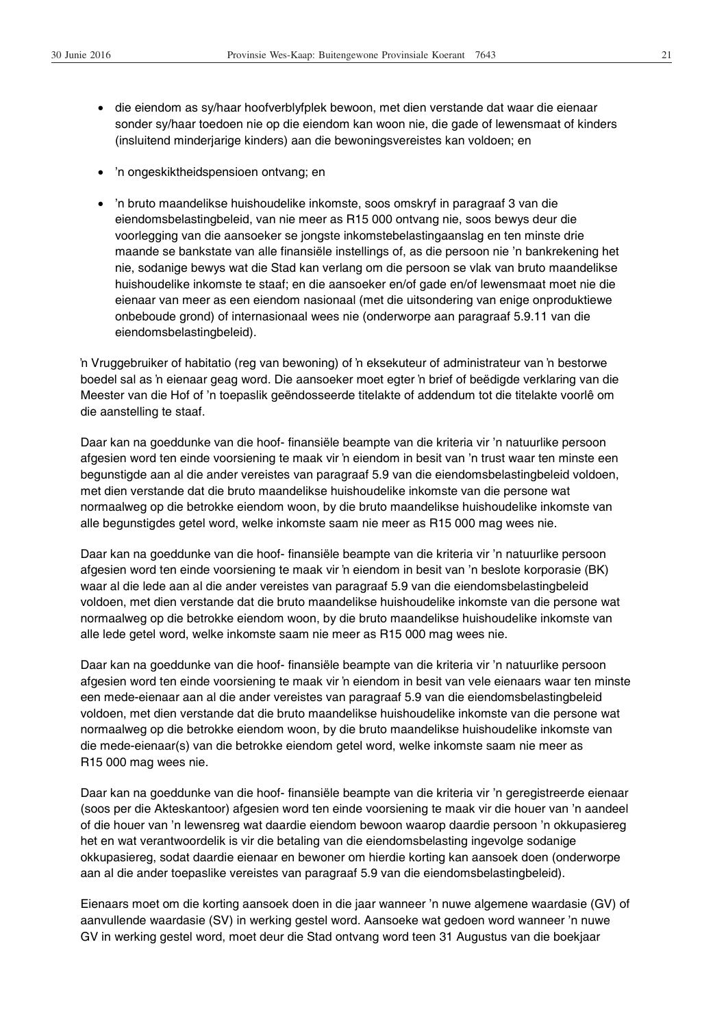- die eiendom as sy/haar hoofverblyfplek bewoon, met dien verstande dat waar die eienaar sonder sy/haar toedoen nie op die eiendom kan woon nie, die gade of lewensmaat of kinders (insluitend minderjarige kinders) aan die bewoningsvereistes kan voldoen; en
- 'n ongeskiktheidspensioen ontvang; en
- 'n bruto maandelikse huishoudelike inkomste, soos omskryf in paragraaf 3 van die eiendomsbelastingbeleid, van nie meer as R15 000 ontvang nie, soos bewys deur die voorlegging van die aansoeker se jongste inkomstebelastingaanslag en ten minste drie maande se bankstate van alle finansiële instellings of, as die persoon nie 'n bankrekening het nie, sodanige bewys wat die Stad kan verlang om die persoon se vlak van bruto maandelikse huishoudelike inkomste te staaf; en die aansoeker en/of gade en/of lewensmaat moet nie die eienaar van meer as een eiendom nasionaal (met die uitsondering van enige onproduktiewe onbeboude grond) of internasionaal wees nie (onderworpe aan paragraaf 5.9.11 van die eiendomsbelastingbeleid).

'n Vruggebruiker of habitatio (reg van bewoning) of 'n eksekuteur of administrateur van 'n bestorwe boedel sal as 'n eienaar geag word. Die aansoeker moet egter 'n brief of beëdigde verklaring van die Meester van die Hof of 'n toepaslik geëndosseerde titelakte of addendum tot die titelakte voorlê om die aanstelling te staaf.

Daar kan na goeddunke van die hoof- finansiële beampte van die kriteria vir 'n natuurlike persoon afgesien word ten einde voorsiening te maak vir 'n eiendom in besit van 'n trust waar ten minste een begunstigde aan al die ander vereistes van paragraaf 5.9 van die eiendomsbelastingbeleid voldoen, met dien verstande dat die bruto maandelikse huishoudelike inkomste van die persone wat normaalweg op die betrokke eiendom woon, by die bruto maandelikse huishoudelike inkomste van alle begunstigdes getel word, welke inkomste saam nie meer as R15 000 mag wees nie.

Daar kan na goeddunke van die hoof- finansiële beampte van die kriteria vir 'n natuurlike persoon afgesien word ten einde voorsiening te maak vir 'n eiendom in besit van 'n beslote korporasie (BK) waar al die lede aan al die ander vereistes van paragraaf 5.9 van die eiendomsbelastingbeleid voldoen, met dien verstande dat die bruto maandelikse huishoudelike inkomste van die persone wat normaalweg op die betrokke eiendom woon, by die bruto maandelikse huishoudelike inkomste van alle lede getel word, welke inkomste saam nie meer as R15 000 mag wees nie.

Daar kan na goeddunke van die hoof- finansiële beampte van die kriteria vir 'n natuurlike persoon afgesien word ten einde voorsiening te maak vir 'n eiendom in besit van vele eienaars waar ten minste een mede-eienaar aan al die ander vereistes van paragraaf 5.9 van die eiendomsbelastingbeleid voldoen, met dien verstande dat die bruto maandelikse huishoudelike inkomste van die persone wat normaalweg op die betrokke eiendom woon, by die bruto maandelikse huishoudelike inkomste van die mede-eienaar(s) van die betrokke eiendom getel word, welke inkomste saam nie meer as R15 000 mag wees nie.

Daar kan na goeddunke van die hoof- finansiële beampte van die kriteria vir 'n geregistreerde eienaar (soos per die Akteskantoor) afgesien word ten einde voorsiening te maak vir die houer van 'n aandeel of die houer van 'n lewensreg wat daardie eiendom bewoon waarop daardie persoon 'n okkupasiereg het en wat verantwoordelik is vir die betaling van die eiendomsbelasting ingevolge sodanige okkupasiereg, sodat daardie eienaar en bewoner om hierdie korting kan aansoek doen (onderworpe aan al die ander toepaslike vereistes van paragraaf 5.9 van die eiendomsbelastingbeleid).

Eienaars moet om die korting aansoek doen in die jaar wanneer 'n nuwe algemene waardasie (GV) of aanvullende waardasie (SV) in werking gestel word. Aansoeke wat gedoen word wanneer 'n nuwe GV in werking gestel word, moet deur die Stad ontvang word teen 31 Augustus van die boekjaar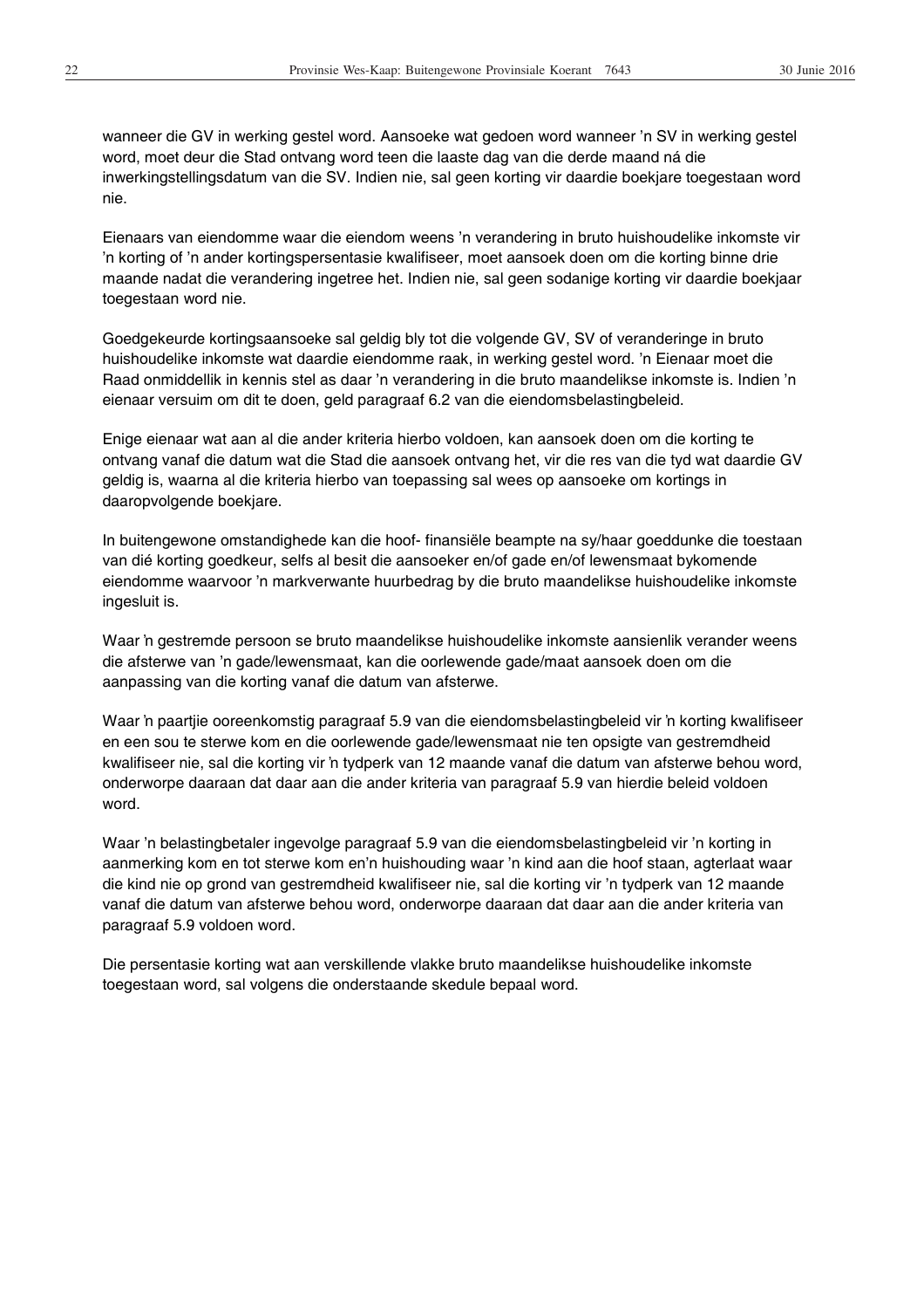wanneer die GV in werking gestel word. Aansoeke wat gedoen word wanneer 'n SV in werking gestel word, moet deur die Stad ontvang word teen die laaste dag van die derde maand ná die inwerkingstellingsdatum van die SV. Indien nie, sal geen korting vir daardie boekjare toegestaan word nie.

Eienaars van eiendomme waar die eiendom weens 'n verandering in bruto huishoudelike inkomste vir 'n korting of 'n ander kortingspersentasie kwalifiseer, moet aansoek doen om die korting binne drie maande nadat die verandering ingetree het. Indien nie, sal geen sodanige korting vir daardie boekjaar toegestaan word nie.

Goedgekeurde kortingsaansoeke sal geldig bly tot die volgende GV, SV of veranderinge in bruto huishoudelike inkomste wat daardie eiendomme raak, in werking gestel word. 'n Eienaar moet die Raad onmiddellik in kennis stel as daar 'n verandering in die bruto maandelikse inkomste is. Indien 'n eienaar versuim om dit te doen, geld paragraaf 6.2 van die eiendomsbelastingbeleid.

Enige eienaar wat aan al die ander kriteria hierbo voldoen, kan aansoek doen om die korting te ontvang vanaf die datum wat die Stad die aansoek ontvang het, vir die res van die tyd wat daardie GV geldig is, waarna al die kriteria hierbo van toepassing sal wees op aansoeke om kortings in daaropvolgende boekjare.

In buitengewone omstandighede kan die hoof- finansiële beampte na sy/haar goeddunke die toestaan van dié korting goedkeur, selfs al besit die aansoeker en/of gade en/of lewensmaat bykomende eiendomme waarvoor 'n markverwante huurbedrag by die bruto maandelikse huishoudelike inkomste ingesluit is.

Waar 'n gestremde persoon se bruto maandelikse huishoudelike inkomste aansienlik verander weens die afsterwe van 'n gade/lewensmaat, kan die oorlewende gade/maat aansoek doen om die aanpassing van die korting vanaf die datum van afsterwe.

Waar 'n paartjie ooreenkomstig paragraaf 5.9 van die eiendomsbelastingbeleid vir 'n korting kwalifiseer en een sou te sterwe kom en die oorlewende gade/lewensmaat nie ten opsigte van gestremdheid kwalifiseer nie, sal die korting vir 'n tydperk van 12 maande vanaf die datum van afsterwe behou word, onderworpe daaraan dat daar aan die ander kriteria van paragraaf 5.9 van hierdie beleid voldoen word.

Waar 'n belastingbetaler ingevolge paragraaf 5.9 van die eiendomsbelastingbeleid vir 'n korting in aanmerking kom en tot sterwe kom en'n huishouding waar 'n kind aan die hoof staan, agterlaat waar die kind nie op grond van gestremdheid kwalifiseer nie, sal die korting vir 'n tydperk van 12 maande vanaf die datum van afsterwe behou word, onderworpe daaraan dat daar aan die ander kriteria van paragraaf 5.9 voldoen word.

Die persentasie korting wat aan verskillende vlakke bruto maandelikse huishoudelike inkomste toegestaan word, sal volgens die onderstaande skedule bepaal word.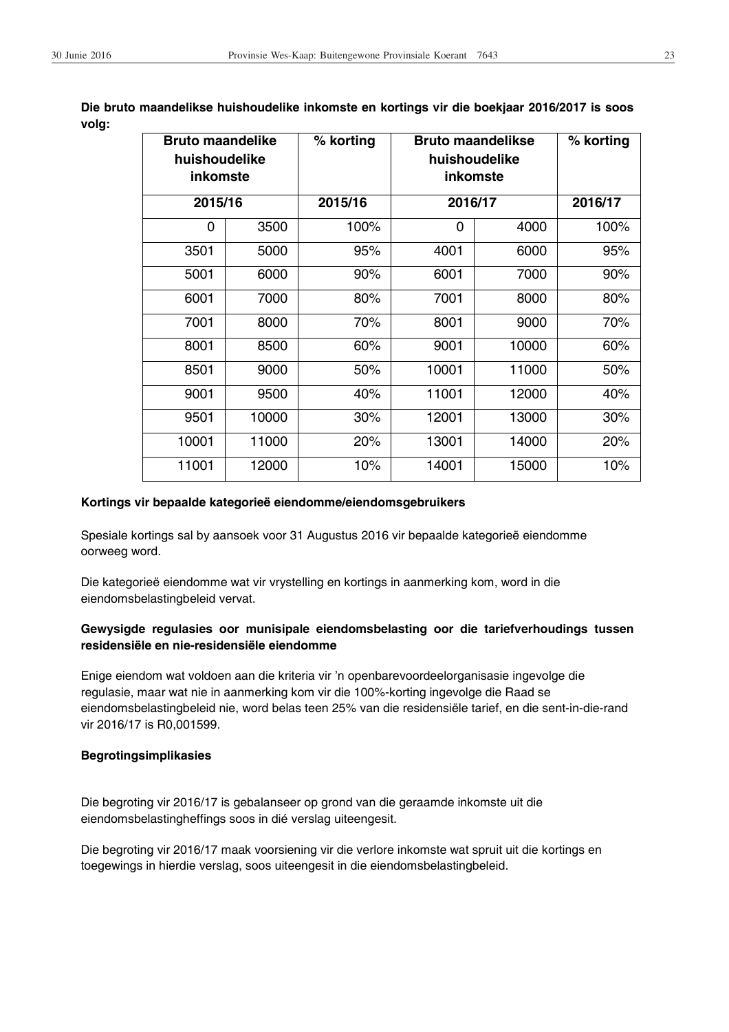**Die bruto maandelikse huishoudelike inkomste en kortings vir die boekjaar 2016/2017 is soos volg:**

| Bruto maandelike huishoudelike inkomste | | % korting | Bruto maandelikse huishoudelike inkomste | | % korting |
|---|---|---|---|---|---|
| 2015/16 | | 2015/16 | 2016/17 | | 2016/17 |
| 0 | 3500 | 100% | 0 | 4000 | 100% |
| 3501 | 5000 | 95% | 4001 | 6000 | 95% |
| 5001 | 6000 | 90% | 6001 | 7000 | 90% |
| 6001 | 7000 | 80% | 7001 | 8000 | 80% |
| 7001 | 8000 | 70% | 8001 | 9000 | 70% |
| 8001 | 8500 | 60% | 9001 | 10000 | 60% |
| 8501 | 9000 | 50% | 10001 | 11000 | 50% |
| 9001 | 9500 | 40% | 11001 | 12000 | 40% |
| 9501 | 10000 | 30% | 12001 | 13000 | 30% |
| 10001 | 11000 | 20% | 13001 | 14000 | 20% |
| 11001 | 12000 | 10% | 14001 | 15000 | 10% |

**Kortings vir bepaalde kategorieë eiendomme/eiendomsgebruikers**

Spesiale kortings sal by aansoek voor 31 Augustus 2016 vir bepaalde kategorieë eiendomme oorweeg word.

Die kategorieë eiendomme wat vir vrystelling en kortings in aanmerking kom, word in die eiendomsbelastingbeleid vervat.

**Gewysigde regulasies oor munisipale eiendomsbelasting oor die tariefverhoudings tussen residensiële en nie-residensiële eiendomme**

Enige eiendom wat voldoen aan die kriteria vir 'n openbarevoordeelorganisasie ingevolge die regulasie, maar wat nie in aanmerking kom vir die 100%-korting ingevolge die Raad se eiendomsbelastingbeleid nie, word belas teen 25% van die residensiële tarief, en die sent-in-die-rand vir 2016/17 is R0,001599.

**Begrotingsimplikasies**

Die begroting vir 2016/17 is gebalanseer op grond van die geraamde inkomste uit die eiendomsbelastingheffings soos in dié verslag uiteengesit.

Die begroting vir 2016/17 maak voorsiening vir die verlore inkomste wat spruit uit die kortings en toegewings in hierdie verslag, soos uiteengesit in die eiendomsbelastingbeleid.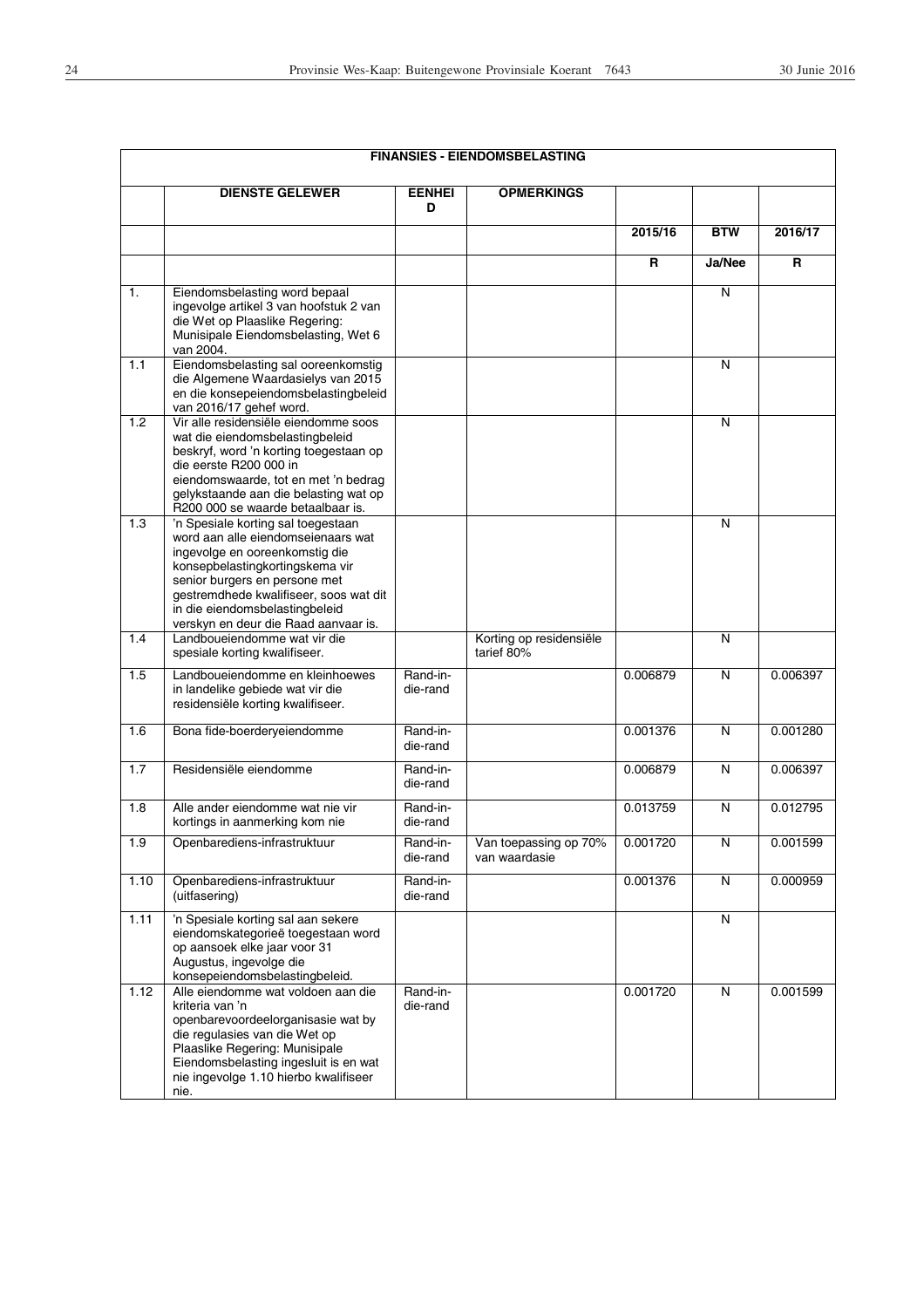| FINANSIES - EIENDOMSBELASTING | | | | | | |
|---|---|---|---|---|---|---|
| | DIENSTE GELEWER | EENHEID | OPMERKINGS | | | |
| | | | | 2015/16 | BTW | 2016/17 |
| | | | | R | Ja/Nee | R |
| 1. | Eiendomsbelasting word bepaal ingevolge artikel 3 van hoofstuk 2 van die Wet op Plaaslike Regering: Munisipale Eiendomsbelasting, Wet 6 van 2004. | | | | N | |
| 1.1 | Eiendomsbelasting sal ooreenkomstig die Algemene Waardasielys van 2015 en die konsepeiendomsbelastingbeleid van 2016/17 gehef word. | | | | N | |
| 1.2 | Vir alle residensiële eiendomme soos wat die eiendomsbelastingbeleid beskryf, word 'n korting toegestaan op die eerste R200 000 in eiendomswaarde, tot en met 'n bedrag gelykstaande aan die belasting wat op R200 000 se waarde betaalbaar is. | | | | N | |
| 1.3 | 'n Spesiale korting sal toegestaan word aan alle eiendomseienaars wat ingevolge en ooreenkomstig die konsepbelastingkortingskema vir senior burgers en persone met gestremdhede kwalifiseer, soos wat dit in die eiendomsbelastingbeleid verskyn en deur die Raad aanvaar is. | | | | N | |
| 1.4 | Landboueiendomme wat vir die spesiale korting kwalifiseer. | | Korting op residensiële tarief 80% | | N | |
| 1.5 | Landboueiendomme en kleinhoewes in landelike gebiede wat vir die residensiële korting kwalifiseer. | Rand-in-die-rand | | 0.006879 | N | 0.006397 |
| 1.6 | Bona fide-boerderyeiendomme | Rand-in-die-rand | | 0.001376 | N | 0.001280 |
| 1.7 | Residensiële eiendomme | Rand-in-die-rand | | 0.006879 | N | 0.006397 |
| 1.8 | Alle ander eiendomme wat nie vir kortings in aanmerking kom nie | Rand-in-die-rand | | 0.013759 | N | 0.012795 |
| 1.9 | Openbarediens-infrastruktuur | Rand-in-die-rand | Van toepassing op 70% van waardasie | 0.001720 | N | 0.001599 |
| 1.10 | Openbarediens-infrastruktuur (uitfasering) | Rand-in-die-rand | | 0.001376 | N | 0.000959 |
| 1.11 | 'n Spesiale korting sal aan sekere eiendomskategorieë toegestaan word op aansoek elke jaar voor 31 Augustus, ingevolge die konsepeiendomsbelastingbeleid. | | | | N | |
| 1.12 | Alle eiendomme wat voldoen aan die kriteria van 'n openbarevoordeelorganisasie wat by die regulasies van die Wet op Plaaslike Regering: Munisipale Eiendomsbelasting ingesluit is en wat nie ingevolge 1.10 hierbo kwalifiseer nie. | Rand-in-die-rand | | 0.001720 | N | 0.001599 |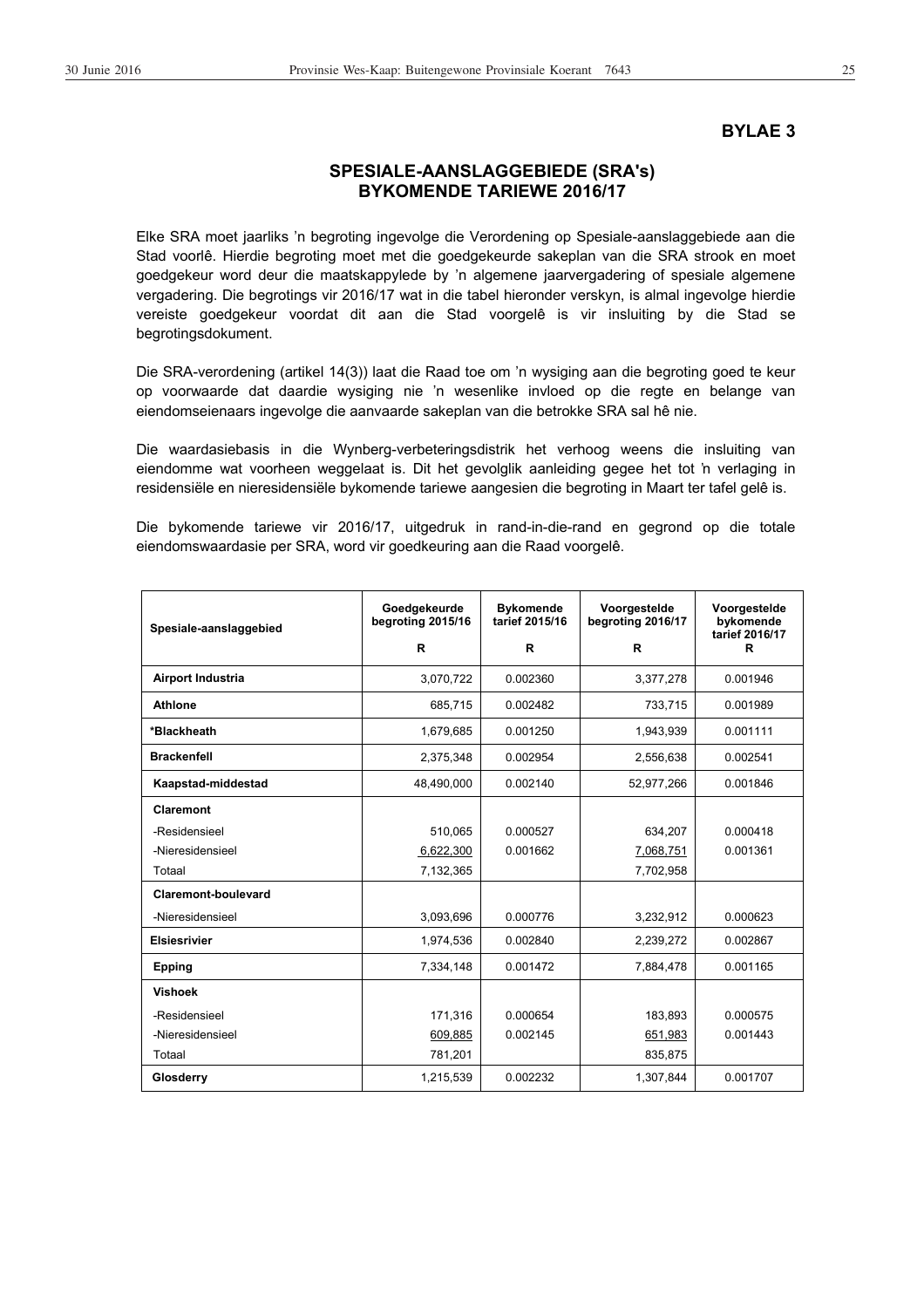**BYLAE 3**

## SPESIALE-AANSLAGGEBIEDE (SRA's) BYKOMENDE TARIEWE 2016/17

Elke SRA moet jaarliks 'n begroting ingevolge die Verordening op Spesiale-aanslaggebiede aan die Stad voorlê. Hierdie begroting moet met die goedgekeurde sakeplan van die SRA strook en moet goedgekeur word deur die maatskappylede by 'n algemene jaarvergadering of spesiale algemene vergadering. Die begrotings vir 2016/17 wat in die tabel hieronder verskyn, is almal ingevolge hierdie vereiste goedgekeur voordat dit aan die Stad voorgelê is vir insluiting by die Stad se begrotingsdokument.

Die SRA-verordening (artikel 14(3)) laat die Raad toe om 'n wysiging aan die begroting goed te keur op voorwaarde dat daardie wysiging nie 'n wesenlike invloed op die regte en belange van eiendomseienaars ingevolge die aanvaarde sakeplan van die betrokke SRA sal hê nie.

Die waardasiebasis in die Wynberg-verbeteringsdistrik het verhoog weens die insluiting van eiendomme wat voorheen weggelaat is. Dit het gevolglik aanleiding gegee het tot 'n verlaging in residensiële en nieresidensiële bykomende tariewe aangesien die begroting in Maart ter tafel gelê is.

Die bykomende tariewe vir 2016/17, uitgedruk in rand-in-die-rand en gegrond op die totale eiendomswaardasie per SRA, word vir goedkeuring aan die Raad voorgelê.

| Spesiale-aanslaggebied | Goedgekeurde begroting 2015/16 R | Bykomende tarief 2015/16 R | Voorgestelde begroting 2016/17 R | Voorgestelde bykomende tarief 2016/17 R |
|---|---|---|---|---|
| **Airport Industria** | 3,070,722 | 0.002360 | 3,377,278 | 0.001946 |
| **Athlone** | 685,715 | 0.002482 | 733,715 | 0.001989 |
| ***Blackheath** | 1,679,685 | 0.001250 | 1,943,939 | 0.001111 |
| **Brackenfell** | 2,375,348 | 0.002954 | 2,556,638 | 0.002541 |
| **Kaapstad-middestad** | 48,490,000 | 0.002140 | 52,977,266 | 0.001846 |
| **Claremont** | | | | |
| -Residensieel | 510,065 | 0.000527 | 634,207 | 0.000418 |
| -Nieresidensieel | 6,622,300 | 0.001662 | 7,068,751 | 0.001361 |
| Totaal | 7,132,365 | | 7,702,958 | |
| **Claremont-boulevard** | | | | |
| -Nieresidensieel | 3,093,696 | 0.000776 | 3,232,912 | 0.000623 |
| **Elsiesrivier** | 1,974,536 | 0.002840 | 2,239,272 | 0.002867 |
| **Epping** | 7,334,148 | 0.001472 | 7,884,478 | 0.001165 |
| **Vishoek** | | | | |
| -Residensieel | 171,316 | 0.000654 | 183,893 | 0.000575 |
| -Nieresidensieel | 609,885 | 0.002145 | 651,983 | 0.001443 |
| Totaal | 781,201 | | 835,875 | |
| **Glosderry** | 1,215,539 | 0.002232 | 1,307,844 | 0.001707 |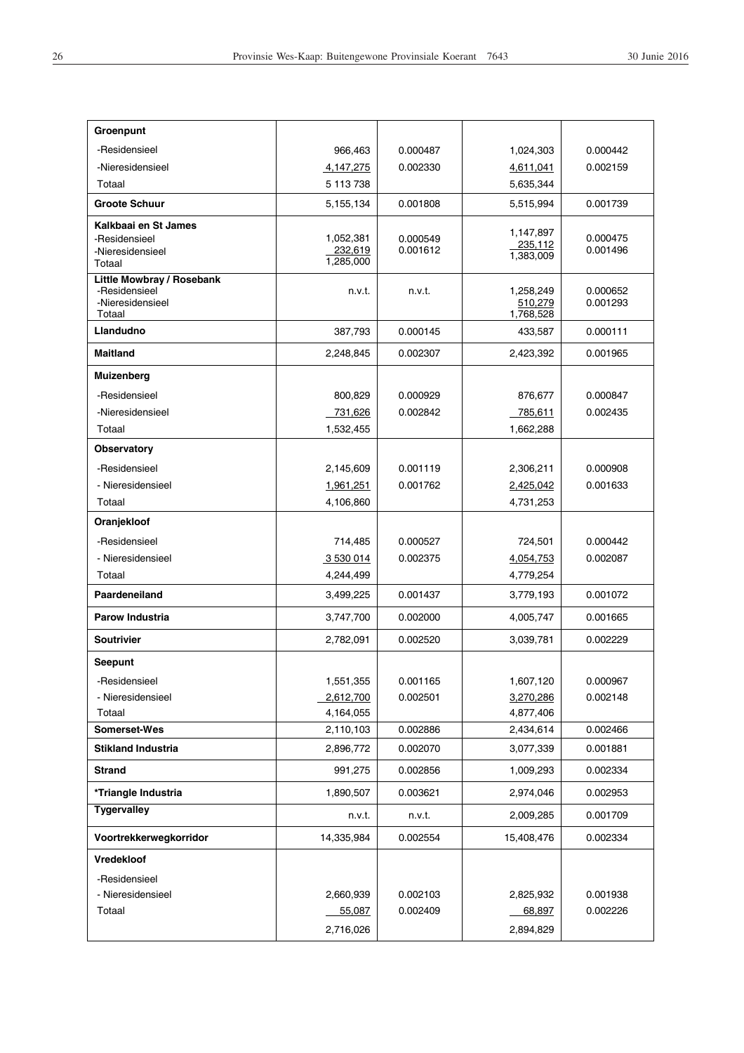| | | | | |
|---|---|---|---|---|
| **Groenpunt** | | | | |
| -Residensieel | 966,463 | 0.000487 | 1,024,303 | 0.000442 |
| -Nieresidensieel | 4,147,275 | 0.002330 | 4,611,041 | 0.002159 |
| Totaal | 5 113 738 | | 5,635,344 | |
| **Groote Schuur** | 5,155,134 | 0.001808 | 5,515,994 | 0.001739 |
| **Kalkbaai en St James** | | | | |
| -Residensieel | 1,052,381 | 0.000549 | 1,147,897 | 0.000475 |
| -Nieresidensieel | 232,619 | 0.001612 | 235,112 | 0.001496 |
| Totaal | 1,285,000 | | 1,383,009 | |
| **Little Mowbray / Rosebank** | | | | |
| -Residensieel | n.v.t. | n.v.t. | 1,258,249 | 0.000652 |
| -Nieresidensieel | | | 510,279 | 0.001293 |
| Totaal | | | 1,768,528 | |
| **Llandudno** | 387,793 | 0.000145 | 433,587 | 0.000111 |
| **Maitland** | 2,248,845 | 0.002307 | 2,423,392 | 0.001965 |
| **Muizenberg** | | | | |
| -Residensieel | 800,829 | 0.000929 | 876,677 | 0.000847 |
| -Nieresidensieel | 731,626 | 0.002842 | 785,611 | 0.002435 |
| Totaal | 1,532,455 | | 1,662,288 | |
| **Observatory** | | | | |
| -Residensieel | 2,145,609 | 0.001119 | 2,306,211 | 0.000908 |
| - Nieresidensieel | 1,961,251 | 0.001762 | 2,425,042 | 0.001633 |
| Totaal | 4,106,860 | | 4,731,253 | |
| **Oranjekloof** | | | | |
| -Residensieel | 714,485 | 0.000527 | 724,501 | 0.000442 |
| - Nieresidensieel | 3 530 014 | 0.002375 | 4,054,753 | 0.002087 |
| Totaal | 4,244,499 | | 4,779,254 | |
| **Paardeneiland** | 3,499,225 | 0.001437 | 3,779,193 | 0.001072 |
| **Parow Industria** | 3,747,700 | 0.002000 | 4,005,747 | 0.001665 |
| **Soutrivier** | 2,782,091 | 0.002520 | 3,039,781 | 0.002229 |
| **Seepunt** | | | | |
| -Residensieel | 1,551,355 | 0.001165 | 1,607,120 | 0.000967 |
| - Nieresidensieel | 2,612,700 | 0.002501 | 3,270,286 | 0.002148 |
| Totaal | 4,164,055 | | 4,877,406 | |
| **Somerset-Wes** | 2,110,103 | 0.002886 | 2,434,614 | 0.002466 |
| **Stikland Industria** | 2,896,772 | 0.002070 | 3,077,339 | 0.001881 |
| **Strand** | 991,275 | 0.002856 | 1,009,293 | 0.002334 |
| **\*Triangle Industria** | 1,890,507 | 0.003621 | 2,974,046 | 0.002953 |
| **Tygervalley** | n.v.t. | n.v.t. | 2,009,285 | 0.001709 |
| **Voortrekkerwegkorridor** | 14,335,984 | 0.002554 | 15,408,476 | 0.002334 |
| **Vredekloof** | | | | |
| -Residensieel | | | | |
| - Nieresidensieel | 2,660,939 | 0.002103 | 2,825,932 | 0.001938 |
| Totaal | 55,087 | 0.002409 | 68,897 | 0.002226 |
| | 2,716,026 | | 2,894,829 | |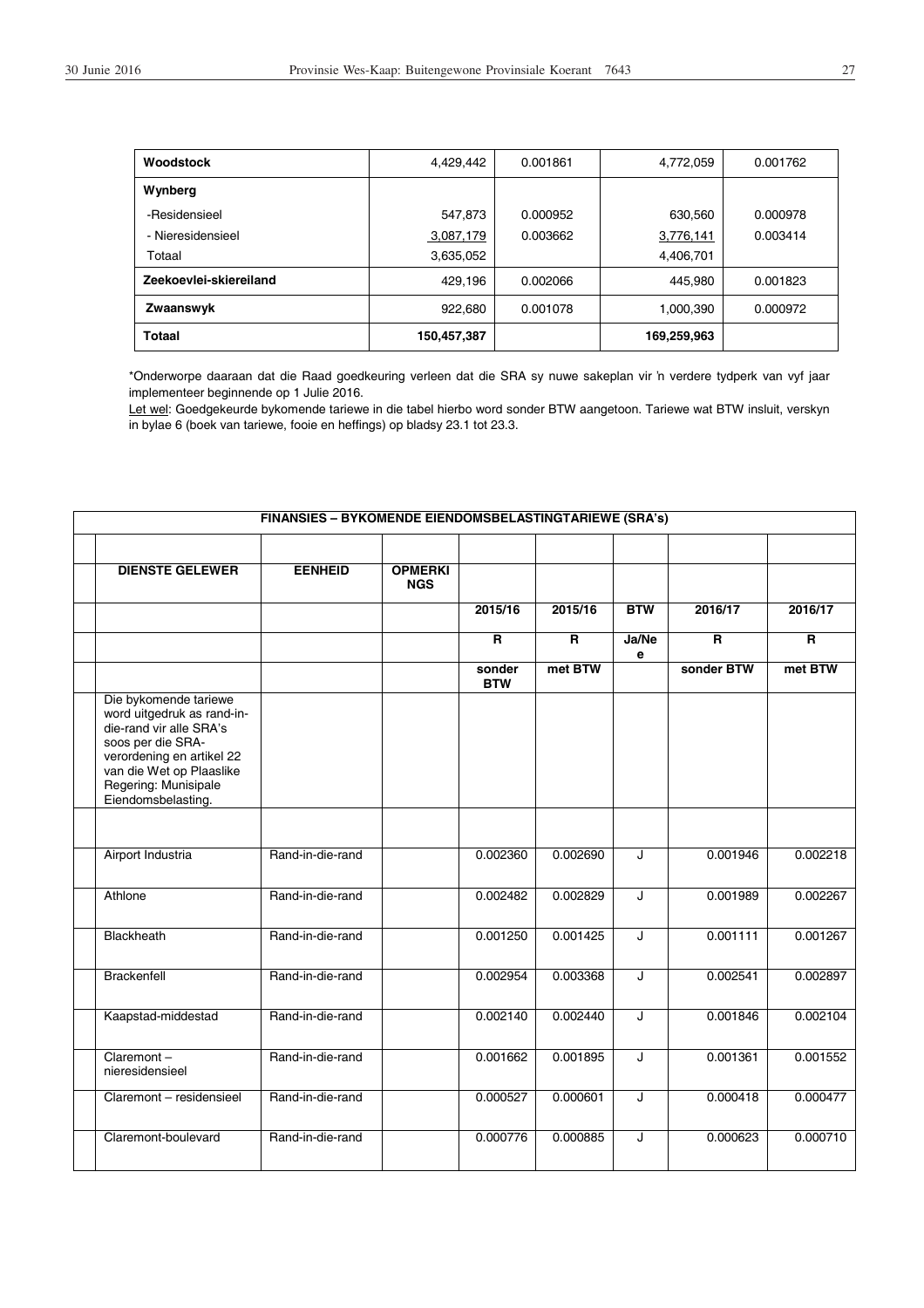| Woodstock | 4,429,442 | 0.001861 | 4,772,059 | 0.001762 |
|---|---|---|---|---|
| **Wynberg** | | | | |
| -Residensieel | 547,873 | 0.000952 | 630,560 | 0.000978 |
| - Nieresidensieel | 3,087,179 | 0.003662 | 3,776,141 | 0.003414 |
| Totaal | 3,635,052 | | 4,406,701 | |
| **Zeekoevlei-skiereiland** | 429,196 | 0.002066 | 445,980 | 0.001823 |
| **Zwaanswyk** | 922,680 | 0.001078 | 1,000,390 | 0.000972 |
| **Totaal** | **150,457,387** | | **169,259,963** | |

*Onderworpe daaraan dat die Raad goedkeuring verleen dat die SRA sy nuwe sakeplan vir 'n verdere tydperk van vyf jaar implementeer beginnende op 1 Julie 2016.

Let wel: Goedgekeurde bykomende tariewe in die tabel hierbo word sonder BTW aangetoon. Tariewe wat BTW insluit, verskyn in bylae 6 (boek van tariewe, fooie en heffings) op bladsy 23.1 tot 23.3.

| FINANSIES – BYKOMENDE EIENDOMSBELASTINGTARIEWE (SRA's) | | | | | | | |
|---|---|---|---|---|---|---|---|
| **DIENSTE GELEWER** | **EENHEID** | **OPMERKINGS** | | | | | |
| | | | **2015/16** | **2015/16** | **BTW** | **2016/17** | **2016/17** |
| | | | **R** | **R** | **Ja/Nee** | **R** | **R** |
| | | | **sonder BTW** | **met BTW** | | **sonder BTW** | **met BTW** |
| Die bykomende tariewe word uitgedruk as rand-in-die-rand vir alle SRA's soos per die SRA-verordening en artikel 22 van die Wet op Plaaslike Regering: Munisipale Eiendomsbelasting. | | | | | | | |
| | | | | | | | |
| Airport Industria | Rand-in-die-rand | | 0.002360 | 0.002690 | J | 0.001946 | 0.002218 |
| Athlone | Rand-in-die-rand | | 0.002482 | 0.002829 | J | 0.001989 | 0.002267 |
| Blackheath | Rand-in-die-rand | | 0.001250 | 0.001425 | J | 0.001111 | 0.001267 |
| Brackenfell | Rand-in-die-rand | | 0.002954 | 0.003368 | J | 0.002541 | 0.002897 |
| Kaapstad-middestad | Rand-in-die-rand | | 0.002140 | 0.002440 | J | 0.001846 | 0.002104 |
| Claremont – nieresidensieel | Rand-in-die-rand | | 0.001662 | 0.001895 | J | 0.001361 | 0.001552 |
| Claremont – residensieel | Rand-in-die-rand | | 0.000527 | 0.000601 | J | 0.000418 | 0.000477 |
| Claremont-boulevard | Rand-in-die-rand | | 0.000776 | 0.000885 | J | 0.000623 | 0.000710 |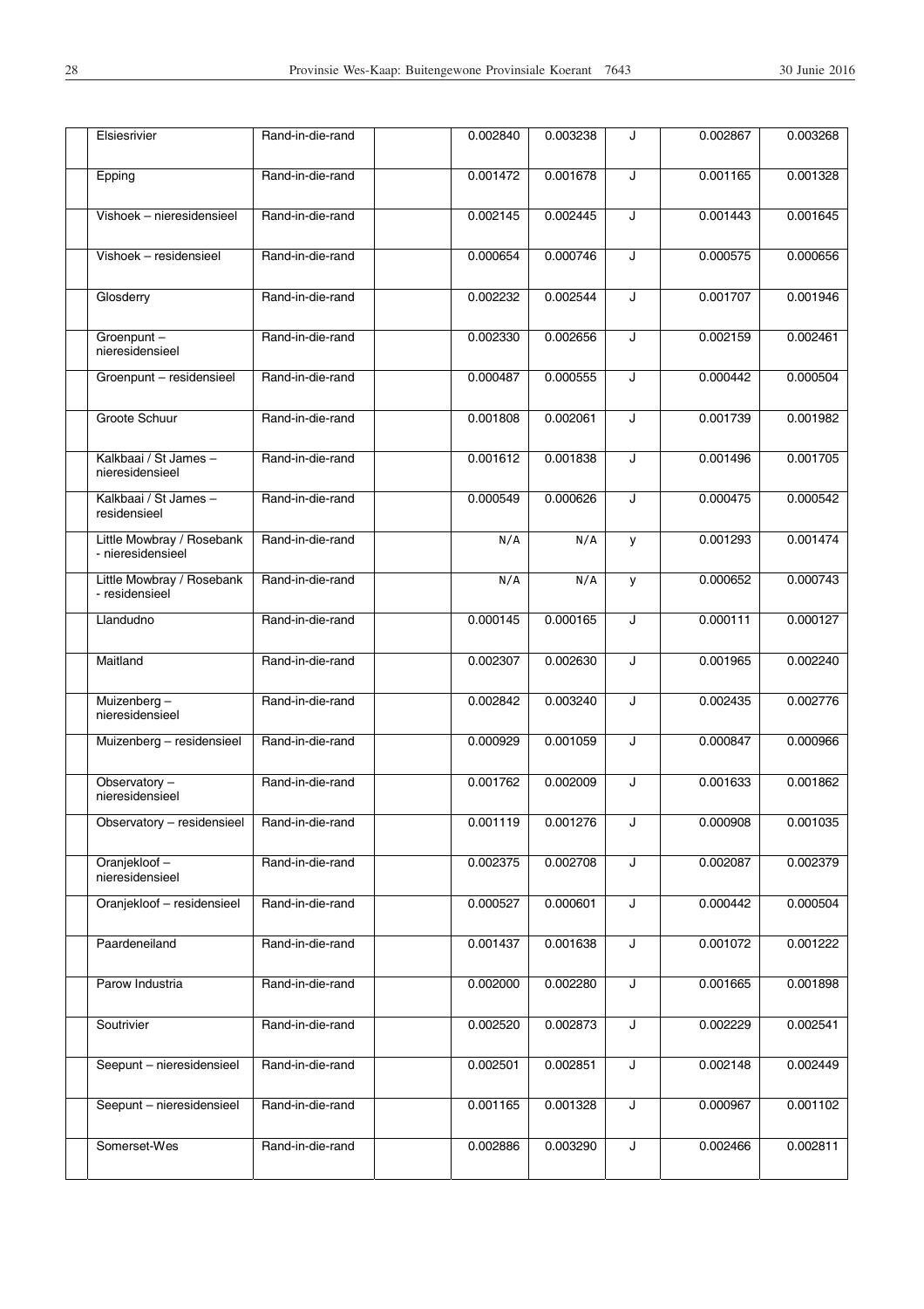| | | | | | | | | |
|---|---|---|---|---|---|---|---|---|
| | Elsiesrivier | Rand-in-die-rand | | 0.002840 | 0.003238 | J | 0.002867 | 0.003268 |
| | Epping | Rand-in-die-rand | | 0.001472 | 0.001678 | J | 0.001165 | 0.001328 |
| | Vishoek – nieresidensieel | Rand-in-die-rand | | 0.002145 | 0.002445 | J | 0.001443 | 0.001645 |
| | Vishoek – residensieel | Rand-in-die-rand | | 0.000654 | 0.000746 | J | 0.000575 | 0.000656 |
| | Glosderry | Rand-in-die-rand | | 0.002232 | 0.002544 | J | 0.001707 | 0.001946 |
| | Groenpunt – nieresidensieel | Rand-in-die-rand | | 0.002330 | 0.002656 | J | 0.002159 | 0.002461 |
| | Groenpunt – residensieel | Rand-in-die-rand | | 0.000487 | 0.000555 | J | 0.000442 | 0.000504 |
| | Groote Schuur | Rand-in-die-rand | | 0.001808 | 0.002061 | J | 0.001739 | 0.001982 |
| | Kalkbaai / St James – nieresidensieel | Rand-in-die-rand | | 0.001612 | 0.001838 | J | 0.001496 | 0.001705 |
| | Kalkbaai / St James – residensieel | Rand-in-die-rand | | 0.000549 | 0.000626 | J | 0.000475 | 0.000542 |
| | Little Mowbray / Rosebank - nieresidensieel | Rand-in-die-rand | | N/A | N/A | y | 0.001293 | 0.001474 |
| | Little Mowbray / Rosebank - residensieel | Rand-in-die-rand | | N/A | N/A | y | 0.000652 | 0.000743 |
| | Llandudno | Rand-in-die-rand | | 0.000145 | 0.000165 | J | 0.000111 | 0.000127 |
| | Maitland | Rand-in-die-rand | | 0.002307 | 0.002630 | J | 0.001965 | 0.002240 |
| | Muizenberg – nieresidensieel | Rand-in-die-rand | | 0.002842 | 0.003240 | J | 0.002435 | 0.002776 |
| | Muizenberg – residensieel | Rand-in-die-rand | | 0.000929 | 0.001059 | J | 0.000847 | 0.000966 |
| | Observatory – nieresidensieel | Rand-in-die-rand | | 0.001762 | 0.002009 | J | 0.001633 | 0.001862 |
| | Observatory – residensieel | Rand-in-die-rand | | 0.001119 | 0.001276 | J | 0.000908 | 0.001035 |
| | Oranjekloof – nieresidensieel | Rand-in-die-rand | | 0.002375 | 0.002708 | J | 0.002087 | 0.002379 |
| | Oranjekloof – residensieel | Rand-in-die-rand | | 0.000527 | 0.000601 | J | 0.000442 | 0.000504 |
| | Paardeneiland | Rand-in-die-rand | | 0.001437 | 0.001638 | J | 0.001072 | 0.001222 |
| | Parow Industria | Rand-in-die-rand | | 0.002000 | 0.002280 | J | 0.001665 | 0.001898 |
| | Soutrivier | Rand-in-die-rand | | 0.002520 | 0.002873 | J | 0.002229 | 0.002541 |
| | Seepunt – nieresidensieel | Rand-in-die-rand | | 0.002501 | 0.002851 | J | 0.002148 | 0.002449 |
| | Seepunt – nieresidensieel | Rand-in-die-rand | | 0.001165 | 0.001328 | J | 0.000967 | 0.001102 |
| | Somerset-Wes | Rand-in-die-rand | | 0.002886 | 0.003290 | J | 0.002466 | 0.002811 |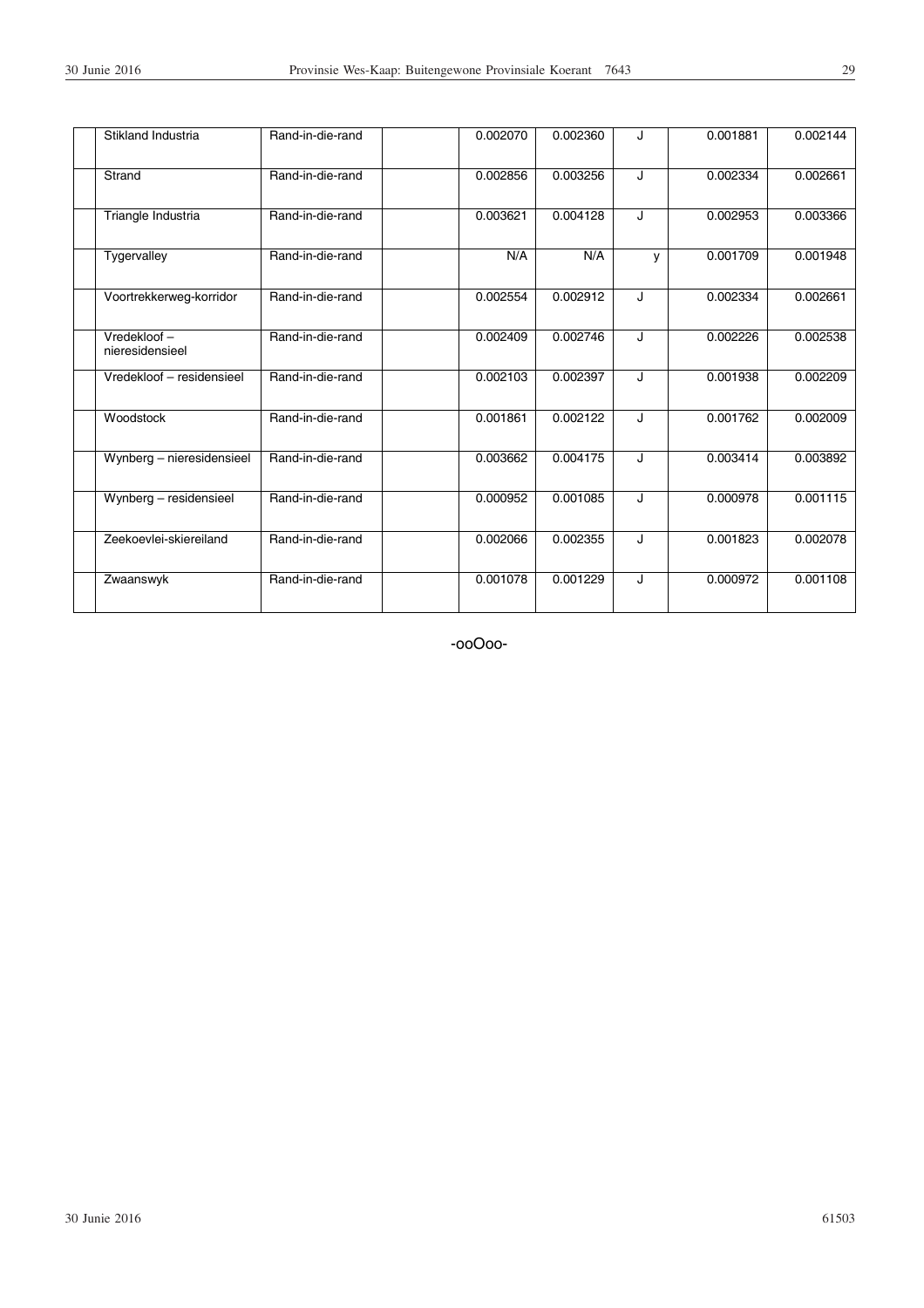| | | | | | | | | |
|---|---|---|---|---|---|---|---|---|
| | Stikland Industria | Rand-in-die-rand | | 0.002070 | 0.002360 | J | 0.001881 | 0.002144 |
| | Strand | Rand-in-die-rand | | 0.002856 | 0.003256 | J | 0.002334 | 0.002661 |
| | Triangle Industria | Rand-in-die-rand | | 0.003621 | 0.004128 | J | 0.002953 | 0.003366 |
| | Tygervalley | Rand-in-die-rand | | N/A | N/A | y | 0.001709 | 0.001948 |
| | Voortrekkerweg-korridor | Rand-in-die-rand | | 0.002554 | 0.002912 | J | 0.002334 | 0.002661 |
| | Vredekloof – nieresidensieel | Rand-in-die-rand | | 0.002409 | 0.002746 | J | 0.002226 | 0.002538 |
| | Vredekloof – residensieel | Rand-in-die-rand | | 0.002103 | 0.002397 | J | 0.001938 | 0.002209 |
| | Woodstock | Rand-in-die-rand | | 0.001861 | 0.002122 | J | 0.001762 | 0.002009 |
| | Wynberg – nieresidensieel | Rand-in-die-rand | | 0.003662 | 0.004175 | J | 0.003414 | 0.003892 |
| | Wynberg – residensieel | Rand-in-die-rand | | 0.000952 | 0.001085 | J | 0.000978 | 0.001115 |
| | Zeekoevlei-skiereiland | Rand-in-die-rand | | 0.002066 | 0.002355 | J | 0.001823 | 0.002078 |
| | Zwaanswyk | Rand-in-die-rand | | 0.001078 | 0.001229 | J | 0.000972 | 0.001108 |

-ooOoo-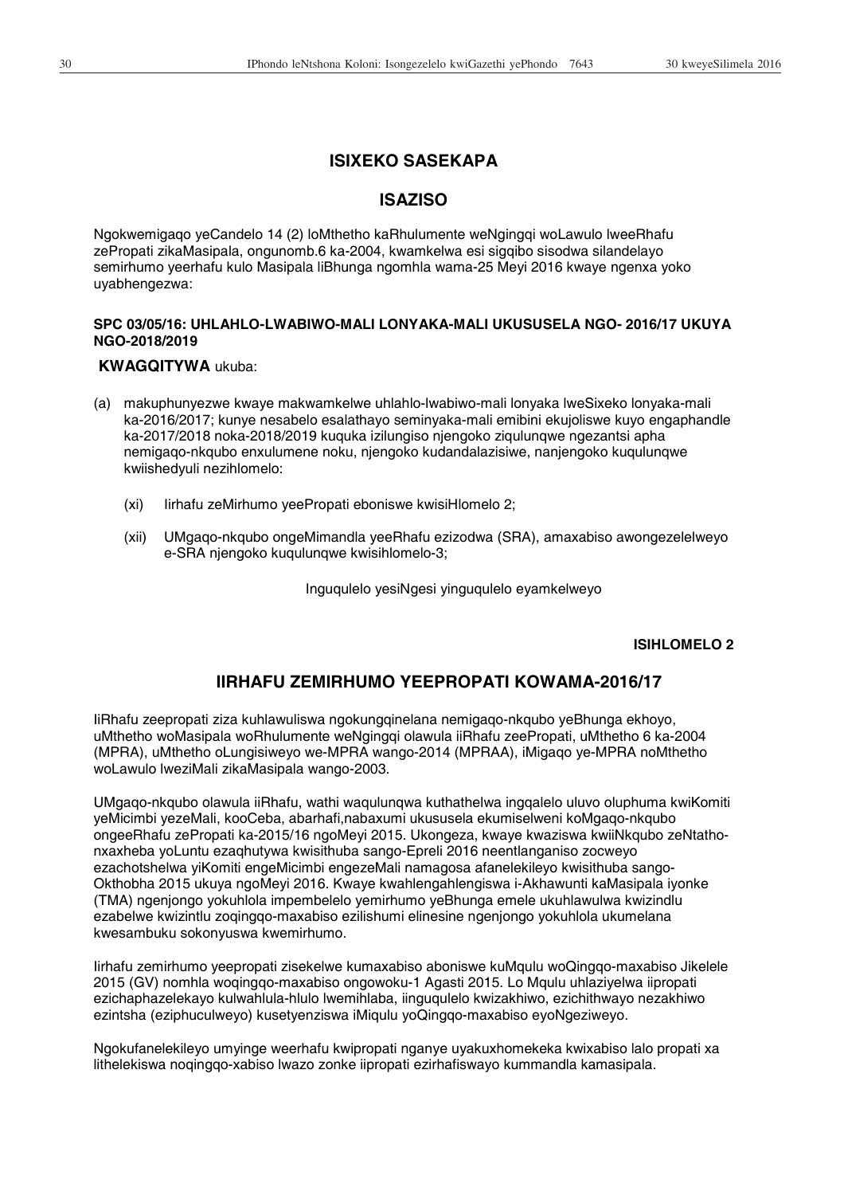## ISIXEKO SASEKAPA

## ISAZISO

Ngokwemigaqo yeCandelo 14 (2) loMthetho kaRhulumente weNgingqi woLawulo lweeRhafu zePropati zikaMasipala, ongunomb.6 ka-2004, kwamkelwa esi sigqibo sisodwa silandelayo semirhumo yeerhafu kulo Masipala liBhunga ngomhla wama-25 Meyi 2016 kwaye ngenxa yoko uyabhengezwa:

**SPC 03/05/16: UHLAHLO-LWABIWO-MALI LONYAKA-MALI UKUSUSELA NGO- 2016/17 UKUYA NGO-2018/2019**

**KWAGQITYWA** ukuba:

(a) makuphunyezwe kwaye makwamkelwe uhlahlo-lwabiwo-mali lonyaka lweSixeko lonyaka-mali ka-2016/2017; kunye nesabelo esalathayo seminyaka-mali emibini ekujoliswe kuyo engaphandle ka-2017/2018 noka-2018/2019 kuquka izilungiso njengoko ziqulunqwe ngezantsi apha nemigaqo-nkqubo enxulumene noku, njengoko kudandalazisiwe, nanjengoko kuqulunqwe kwiishedyuli nezihlomelo:

   (xi) Iirhafu zeMirhumo yeePropati eboniswe kwisiHlomelo 2;

   (xii) UMgaqo-nkqubo ongeMimandla yeeRhafu ezizodwa (SRA), amaxabiso awongezelelweyo e-SRA njengoko kuqulunqwe kwisihlomelo-3;

Inguqulelo yesiNgesi yinguqulelo eyamkelweyo

**ISIHLOMELO 2**

## IIRHAFU ZEMIRHUMO YEEPROPATI KOWAMA-2016/17

IiRhafu zeepropati ziza kuhlawuliswa ngokungqinelana nemigaqo-nkqubo yeBhunga ekhoyo, uMthetho woMasipala woRhulumente weNgingqi olawula iiRhafu zeePropati, uMthetho 6 ka-2004 (MPRA), uMthetho oLungisiweyo we-MPRA wango-2014 (MPRAA), iMigaqo ye-MPRA noMthetho woLawulo lweziMali zikaMasipala wango-2003.

UMgaqo-nkqubo olawula iiRhafu, wathi waqulunqwa kuthathelwa ingqalelo uluvo oluphuma kwiKomiti yeMicimbi yezeMali, kooCeba, abarhafi,nabaxumi ukususela ekumiselweni koMgaqo-nkqubo ongeeRhafu zePropati ka-2015/16 ngoMeyi 2015. Ukongeza, kwaye kwaziswa kwiiNkqubo zeNtatho-nxaxheba yoLuntu ezaqhutywa kwisithuba sango-Epreli 2016 neentlanganiso zocweyo ezachotshelwa yiKomiti engeMicimbi engezeMali namagosa afanelekileyo kwisithuba sango-Okthobha 2015 ukuya ngoMeyi 2016. Kwaye kwahlengahlengiswa i-Akhawunti kaMasipala iyonke (TMA) ngenjongo yokuhlola impembelelo yemirhumo yeBhunga emele ukuhlawulwa kwizindlu ezabelwe kwizintlu zoqingqo-maxabiso ezilishumi elinesine ngenjongo yokuhlola ukumelana kwesambuku sokonyuswa kwemirhumo.

Iirhafu zemirhumo yeepropati zisekelwe kumaxabiso aboniswe kuMqulu woQingqo-maxabiso Jikelele 2015 (GV) nomhla woqingqo-maxabiso ongowoku-1 Agasti 2015. Lo Mqulu uhlaziyelwa iipropati ezichaphazelekayo kulwahlula-hlulo lwemihlaba, iinguqulelo kwizakhiwo, ezichithwayo nezakhiwo ezintsha (eziphuculweyo) kusetyenziswa iMiqulu yoQingqo-maxabiso eyoNgeziweyo.

Ngokufanelekileyo umyinge weerhafu kwipropati nganye uyakuxhomekeka kwixabiso lalo propati xa lithelekiswa noqingqo-xabiso lwazo zonke iipropati ezirhafiswayo kummandla kamasipala.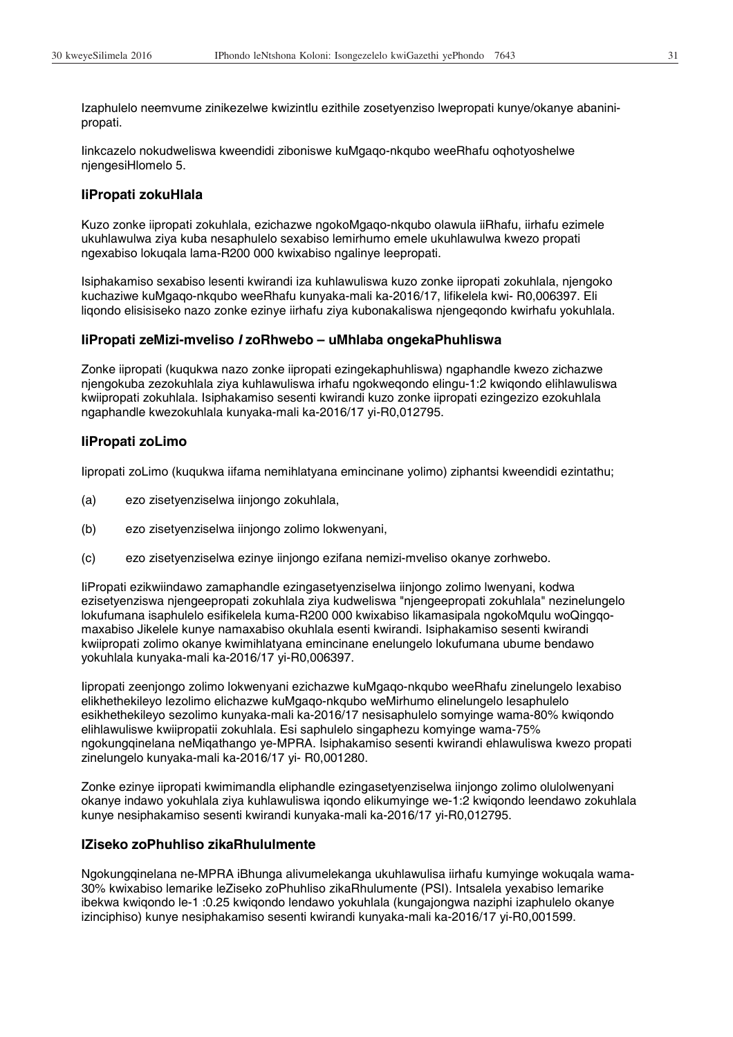Izaphulelo neemvume zinikezelwe kwizintlu ezithile zosetyenziso lwepropati kunye/okanye abanini-propati.

Iinkcazelo nokudweliswa kweendidi ziboniswe kuMgaqo-nkqubo weeRhafu oqhotyoshelwe njengesiHlomelo 5.

### IiPropati zokuHlala

Kuzo zonke iipropati zokuhlala, ezichazwe ngokoMgaqo-nkqubo olawula iiRhafu, iirhafu ezimele ukuhlawulwa ziya kuba nesaphulelo sexabiso lemirhumo emele ukuhlawulwa kwezo propati ngexabiso lokuqala lama-R200 000 kwixabiso ngalinye leepropati.

Isiphakamiso sexabiso lesenti kwirandi iza kuhlawuliswa kuzo zonke iipropati zokuhlala, njengoko kuchaziwe kuMgaqo-nkqubo weeRhafu kunyaka-mali ka-2016/17, lifikelela kwi- R0,006397. Eli liqondo elisisiseko nazo zonke ezinye iirhafu ziya kubonakaliswa njengeqondo kwirhafu yokuhlala.

### IiPropati zeMizi-mveliso / zoRhwebo – uMhlaba ongekaPhuhliswa

Zonke iipropati (kuqukwa nazo zonke iipropati ezingekaphuhliswa) ngaphandle kwezo zichazwe njengokuba zezokuhlala ziya kuhlawuliswa irhafu ngokweqondo elingu-1:2 kwiqondo elihlawuliswa kwiipropati zokuhlala. Isiphakamiso sesenti kwirandi kuzo zonke iipropati ezingezizo ezokuhlala ngaphandle kwezokuhlala kunyaka-mali ka-2016/17 yi-R0,012795.

### IiPropati zoLimo

Iipropati zoLimo (kuqukwa iifama nemihlatyana emincinane yolimo) ziphantsi kweendidi ezintathu;

(a) ezo zisetyenziselwa iinjongo zokuhlala,

(b) ezo zisetyenziselwa iinjongo zolimo lokwenyani,

(c) ezo zisetyenziselwa ezinye iinjongo ezifana nemizi-mveliso okanye zorhwebo.

IiPropati ezikwiindawo zamaphandle ezingasetyenziselwa iinjongo zolimo lwenyani, kodwa ezisetyenziswa njengeepropati zokuhlala ziya kudweliswa "njengeepropati zokuhlala" nezinelungelo lokufumana isaphulelo esifikelela kuma-R200 000 kwixabiso likamasipala ngokoMqulu woQingqo-maxabiso Jikelele kunye namaxabiso okuhlala esenti kwirandi. Isiphakamiso sesenti kwirandi kwiipropati zolimo okanye kwimihlatyana emincinane enelungelo lokufumana ubume bendawo yokuhlala kunyaka-mali ka-2016/17 yi-R0,006397.

Iipropati zeenjongo zolimo lokwenyani ezichazwe kuMgaqo-nkqubo weMirhumo elinelungelo lesaphulelo elikhethekileyo lezolimo elichazwe kuMgaqo-nkqubo weMirhumo elinelungelo lesaphulelo esikhethekileyo sezolimo kunyaka-mali ka-2016/17 nesisaphulelo somyinge wama-80% kwiqondo elihlawuliswe kwiipropatii zokuhlala. Esi saphulelo singaphezu komyinge wama-75% ngokungqinelana neMiqathango ye-MPRA. Isiphakamiso sesenti kwirandi ehlawuliswa kwezo propati zinelungelo kunyaka-mali ka-2016/17 yi- R0,001280.

Zonke ezinye iipropati kwimimandla eliphandle ezingasetyenziselwa iinjongo zolimo olulolwenyani okanye indawo yokuhlala ziya kuhlawuliswa iqondo elikumyinge we-1:2 kwiqondo leendawo zokuhlala kunye nesiphakamiso sesenti kwirandi kunyaka-mali ka-2016/17 yi-R0,012795.

### IZiseko zoPhuhliso zikaRhululmente

Ngokungqinelana ne-MPRA iBhunga alivumelekanga ukuhlawulisa iirhafu kumyinge wokuqala wama-30% kwixabiso lemarike leZiseko zoPhuhliso zikaRhulumente (PSI). Intsalela yexabiso lemarike ibekwa kwiqondo le-1 :0.25 kwiqondo lendawo yokuhlala (kungajongwa naziphi izaphulelo okanye izinciphiso) kunye nesiphakamiso sesenti kwirandi kunyaka-mali ka-2016/17 yi-R0,001599.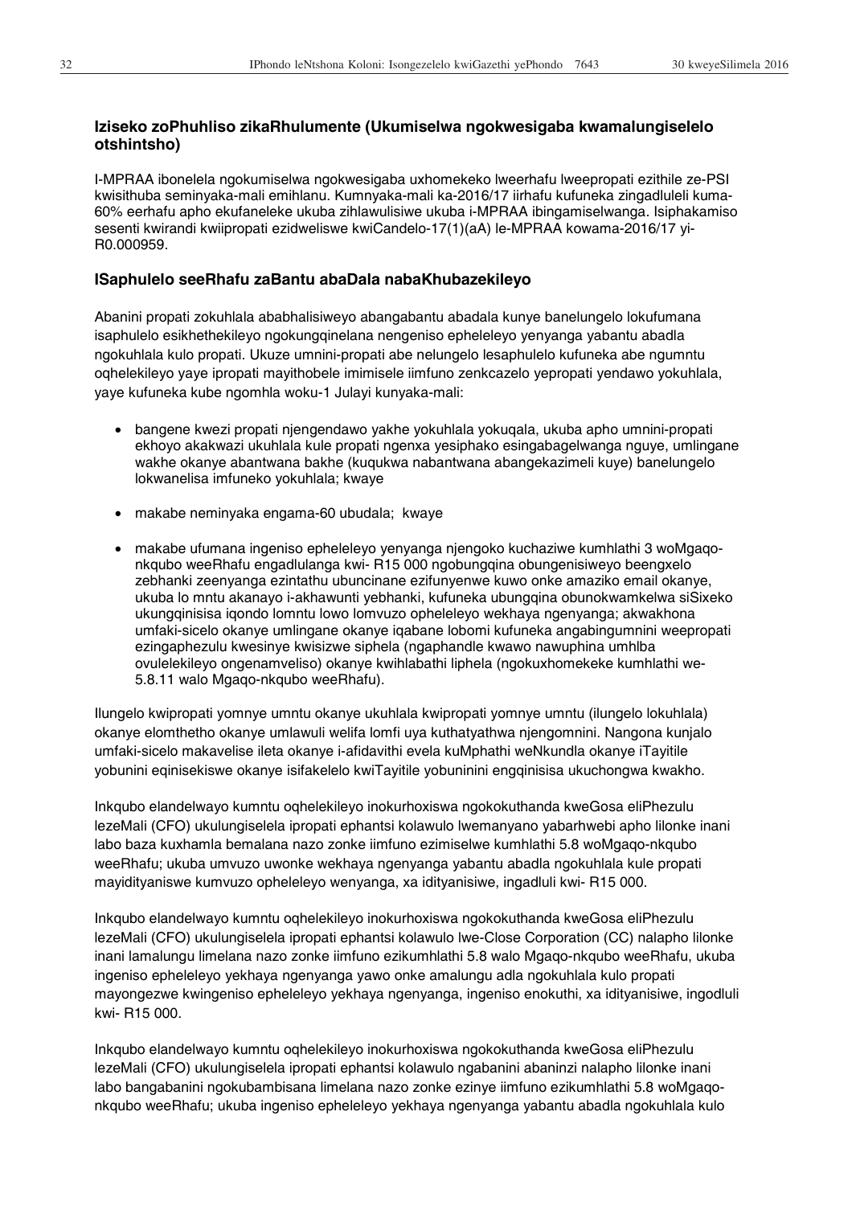### Iziseko zoPhuhliso zikaRhulumente (Ukumiselwa ngokwesigaba kwamalungiselelo otshintsho)

I-MPRAA ibonelela ngokumiselwa ngokwesigaba uxhomekeko lweerhafu lweepropati ezithile ze-PSI kwisithuba seminyaka-mali emihlanu. Kumnyaka-mali ka-2016/17 iirhafu kufuneka zingadluleli kuma-60% eerhafu apho ekufaneleke ukuba zihlawulisiwe ukuba i-MPRAA ibingamiselwanga. Isiphakamiso sesenti kwirandi kwiipropati ezidweliswe kwiCandelo-17(1)(aA) le-MPRAA kowama-2016/17 yi-R0.000959.

### ISaphulelo seeRhafu zaBantu abaDala nabaKhubazekileyo

Abanini propati zokuhlala ababhalisiweyo abangabantu abadala kunye banelungelo lokufumana isaphulelo esikhethekileyo ngokungqinelana nengeniso epheleleyo yenyanga yabantu abadla ngokuhlala kulo propati. Ukuze umnini-propati abe nelungelo lesaphulelo kufuneka abe ngumntu oqhelekileyo yaye ipropati mayithobele imimisele iimfuno zenkcazelo yepropati yendawo yokuhlala, yaye kufuneka kube ngomhla woku-1 Julayi kunyaka-mali:

- bangene kwezi propati njengendawo yakhe yokuhlala yokuqala, ukuba apho umnini-propati ekhoyo akakwazi ukuhlala kule propati ngenxa yesiphako esingabagelwanga nguye, umlingane wakhe okanye abantwana bakhe (kuqukwa nabantwana abangekazimeli kuye) banelungelo lokwanelisa imfuneko yokuhlala; kwaye
- makabe neminyaka engama-60 ubudala; kwaye
- makabe ufumana ingeniso epheleleyo yenyanga njengoko kuchaziwe kumhlathi 3 woMgaqo-nkqubo weeRhafu engadlulanga kwi- R15 000 ngobungqina obungenisiweyo beengxelo zebhanki zeenyanga ezintathu ubuncinane ezifunyenwe kuwo onke amaziko email okanye, ukuba lo mntu akanayo i-akhawunti yebhanki, kufuneka ubungqina obunokwamkelwa siSixeko ukungqinisisa iqondo lomntu lowo lomvuzo opheleleyo wekhaya ngenyanga; akwakhona umfaki-sicelo okanye umlingane okanye iqabane lobomi kufuneka angabingumnini weepropati ezingaphezulu kwesinye kwisizwe siphela (ngaphandle kwawo nawuphina umhlba ovulelekileyo ongenamveliso) okanye kwihlabathi liphela (ngokuxhomekeke kumhlathi we-5.8.11 walo Mgaqo-nkqubo weeRhafu).

Ilungelo kwipropati yomnye umntu okanye ukuhlala kwipropati yomnye umntu (ilungelo lokuhlala) okanye elomthetho okanye umlawuli welifa lomfi uya kuthatyathwa njengomnini. Nangona kunjalo umfaki-sicelo makavelise ileta okanye i-afidavithi evela kuMphathi weNkundla okanye iTayitile yobunini eqinisekiswe okanye isifakelelo kwiTayitile yobuninini engqinisisa ukuchongwa kwakho.

Inkqubo elandelwayo kumntu oqhelekileyo inokurhoxiswa ngokokuthanda kweGosa eliPhezulu lezeMali (CFO) ukulungiselela ipropati ephantsi kolawulo lwemanyano yabarhwebi apho lilonke inani labo baza kuxhamla bemalana nazo zonke iimfuno ezimiselwe kumhlathi 5.8 woMgaqo-nkqubo weeRhafu; ukuba umvuzo uwonke wekhaya ngenyanga yabantu abadla ngokuhlala kule propati mayidityaniswe kumvuzo opheleleyo wenyanga, xa idityanisiwe, ingadluli kwi- R15 000.

Inkqubo elandelwayo kumntu oqhelekileyo inokurhoxiswa ngokokuthanda kweGosa eliPhezulu lezeMali (CFO) ukulungiselela ipropati ephantsi kolawulo lwe-Close Corporation (CC) nalapho lilonke inani lamalungu limelana nazo zonke iimfuno ezikumhlathi 5.8 walo Mgaqo-nkqubo weeRhafu, ukuba ingeniso epheleleyo yekhaya ngenyanga yawo onke amalungu adla ngokuhlala kulo propati mayongezwe kwingeniso epheleleyo yekhaya ngenyanga, ingeniso enokuthi, xa idityanisiwe, ingodluli kwi- R15 000.

Inkqubo elandelwayo kumntu oqhelekileyo inokurhoxiswa ngokokuthanda kweGosa eliPhezulu lezeMali (CFO) ukulungiselela ipropati ephantsi kolawulo ngabanini abaninzi nalapho lilonke inani labo bangabanini ngokubambisana limelana nazo zonke ezinye iimfuno ezikumhlathi 5.8 woMgaqo-nkqubo weeRhafu; ukuba ingeniso epheleleyo yekhaya ngenyanga yabantu abadla ngokuhlala kulo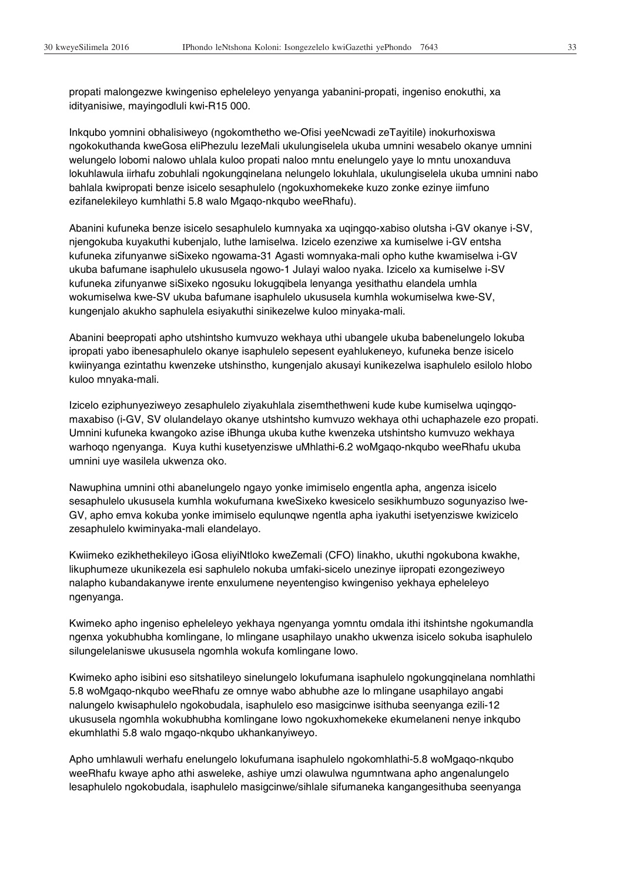propati malongezwe kwingeniso epheleleyo yenyanga yabanini-propati, ingeniso enokuthi, xa idityanisiwe, mayingodluli kwi-R15 000.

Inkqubo yomnini obhalisiweyo (ngokomthetho we-Ofisi yeeNcwadi zeTayitile) inokurhoxiswa ngokokuthanda kweGosa eliPhezulu lezeMali ukulungiselela ukuba umnini wesabelo okanye umnini welungelo lobomi nalowo uhlala kuloo propati naloo mntu enelungelo yaye lo mntu unoxanduva lokuhlawula iirhafu zobuhlali ngokungqinelana nelungelo lokuhlala, ukulungiselela ukuba umnini nabo bahlala kwipropati benze isicelo sesaphulelo (ngokuxhomekeke kuzo zonke ezinye iimfuno ezifanelekileyo kumhlathi 5.8 walo Mgaqo-nkqubo weeRhafu).

Abanini kufuneka benze isicelo sesaphulelo kumnyaka xa uqingqo-xabiso olutsha i-GV okanye i-SV, njengokuba kuyakuthi kubenjalo, luthe lamiselwa. Izicelo ezenziwe xa kumiselwe i-GV entsha kufuneka zifunyanwe siSixeko ngowama-31 Agasti womnyaka-mali opho kuthe kwamiselwa i-GV ukuba bafumane isaphulelo ukususela ngowo-1 Julayi waloo nyaka. Izicelo xa kumiselwe i-SV kufuneka zifunyanwe siSixeko ngosuku lokugqibela lenyanga yesithathu elandela umhla wokumiselwa kwe-SV ukuba bafumane isaphulelo ukususela kumhla wokumiselwa kwe-SV, kungenjalo akukho saphulela esiyakuthi sinikezelwe kuloo minyaka-mali.

Abanini beepropati apho utshintsho kumvuzo wekhaya uthi ubangele ukuba babenelungelo lokuba ipropati yabo ibenesaphulelo okanye isaphulelo sepesent eyahlukeneyo, kufuneka benze isicelo kwiinyanga ezintathu kwenzeke utshinstho, kungenjalo akusayi kunikezelwa isaphulelo esilolo hlobo kuloo mnyaka-mali.

Izicelo eziphunyeziweyo zesaphulelo ziyakuhlala zisemthethweni kude kube kumiselwa uqingqo-maxabiso (i-GV, SV olulandelayo okanye utshintsho kumvuzo wekhaya othi uchaphazele ezo propati. Umnini kufuneka kwangoko azise iBhunga ukuba kuthe kwenzeka utshintsho kumvuzo wekhaya warhoqo ngenyanga. Kuya kuthi kusetyenziswe uMhlathi-6.2 woMgaqo-nkqubo weeRhafu ukuba umnini uye wasilela ukwenza oko.

Nawuphina umnini othi abanelungelo ngayo yonke imimiselo engentla apha, angenza isicelo sesaphulelo ukususela kumhla wokufumana kweSixeko kwesicelo sesikhumbuzo sogunyaziso lwe-GV, apho emva kokuba yonke imimiselo equlunqwe ngentla apha iyakuthi isetyenziswe kwizicelo zesaphulelo kwiminyaka-mali elandelayo.

Kwiimeko ezikhethekileyo iGosa eliyiNtloko kweZemali (CFO) linakho, ukuthi ngokubona kwakhe, likuphumeze ukunikezela esi saphulelo nokuba umfaki-sicelo unezinye iipropati ezongeziweyo nalapho kubandakanywe irente enxulumene neyentengiso kwingeniso yekhaya epheleleyo ngenyanga.

Kwimeko apho ingeniso epheleleyo yekhaya ngenyanga yomntu omdala ithi itshintshe ngokumandla ngenxa yokubhubha komlingane, lo mlingane usaphilayo unakho ukwenza isicelo sokuba isaphulelo silungelelaniswe ukususela ngomhla wokufa komlingane lowo.

Kwimeko apho isibini eso sitshatileyo sinelungelo lokufumana isaphulelo ngokungqinelana nomhlathi 5.8 woMgaqo-nkqubo weeRhafu ze omnye wabo abhubhe aze lo mlingane usaphilayo angabi nalungelo kwisaphulelo ngokobudala, isaphulelo eso masigcinwe isithuba seenyanga ezili-12 ukususela ngomhla wokubhubha komlingane lowo ngokuxhomekeke ekumelaneni nenye inkqubo ekumhlathi 5.8 walo mgaqo-nkqubo ukhankanyiweyo.

Apho umhlawuli werhafu enelungelo lokufumana isaphulelo ngokomhlathi-5.8 woMgaqo-nkqubo weeRhafu kwaye apho athi asweleke, ashiye umzi olawulwa ngumntwana apho angenalungelo lesaphulelo ngokobudala, isaphulelo masigcinwe/sihlale sifumaneka kangangesithuba seenyanga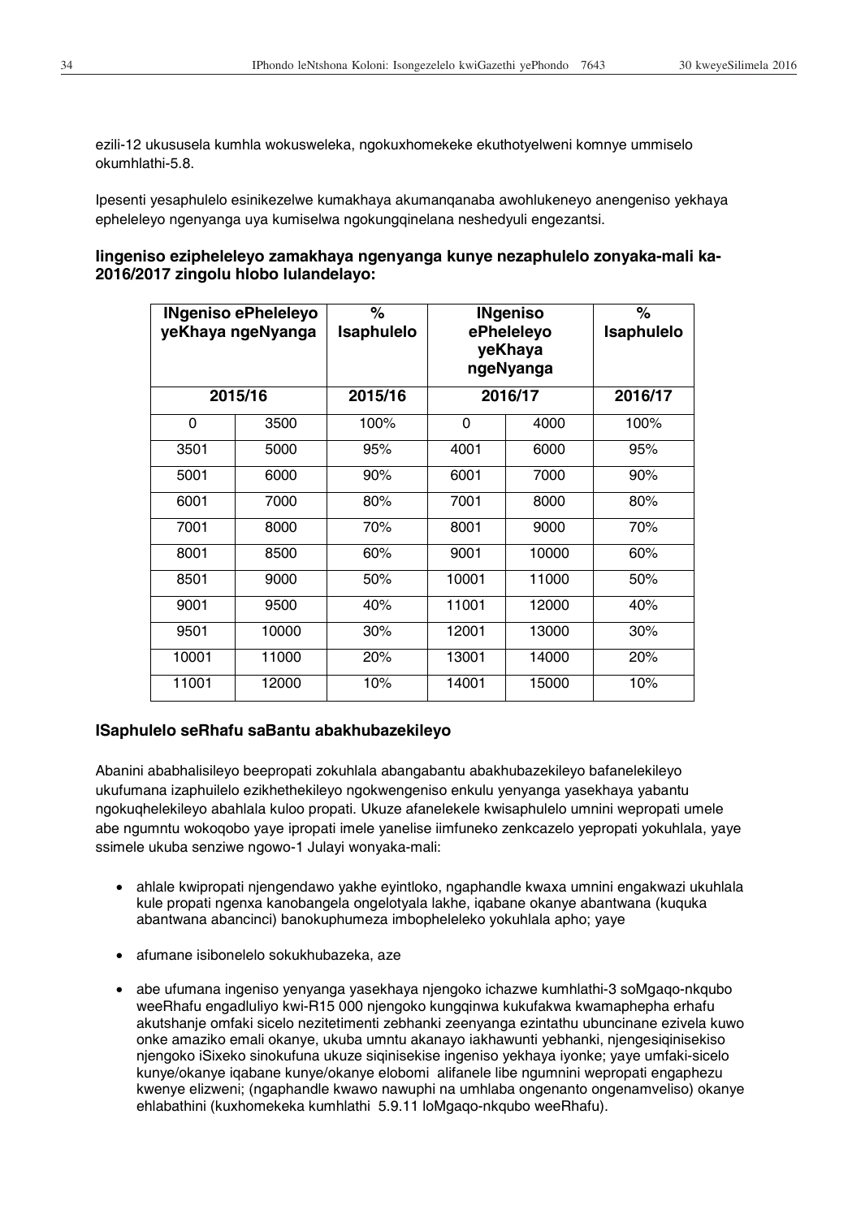ezili-12 ukususela kumhla wokusweleka, ngokuxhomekeke ekuthotyelweni komnye ummiselo okumhlathi-5.8.

Ipesenti yesaphulelo esinikezelwe kumakhaya akumanqanaba awohlukeneyo anengeniso yekhaya epheleleyo ngenyanga uya kumiselwa ngokungqinelana neshedyuli engezantsi.

**Iingeniso ezipheleleyo zamakhaya ngenyanga kunye nezaphulelo zonyaka-mali ka-2016/2017 zingolu hlobo lulandelayo:**

| INgeniso ePheleleyo yeKhaya ngeNyanga | | % Isaphulelo | INgeniso ePheleleyo yeKhaya ngeNyanga | | % Isaphulelo |
|---|---|---|---|---|---|
| 2015/16 | | 2015/16 | 2016/17 | | 2016/17 |
| 0 | 3500 | 100% | 0 | 4000 | 100% |
| 3501 | 5000 | 95% | 4001 | 6000 | 95% |
| 5001 | 6000 | 90% | 6001 | 7000 | 90% |
| 6001 | 7000 | 80% | 7001 | 8000 | 80% |
| 7001 | 8000 | 70% | 8001 | 9000 | 70% |
| 8001 | 8500 | 60% | 9001 | 10000 | 60% |
| 8501 | 9000 | 50% | 10001 | 11000 | 50% |
| 9001 | 9500 | 40% | 11001 | 12000 | 40% |
| 9501 | 10000 | 30% | 12001 | 13000 | 30% |
| 10001 | 11000 | 20% | 13001 | 14000 | 20% |
| 11001 | 12000 | 10% | 14001 | 15000 | 10% |

**ISaphulelo seRhafu saBantu abakhubazekileyo**

Abanini ababhalisileyo beepropati zokuhlala abangabantu abakhubazekileyo bafanelekileyo ukufumana izaphuilelo ezikhethekileyo ngokwengeniso enkulu yenyanga yasekhaya yabantu ngokuqhelekileyo abahlala kuloo propati. Ukuze afanelekele kwisaphulelo umnini wepropati umele abe ngumntu wokoqobo yaye ipropati imele yanelise iimfuneko zenkcazelo yepropati yokuhlala, yaye ssimele ukuba senziwe ngowo-1 Julayi wonyaka-mali:

- ahlale kwipropati njengendawo yakhe eyintloko, ngaphandle kwaxa umnini engakwazi ukuhlala kule propati ngenxa kanobangela ongelotyala lakhe, iqabane okanye abantwana (kuquka abantwana abancinci) banokuphumeza imbophelelelko yokuhlala apho; yaye
- afumane isibonelelo sokukhubazeka, aze
- abe ufumana ingeniso yenyanga yasekhaya njengoko ichazwe kumhlathi-3 soMgaqo-nkqubo weeRhafu engadluliyo kwi-R15 000 njengoko kungqinwa kukufakwa kwamaphepha erhafu akutshanje omfaki sicelo nezitetimenti zebhanki zeenyanga ezintathu ubuncinane ezivela kuwo onke amaziko emali okanye, ukuba umntu akanayo iakhawunti yebhanki, njengesiqinisekiso njengoko iSixeko sinokufuna ukuze siqinisekise ingeniso yekhaya iyonke; yaye umfaki-sicelo kunye/okanye iqabane kunye/okanye elobomi alifanele libe ngumnini wepropati engaphezu kwenye elizweni; (ngaphandle kwawo nawuphi na umhlaba ongenanto ongenamveliso) okanye ehlabathini (kuxhomekeka kumhlathi 5.9.11 loMgaqo-nkqubo weeRhafu).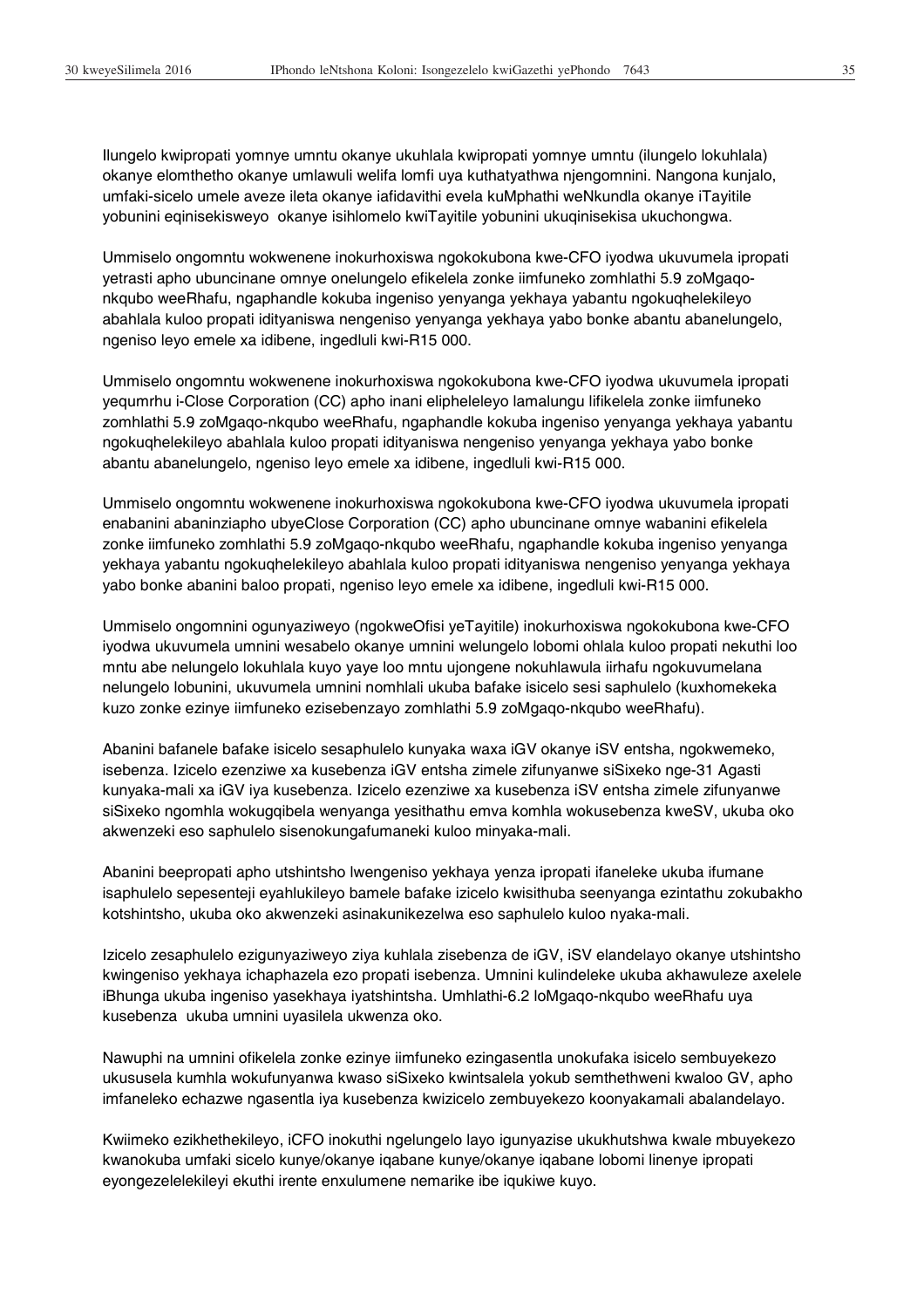Ilungelo kwipropati yomnye umntu okanye ukuhlala kwipropati yomnye umntu (ilungelo lokuhlala) okanye elomthetho okanye umlawuli welifa lomfi uya kuthatyathwa njengomnini. Nangona kunjalo, umfaki-sicelo umele aveze ileta okanye iafidavithi evela kuMphathi weNkundla okanye iTayitile yobunini eqinisekisweyo okanye isihlomelo kwiTayitile yobunini ukuqinisekisa ukuchongwa.

Ummiselo ongomntu wokwenene inokurhoxiswa ngokokubona kwe-CFO iyodwa ukuvumela ipropati yetrasti apho ubuncinane omnye onelungelo efikelela zonke iimfuneko zomhlathi 5.9 zoMgaqo-nkqubo weeRhafu, ngaphandle kokuba ingeniso yenyanga yekhaya yabantu ngokuqhelekileyo abahlala kuloo propati idityaniswa nengeniso yenyanga yekhaya yabo bonke abantu abanelungelo, ngeniso leyo emele xa idibene, ingedluli kwi-R15 000.

Ummiselo ongomntu wokwenene inokurhoxiswa ngokokubona kwe-CFO iyodwa ukuvumela ipropati yequmrhu i-Close Corporation (CC) apho inani lipheleleyo lamalungu lifikelela zonke iimfuneko zomhlathi 5.9 zoMgaqo-nkqubo weeRhafu, ngaphandle kokuba ingeniso yenyanga yekhaya yabantu ngokuqhelekileyo abahlala kuloo propati idityaniswa nengeniso yenyanga yekhaya yabo bonke abantu abanelungelo, ngeniso leyo emele xa idibene, ingedluli kwi-R15 000.

Ummiselo ongomntu wokwenene inokurhoxiswa ngokokubona kwe-CFO iyodwa ukuvumela ipropati enabanini abaninziapho ubyeClose Corporation (CC) apho ubuncinane omnye wabanini efikelela zonke iimfuneko zomhlathi 5.9 zoMgaqo-nkqubo weeRhafu, ngaphandle kokuba ingeniso yenyanga yekhaya yabantu ngokuqhelekileyo abahlala kuloo propati idityaniswa nengeniso yenyanga yekhaya yabo bonke abanini baloo propati, ngeniso leyo emele xa idibene, ingedluli kwi-R15 000.

Ummiselo ongomnini ogunyaziweyo (ngokweOfisi yeTayitile) inokurhoxiswa ngokokubona kwe-CFO iyodwa ukuvumela umnini wesabelo okanye umnini welungelo lobomi ohlala kuloo propati nekuthi loo mntu abe nelungelo lokuhlala kuyo yaye loo mntu ujongene nokuhlawula iirhafu ngokuvumelana nelungelo lobunini, ukuvumela umnini nomhlali ukuba bafake isicelo sesi saphulelo (kuxhomekeka kuzo zonke ezinye iimfuneko ezisebenzayo zomhlathi 5.9 zoMgaqo-nkqubo weeRhafu).

Abanini bafanele bafake isicelo sesaphulelo kunyaka waxa iGV okanye iSV entsha, ngokwemeko, isebenza. Izicelo ezenziwe xa kusebenza iGV entsha zimele zifunyanwe siSixeko nge-31 Agasti kunyaka-mali xa iGV iya kusebenza. Izicelo ezenziwe xa kusebenza iSV entsha zimele zifunyanwe siSixeko ngomhla wokugqibela wenyanga yesithathu emva komhla wokusebenza kweSV, ukuba oko akwenzeki eso saphulelo sisenokungafumaneki kuloo minyaka-mali.

Abanini beepropati apho utshintsho lwengeniso yekhaya yenza ipropati ifaneleke ukuba ifumane isaphulelo sepesenteji eyahlukileyo bamele bafake izicelo kwisithuba seenyanga ezintathu zokubakho kotshintsho, ukuba oko akwenzeki asinakunikezelwa eso saphulelo kuloo nyaka-mali.

Izicelo zesaphulelo ezigunyaziweyo ziya kuhlala zisebenza de iGV, iSV elandelayo okanye utshintsho kwingeniso yekhaya ichaphazela ezo propati isebenza. Umnini kulindeleke ukuba akhawuleze axelele iBhunga ukuba ingeniso yasekhaya iyatshintsha. Umhlathi-6.2 loMgaqo-nkqubo weeRhafu uya kusebenza ukuba umnini uyasilela ukwenza oko.

Nawuphi na umnini ofikelela zonke ezinye iimfuneko ezingasentla unokufaka isicelo sembuyekezo ukususela kumhla wokufunyanwa kwaso siSixeko kwintsalela yokub semthethweni kwaloo GV, apho imfaneleko echazwe ngasentla iya kusebenza kwizicelo zembuyekezo koonyakamali abalandelayo.

Kwiimeko ezikhethekileyo, iCFO inokuthi ngelungelo layo igunyazise ukukhutshwa kwale mbuyekezo kwanokuba umfaki sicelo kunye/okanye iqabane kunye/okanye iqabane lobomi linenye ipropati eyongezelelekileyi ekuthi irente enxulumene nemarike ibe iqukiwe kuyo.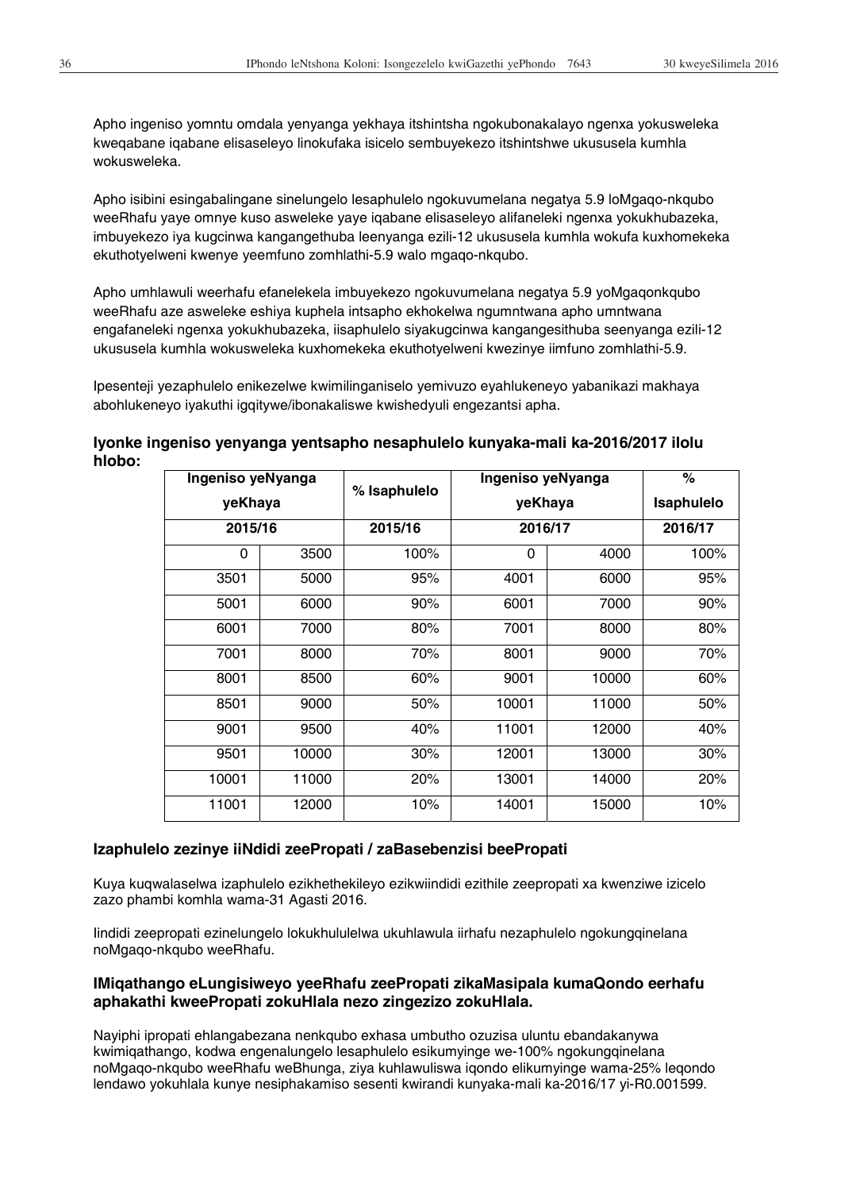Apho ingeniso yomntu omdala yenyanga yekhaya itshintsha ngokubonakalayo ngenxa yokusweleka kweqabane iqabane elisaseleyo linokufaka isicelo sembuyekezo itshintshwe ukususela kumhla wokusweleka.

Apho isibini esingabalingane sinelungelo lesaphulelo ngokuvumelana negatya 5.9 loMgaqo-nkqubo weeRhafu yaye omnye kuso asweleke yaye iqabane elisaseleyo alifaneleki ngenxa yokukhubazeka, imbuyekezo iya kugcinwa kangangethuba leenyanga ezili-12 ukususela kumhla wokufa kuxhomekeka ekuthotyelweni kwenye yeemfuno zomhlathi-5.9 walo mgaqo-nkqubo.

Apho umhlawuli weerhafu efanelekela imbuyekezo ngokuvumelana negatya 5.9 yoMgaqonkqubo weeRhafu aze asweleke eshiya kuphela intsapho ekhokelwa ngumntwana apho umntwana engafaneleki ngenxa yokukhubazeka, iisaphulelo siyakugcinwa kangangesithuba seenyanga ezili-12 ukususela kumhla wokusweleka kuxhomekeka ekuthotyelweni kwezinye iimfuno zomhlathi-5.9.

Ipesenteji yezaphulelo enikezelwe kwimilinganiselo yemivuzo eyahlukeneyo yabanikazi makhaya abohlukeneyo iyakuthi igqitywe/ibonakaliswe kwishedyuli engezantsi apha.

**Iyonke ingeniso yenyanga yentsapho nesaphulelo kunyaka-mali ka-2016/2017 ilolu hlobo:**

| Ingeniso yeNyanga yeKhaya | | % Isaphulelo | Ingeniso yeNyanga yeKhaya | | % Isaphulelo |
|---|---|---|---|---|---|
| 2015/16 | | 2015/16 | 2016/17 | | 2016/17 |
| 0 | 3500 | 100% | 0 | 4000 | 100% |
| 3501 | 5000 | 95% | 4001 | 6000 | 95% |
| 5001 | 6000 | 90% | 6001 | 7000 | 90% |
| 6001 | 7000 | 80% | 7001 | 8000 | 80% |
| 7001 | 8000 | 70% | 8001 | 9000 | 70% |
| 8001 | 8500 | 60% | 9001 | 10000 | 60% |
| 8501 | 9000 | 50% | 10001 | 11000 | 50% |
| 9001 | 9500 | 40% | 11001 | 12000 | 40% |
| 9501 | 10000 | 30% | 12001 | 13000 | 30% |
| 10001 | 11000 | 20% | 13001 | 14000 | 20% |
| 11001 | 12000 | 10% | 14001 | 15000 | 10% |

### Izaphulelo zezinye iiNdidi zeePropati / zaBasebenzisi beePropati

Kuya kuqwalaselwa izaphulelo ezikhethekileyo ezikwiindidi ezithile zeepropati xa kwenziwe izicelo zazo phambi komhla wama-31 Agasti 2016.

Iindidi zeepropati ezinelungelo lokukhululelwa ukuhlawula iirhafu nezaphulelo ngokungqinelana noMgaqo-nkqubo weeRhafu.

### IMiqathango eLungisiweyo yeeRhafu zeePropati zikaMasipala kumaQondo eerhafu aphakathi kweePropati zokuHlala nezo zingezizo zokuHlala.

Nayiphi ipropati ehlangabezana nenkqubo exhasa umbutho ozuzisa uluntu ebandakanywa kwimiqathango, kodwa engenalungelo lesaphulelo esikumyinge we-100% ngokungqinelana noMgaqo-nkqubo weeRhafu weBhunga, ziya kuhlawuliswa iqondo elikumyinge wama-25% leqondo lendawo yokuhlala kunye nesiphakamiso sesenti kwirandi kunyaka-mali ka-2016/17 yi-R0.001599.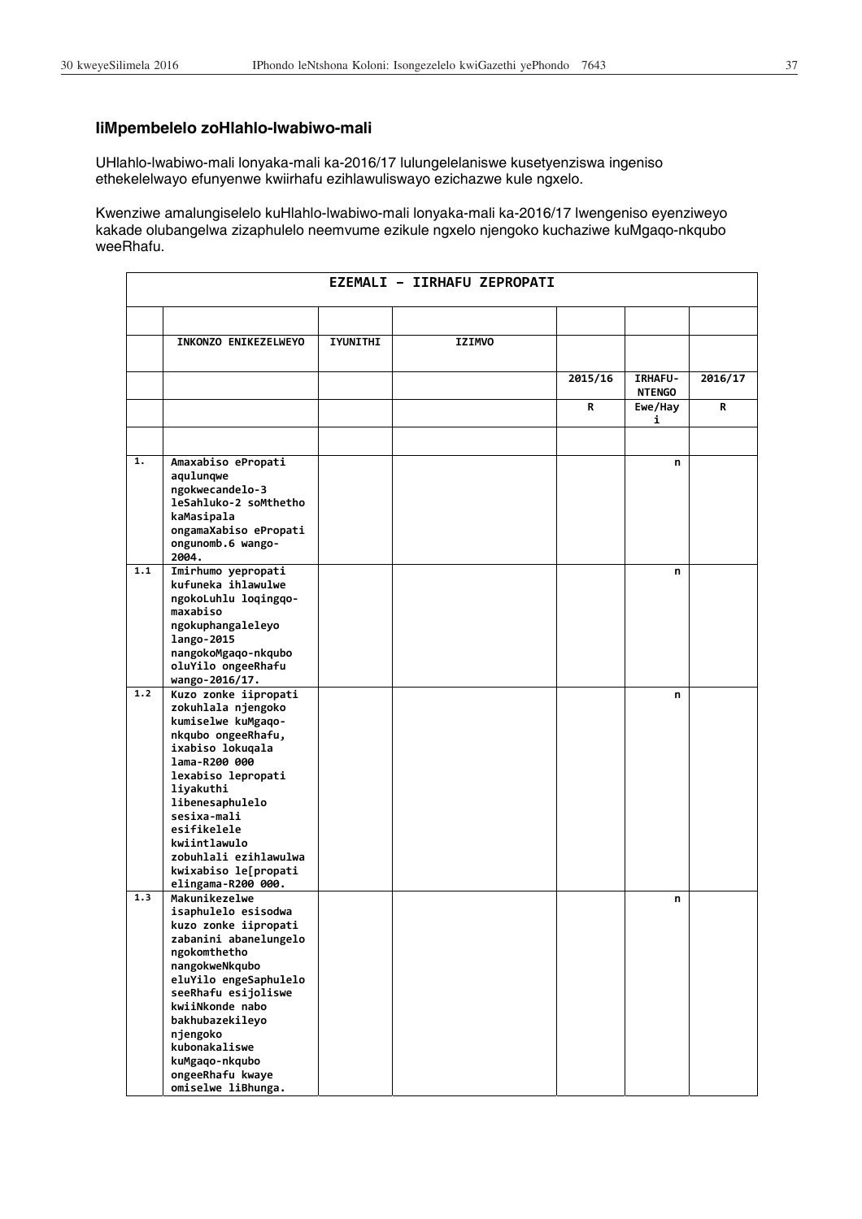## IiMpembelelo zoHlahlo-lwabiwo-mali

UHlahlo-lwabiwo-mali lonyaka-mali ka-2016/17 lulungelelaniswe kusetyenziswa ingeniso ethekelelwayo efunyenwe kwiirhafu ezihlawuliswayo ezichazwe kule ngxelo.

Kwenziwe amalungiselelo kuHlahlo-lwabiwo-mali lonyaka-mali ka-2016/17 lwengeniso eyenziweyo kakade olubangelwa zizaphulelo neemvume ezikule ngxelo njengoko kuchaziwe kuMgaqo-nkqubo weeRhafu.

| EZEMALI – IIRHAFU ZEPROPATI | | | | | | |
|---|---|---|---|---|---|---|
| | | | | | | |
| | INKONZO ENIKEZELWEYO | IYUNITHI | IZIMVO | | | |
| | | | | 2015/16 | IRHAFU-NTENGO | 2016/17 |
| | | | | R | Ewe/Hayi | R |
| | | | | | | |
| 1. | Amaxabiso ePropati aqulunqwe ngokwecandelo-3 leSahluko-2 soMthetho kaMasipala ongamaXabiso ePropati ongunomb.6 wango-2004. | | | | n | |
| 1.1 | Imirhumo yepropati kufuneka ihlawulwe ngokoLuhlu loqingqo-maxabiso ngokuphangaleleyo lango-2015 nangokoMgaqo-nkqubo oluYilo ongeeRhafu wango-2016/17. | | | | n | |
| 1.2 | Kuzo zonke iipropati zokuhlala njengoko kumiselwe kuMgaqo-nkqubo ongeeRhafu, ixabiso lokuqala lama-R200 000 lexabiso lepropati liyakuthi libenesaphulelo sesixa-mali esifikelele kwiintlawulo zobuhlali ezihlawulwa kwixabiso le[propati elingama-R200 000. | | | | n | |
| 1.3 | Makunikezelwe isaphulelo esisodwa kuzo zonke iipropati zabanini abanelungelo ngokomthetho nangokweNkqubo eluYilo engeSaphulelo seeRhafu esijoliswe kwiiNkonde nabo bakhubazekileyo njengoko kubonakaliswe kuMgaqo-nkqubo ongeeRhafu kwaye omiselwe liBhunga. | | | | n | |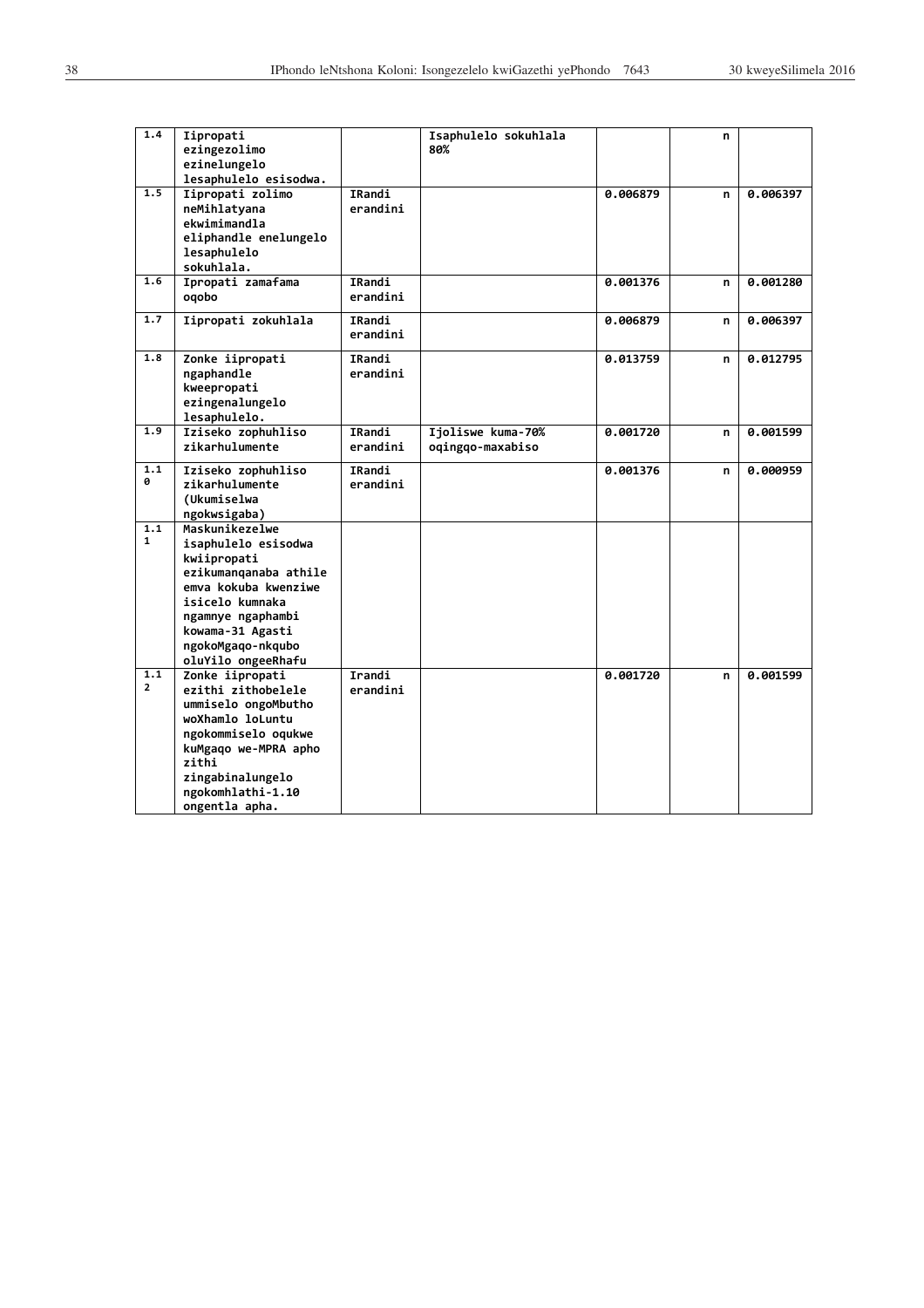| 1.4 | Iipropati ezingezolimo ezinelungelo lesaphulelo esisodwa. | | Isaphulelo sokuhlala 80% | | n | |
|---|---|---|---|---|---|---|
| 1.5 | Iipropati zolimo neMihlatyana ekwimimandla eliphandle enelungelo lesaphulelo sokuhlala. | IRandi erandini | | 0.006879 | n | 0.006397 |
| 1.6 | Ipropati zamafama oqobo | IRandi erandini | | 0.001376 | n | 0.001280 |
| 1.7 | Iipropati zokuhlala | IRandi erandini | | 0.006879 | n | 0.006397 |
| 1.8 | Zonke iipropati ngaphandle kweepropati ezingenalungelo lesaphulelo. | IRandi erandini | | 0.013759 | n | 0.012795 |
| 1.9 | Iziseko zophuhliso zikarhulumente | IRandi erandini | Ijoliswe kuma-70% oqingqo-maxabiso | 0.001720 | n | 0.001599 |
| 1.10 | Iziseko zophuhliso zikarhulumente (Ukumiselwa ngokwsigaba) | IRandi erandini | | 0.001376 | n | 0.000959 |
| 1.11 | Maskunikezelwe isaphulelo esisodwa kwiipropati ezikumanqanaba athile emva kokuba kwenziwe isicelo kumnaka ngamnye ngaphambi kowama-31 Agasti ngokoMgaqo-nkqubo oluYilo ongeeRhafu | | | | | |
| 1.12 | Zonke iipropati ezithi zithobelele ummiselo ongoMbutho woXhamlo loLuntu ngokommiselo oqukwe kuMgaqo we-MPRA apho zithi zingabinalungelo ngokomhlathi-1.10 ongentla apha. | Irandi erandini | | 0.001720 | n | 0.001599 |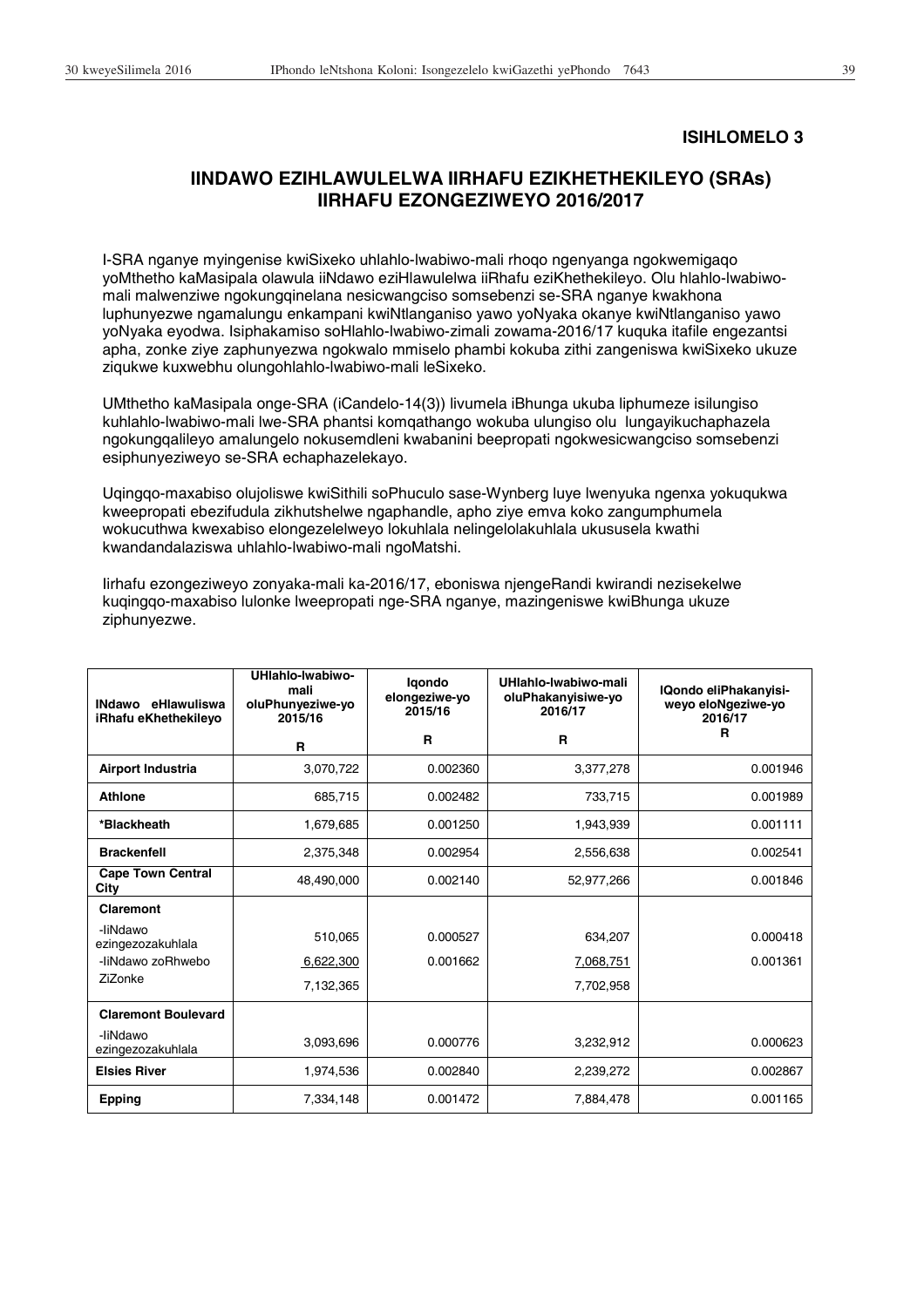**ISIHLOMELO 3**

## IINDAWO EZIHLAWULELWA IIRHAFU EZIKHETHEKILEYO (SRAs) IIRHAFU EZONGEZIWEYO 2016/2017

I-SRA nganye myingenise kwiSixeko uhlahlo-lwabiwo-mali rhoqo ngenyanga ngokwemigaqo yoMthetho kaMasipala olawula iiNdawo eziHlawulelwa iiRhafu eziKhethekileyo. Olu hlahlo-lwabiwo-mali malwenziwe ngokungqinelana nesicwangciso somsebenzi se-SRA nganye kwakhona luphunyezwe ngamalungu enkampani kwiNtlanganiso yawo yoNyaka okanye kwiNtlanganiso yawo yoNyaka eyodwa. Isiphakamiso soHlahlo-lwabiwo-zimali zowama-2016/17 kuquka itafile engezantsi apha, zonke ziye zaphunyezwa ngokwalo mmiselo phambi kokuba zithi zangeniswa kwiSixeko ukuze ziqukwe kuxwebhu olungohlahlo-lwabiwo-mali leSixeko.

UMthetho kaMasipala onge-SRA (iCandelo-14(3)) livumela iBhunga ukuba liphumeze isilungiso kuhlahlo-lwabiwo-mali lwe-SRA phantsi komqathango wokuba ulungiso olu lungayikuchaphazela ngokungqalileyo amalungelo nokusemdleni kwabanini beepropati ngokwesicwangciso somsebenzi esiphunyeziweyo se-SRA echaphazelekayo.

Uqingqo-maxabiso olujoliswe kwiSithili soPhuculo sase-Wynberg luye lwenyuka ngenxa yokuqukwa kweepropati ebezifudula zikhutshelwe ngaphandle, apho ziye emva koko zangumphumela wokucuthwa kwexabiso elongezelelweyo lokuhlala nelingelolakuhlala ukususela kwathi kwandandalaziswa uhlahlo-lwabiwo-mali ngoMatshi.

Iirhafu ezongeziweyo zonyaka-mali ka-2016/17, eboniswa njengeRandi kwirandi nezisekelwe kuqingqo-maxabiso lulonke lweepropati nge-SRA nganye, mazingeniswe kwiBhunga ukuze ziphunyezwe.

| INdawo eHlawuliswa iRhafu eKhethekileyo | UHlahlo-lwabiwo-mali oluPhunyeziwe-yo 2015/16 R | Iqondo elongeziwe-yo 2015/16 R | UHlahlo-lwabiwo-mali oluPhakanyisiwe-yo 2016/17 R | IQondo eliPhakanyisi-weyo eloNgeziwe-yo 2016/17 R |
|---|---|---|---|---|
| **Airport Industria** | 3,070,722 | 0.002360 | 3,377,278 | 0.001946 |
| **Athlone** | 685,715 | 0.002482 | 733,715 | 0.001989 |
| ***Blackheath** | 1,679,685 | 0.001250 | 1,943,939 | 0.001111 |
| **Brackenfell** | 2,375,348 | 0.002954 | 2,556,638 | 0.002541 |
| **Cape Town Central City** | 48,490,000 | 0.002140 | 52,977,266 | 0.001846 |
| **Claremont** | | | | |
| -IiNdawo ezingezozakuhlala | 510,065 | 0.000527 | 634,207 | 0.000418 |
| -IiNdawo zoRhwebo | 6,622,300 | 0.001662 | 7,068,751 | 0.001361 |
| ZiZonke | 7,132,365 | | 7,702,958 | |
| **Claremont Boulevard** | | | | |
| -IiNdawo ezingezozakuhlala | 3,093,696 | 0.000776 | 3,232,912 | 0.000623 |
| **Elsies River** | 1,974,536 | 0.002840 | 2,239,272 | 0.002867 |
| **Epping** | 7,334,148 | 0.001472 | 7,884,478 | 0.001165 |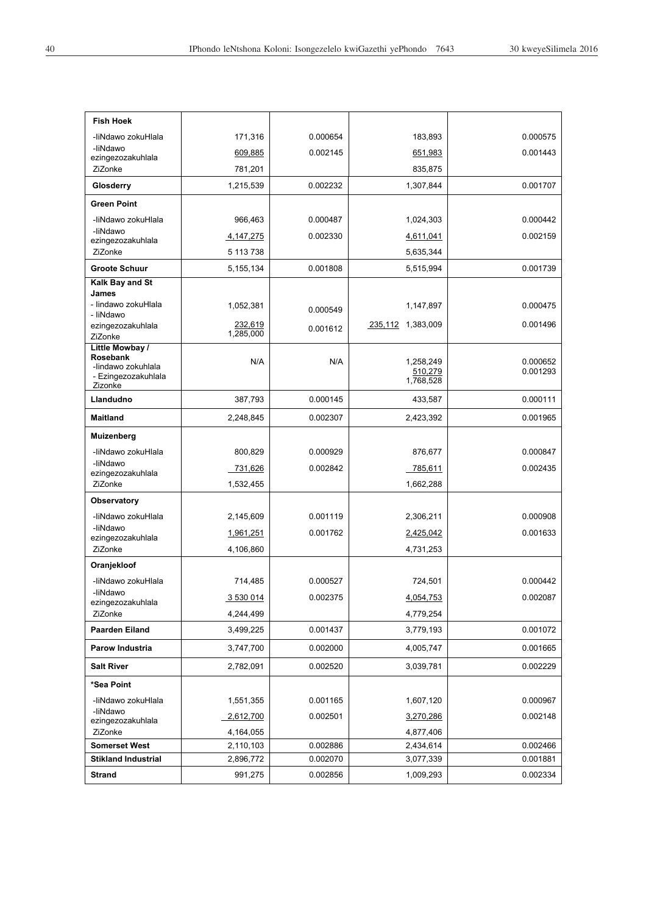| **Fish Hoek** | | | | |
|---|---|---|---|---|
| -IiNdawo zokuHlala | 171,316 | 0.000654 | 183,893 | 0.000575 |
| -IiNdawo ezingezozakuhlala | 609,885 | 0.002145 | 651,983 | 0.001443 |
| ZiZonke | 781,201 | | 835,875 | |
| **Glosderry** | 1,215,539 | 0.002232 | 1,307,844 | 0.001707 |
| **Green Point** | | | | |
| -IiNdawo zokuHlala | 966,463 | 0.000487 | 1,024,303 | 0.000442 |
| -IiNdawo ezingezozakuhlala | 4,147,275 | 0.002330 | 4,611,041 | 0.002159 |
| ZiZonke | 5 113 738 | | 5,635,344 | |
| **Groote Schuur** | 5,155,134 | 0.001808 | 5,515,994 | 0.001739 |
| **Kalk Bay and St James** | | | | |
| - Iindawo zokuHlala | 1,052,381 | 0.000549 | 1,147,897 | 0.000475 |
| - IiNdawo ezingezozakuhlala | 232,619 | 0.001612 | 235,112 | 0.001496 |
| ZiZonke | 1,285,000 | | 1,383,009 | |
| **Little Mowbay / Rosebank** | | | | |
| -Iindawo zokuhlala | N/A | N/A | 1,258,249 | 0.000652 |
| - Ezingezozakuhlala | | | 510,279 | 0.001293 |
| Zizonke | | | 1,768,528 | |
| **Llandudno** | 387,793 | 0.000145 | 433,587 | 0.000111 |
| **Maitland** | 2,248,845 | 0.002307 | 2,423,392 | 0.001965 |
| **Muizenberg** | | | | |
| -IiNdawo zokuHlala | 800,829 | 0.000929 | 876,677 | 0.000847 |
| -IiNdawo ezingezozakuhlala | 731,626 | 0.002842 | 785,611 | 0.002435 |
| ZiZonke | 1,532,455 | | 1,662,288 | |
| **Observatory** | | | | |
| -IiNdawo zokuHlala | 2,145,609 | 0.001119 | 2,306,211 | 0.000908 |
| -IiNdawo ezingezozakuhlala | 1,961,251 | 0.001762 | 2,425,042 | 0.001633 |
| ZiZonke | 4,106,860 | | 4,731,253 | |
| **Oranjekloof** | | | | |
| -IiNdawo zokuHlala | 714,485 | 0.000527 | 724,501 | 0.000442 |
| -IiNdawo ezingezozakuhlala | 3 530 014 | 0.002375 | 4,054,753 | 0.002087 |
| ZiZonke | 4,244,499 | | 4,779,254 | |
| **Paarden Eiland** | 3,499,225 | 0.001437 | 3,779,193 | 0.001072 |
| **Parow Industria** | 3,747,700 | 0.002000 | 4,005,747 | 0.001665 |
| **Salt River** | 2,782,091 | 0.002520 | 3,039,781 | 0.002229 |
| ***Sea Point** | | | | |
| -IiNdawo zokuHlala | 1,551,355 | 0.001165 | 1,607,120 | 0.000967 |
| -IiNdawo ezingezozakuhlala | 2,612,700 | 0.002501 | 3,270,286 | 0.002148 |
| ZiZonke | 4,164,055 | | 4,877,406 | |
| **Somerset West** | 2,110,103 | 0.002886 | 2,434,614 | 0.002466 |
| **Stikland Industrial** | 2,896,772 | 0.002070 | 3,077,339 | 0.001881 |
| **Strand** | 991,275 | 0.002856 | 1,009,293 | 0.002334 |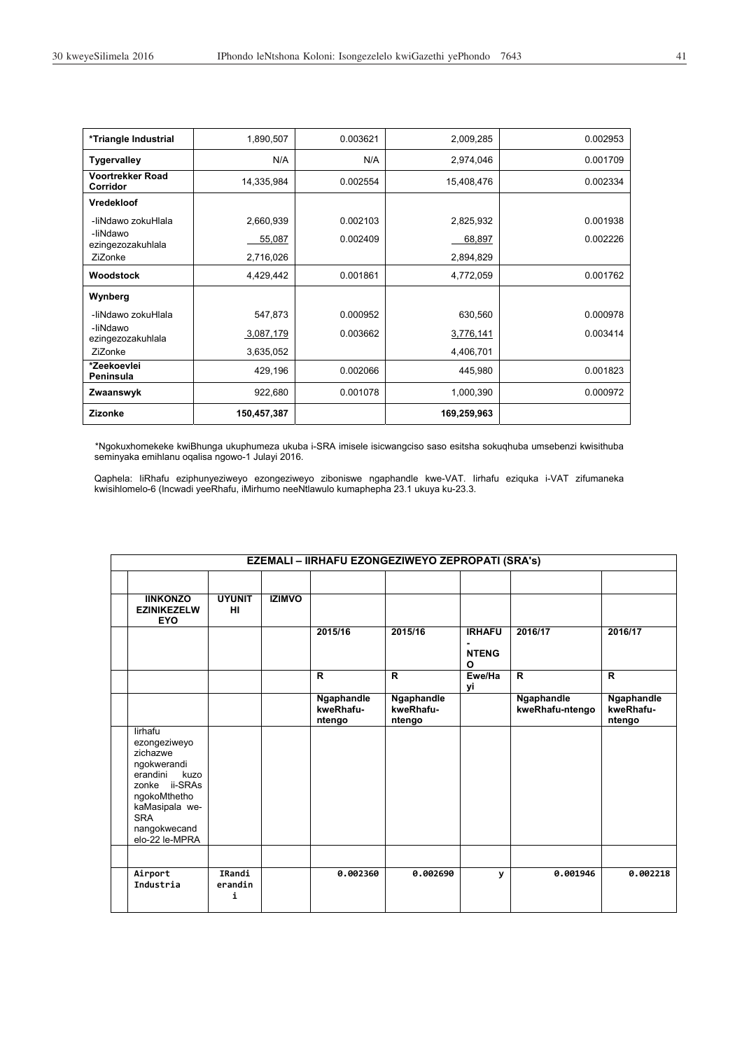| *Triangle Industrial | 1,890,507 | 0.003621 | 2,009,285 | 0.002953 |
|---|---|---|---|---|
| **Tygervalley** | N/A | N/A | 2,974,046 | 0.001709 |
| **Voortrekker Road Corridor** | 14,335,984 | 0.002554 | 15,408,476 | 0.002334 |
| **Vredekloof** | | | | |
| -liNdawo zokuHlala | 2,660,939 | 0.002103 | 2,825,932 | 0.001938 |
| -liNdawo ezingezozakuhlala | 55,087 | 0.002409 | 68,897 | 0.002226 |
| ZiZonke | 2,716,026 | | 2,894,829 | |
| **Woodstock** | 4,429,442 | 0.001861 | 4,772,059 | 0.001762 |
| **Wynberg** | | | | |
| -liNdawo zokuHlala | 547,873 | 0.000952 | 630,560 | 0.000978 |
| -liNdawo ezingezozakuhlala | 3,087,179 | 0.003662 | 3,776,141 | 0.003414 |
| ZiZonke | 3,635,052 | | 4,406,701 | |
| ***Zeekoevlei Peninsula** | 429,196 | 0.002066 | 445,980 | 0.001823 |
| **Zwaanswyk** | 922,680 | 0.001078 | 1,000,390 | 0.000972 |
| **Zizonke** | **150,457,387** | | **169,259,963** | |

*Ngokuxhomekeke kwiBhunga ukuphumeza ukuba i-SRA imisele isicwangciso saso esitsha sokuqhuba umsebenzi kwisithuba seminyaka emihlanu oqalisa ngowe-1 Julayi 2016.

Qaphela: IiRhafu eziphunyeziweyo ezongeziweyo ziboniswe ngaphandle kwe-VAT. Iirhafu eziquka i-VAT zifumaneka kwisihlomelo-6 (Incwadi yeeRhafu, iMirhumo neeNtlawulo kumaphepha 23.1 ukuya ku-23.3.

| **EZEMALI – IIRHAFU EZONGEZIWEYO ZEPROPATI (SRA's)** | | | | | | | | |
|---|---|---|---|---|---|---|---|---|
| | | | | | | | | |
| | **IINKONZO EZINIKEZELWEYO** | **UYUNITHI** | **IZIMVO** | | | | | |
| | | | | **2015/16** | **2015/16** | **IRHAFU-NTENGO** | **2016/17** | **2016/17** |
| | | | | **R** | **R** | **Ewe/Hayi** | **R** | **R** |
| | | | | **Ngaphandle kweRhafu-ntengo** | **Ngaphandle kweRhafu-ntengo** | | **Ngaphandle kweRhafu-ntengo** | **Ngaphandle kweRhafu-ntengo** |
| | Iirhafu ezongeziweyo zichazwe ngokwerandi erandini kuzo zonke ii-SRAs ngokoMthetho kaMasipala we-SRA nangokwecandelo-22 le-MPRA | | | | | | | |
| | | | | | | | | |
| | Airport Industria | IRandi erandini | | 0.002360 | 0.002690 | y | 0.001946 | 0.002218 |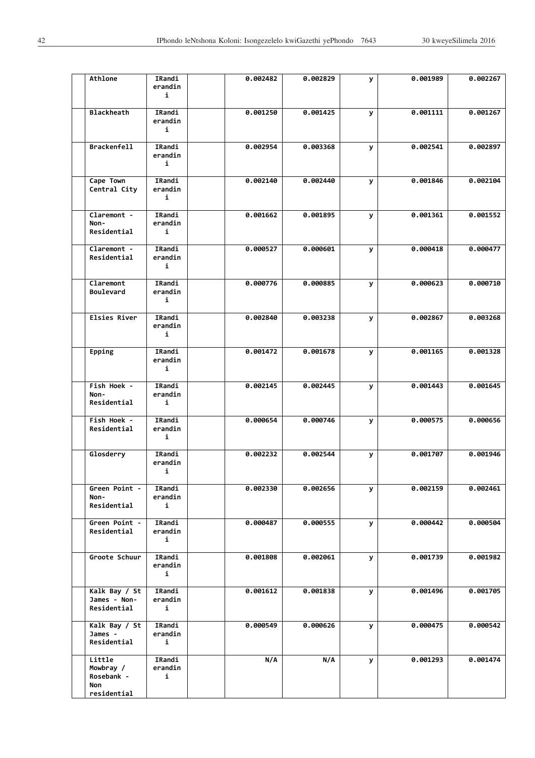| | | | | | | | | |
|---|---|---|---|---|---|---|---|---|
| | Athlone | IRandi erandini | | 0.002482 | 0.002829 | y | 0.001989 | 0.002267 |
| | Blackheath | IRandi erandini | | 0.001250 | 0.001425 | y | 0.001111 | 0.001267 |
| | Brackenfell | IRandi erandini | | 0.002954 | 0.003368 | y | 0.002541 | 0.002897 |
| | Cape Town Central City | IRandi erandini | | 0.002140 | 0.002440 | y | 0.001846 | 0.002104 |
| | Claremont - Non-Residential | IRandi erandini | | 0.001662 | 0.001895 | y | 0.001361 | 0.001552 |
| | Claremont - Residential | IRandi erandini | | 0.000527 | 0.000601 | y | 0.000418 | 0.000477 |
| | Claremont Boulevard | IRandi erandini | | 0.000776 | 0.000885 | y | 0.000623 | 0.000710 |
| | Elsies River | IRandi erandini | | 0.002840 | 0.003238 | y | 0.002867 | 0.003268 |
| | Epping | IRandi erandini | | 0.001472 | 0.001678 | y | 0.001165 | 0.001328 |
| | Fish Hoek - Non-Residential | IRandi erandini | | 0.002145 | 0.002445 | y | 0.001443 | 0.001645 |
| | Fish Hoek - Residential | IRandi erandini | | 0.000654 | 0.000746 | y | 0.000575 | 0.000656 |
| | Glosderry | IRandi erandini | | 0.002232 | 0.002544 | y | 0.001707 | 0.001946 |
| | Green Point - Non-Residential | IRandi erandini | | 0.002330 | 0.002656 | y | 0.002159 | 0.002461 |
| | Green Point - Residential | IRandi erandini | | 0.000487 | 0.000555 | y | 0.000442 | 0.000504 |
| | Groote Schuur | IRandi erandini | | 0.001808 | 0.002061 | y | 0.001739 | 0.001982 |
| | Kalk Bay / St James - Non-Residential | IRandi erandini | | 0.001612 | 0.001838 | y | 0.001496 | 0.001705 |
| | Kalk Bay / St James - Residential | IRandi erandini | | 0.000549 | 0.000626 | y | 0.000475 | 0.000542 |
| | Little Mowbray / Rosebank - Non residential | IRandi erandini | | N/A | N/A | y | 0.001293 | 0.001474 |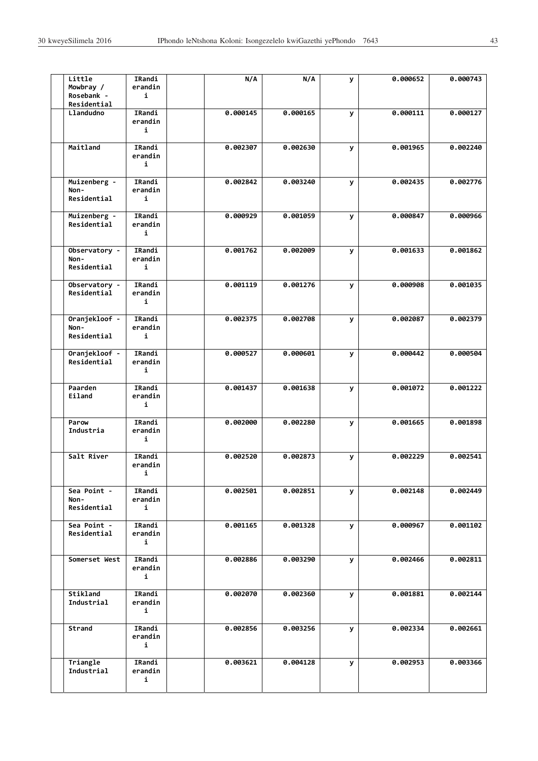| | | | | | | | |
|---|---|---|---|---|---|---|---|
| | Little Mowbray / Rosebank - Residential | IRandi erandini | | N/A | N/A | y | 0.000652 | 0.000743 |
| | Llandudno | IRandi erandini | | 0.000145 | 0.000165 | y | 0.000111 | 0.000127 |
| | Maitland | IRandi erandini | | 0.002307 | 0.002630 | y | 0.001965 | 0.002240 |
| | Muizenberg - Non-Residential | IRandi erandini | | 0.002842 | 0.003240 | y | 0.002435 | 0.002776 |
| | Muizenberg - Residential | IRandi erandini | | 0.000929 | 0.001059 | y | 0.000847 | 0.000966 |
| | Observatory - Non-Residential | IRandi erandini | | 0.001762 | 0.002009 | y | 0.001633 | 0.001862 |
| | Observatory - Residential | IRandi erandini | | 0.001119 | 0.001276 | y | 0.000908 | 0.001035 |
| | Oranjekloof - Non-Residential | IRandi erandini | | 0.002375 | 0.002708 | y | 0.002087 | 0.002379 |
| | Oranjekloof - Residential | IRandi erandini | | 0.000527 | 0.000601 | y | 0.000442 | 0.000504 |
| | Paarden Eiland | IRandi erandini | | 0.001437 | 0.001638 | y | 0.001072 | 0.001222 |
| | Parow Industria | IRandi erandini | | 0.002000 | 0.002280 | y | 0.001665 | 0.001898 |
| | Salt River | IRandi erandini | | 0.002520 | 0.002873 | y | 0.002229 | 0.002541 |
| | Sea Point - Non-Residential | IRandi erandini | | 0.002501 | 0.002851 | y | 0.002148 | 0.002449 |
| | Sea Point - Residential | IRandi erandini | | 0.001165 | 0.001328 | y | 0.000967 | 0.001102 |
| | Somerset West | IRandi erandini | | 0.002886 | 0.003290 | y | 0.002466 | 0.002811 |
| | Stikland Industrial | IRandi erandini | | 0.002070 | 0.002360 | y | 0.001881 | 0.002144 |
| | Strand | IRandi erandini | | 0.002856 | 0.003256 | y | 0.002334 | 0.002661 |
| | Triangle Industrial | IRandi erandini | | 0.003621 | 0.004128 | y | 0.002953 | 0.003366 |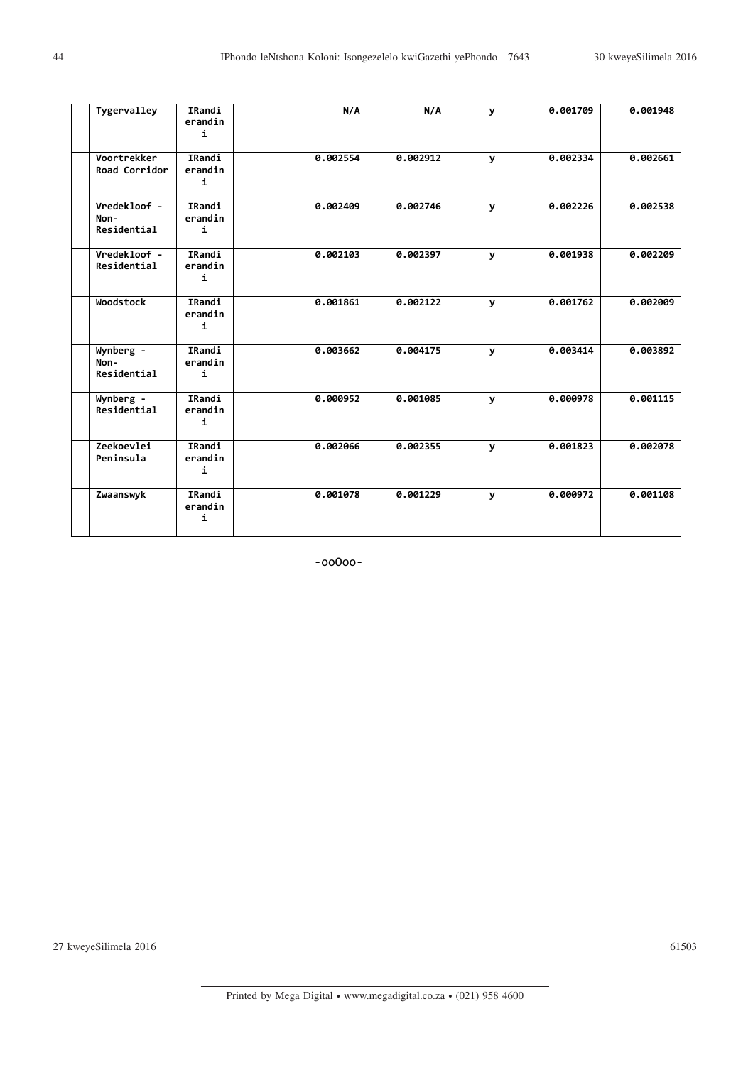| | | | | | | | | |
|---|---|---|---|---|---|---|---|---|
| | Tygervalley | IRandi erandini | | N/A | N/A | y | 0.001709 | 0.001948 |
| | Voortrekker Road Corridor | IRandi erandini | | 0.002554 | 0.002912 | y | 0.002334 | 0.002661 |
| | Vredekloof - Non-Residential | IRandi erandini | | 0.002409 | 0.002746 | y | 0.002226 | 0.002538 |
| | Vredekloof - Residential | IRandi erandini | | 0.002103 | 0.002397 | y | 0.001938 | 0.002209 |
| | Woodstock | IRandi erandini | | 0.001861 | 0.002122 | y | 0.001762 | 0.002009 |
| | Wynberg - Non-Residential | IRandi erandini | | 0.003662 | 0.004175 | y | 0.003414 | 0.003892 |
| | Wynberg - Residential | IRandi erandini | | 0.000952 | 0.001085 | y | 0.000978 | 0.001115 |
| | Zeekoevlei Peninsula | IRandi erandini | | 0.002066 | 0.002355 | y | 0.001823 | 0.002078 |
| | Zwaanswyk | IRandi erandini | | 0.001078 | 0.001229 | y | 0.000972 | 0.001108 |

-ooOoo-